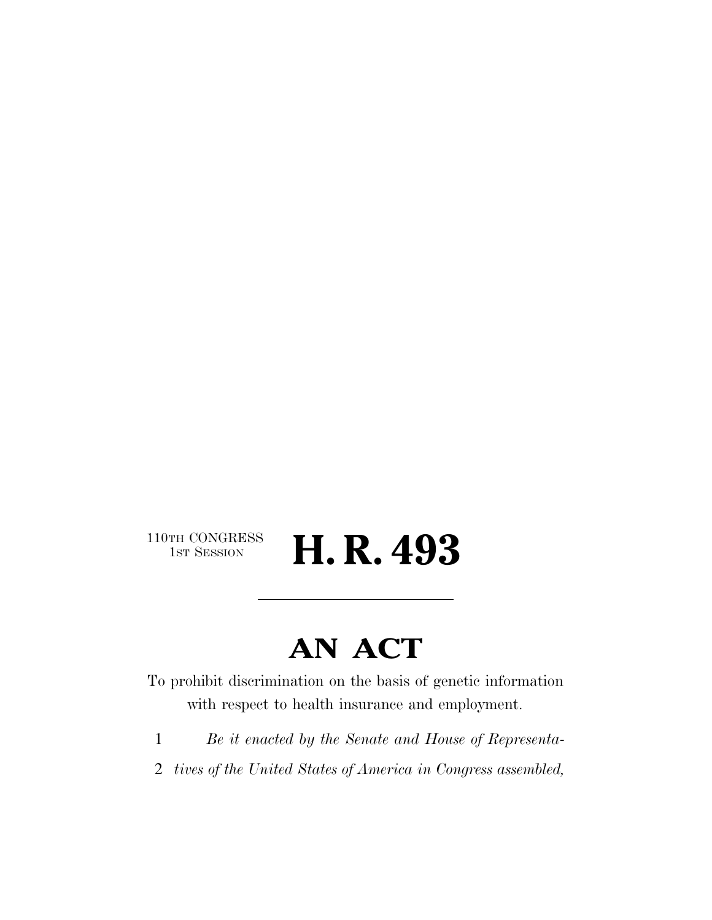110TH CONGRESS
1ST SESSION

# H. R. 493

# AN ACT

To prohibit discrimination on the basis of genetic information with respect to health insurance and employment.

1 *Be it enacted by the Senate and House of Representa-*
2 *tives of the United States of America in Congress assembled,*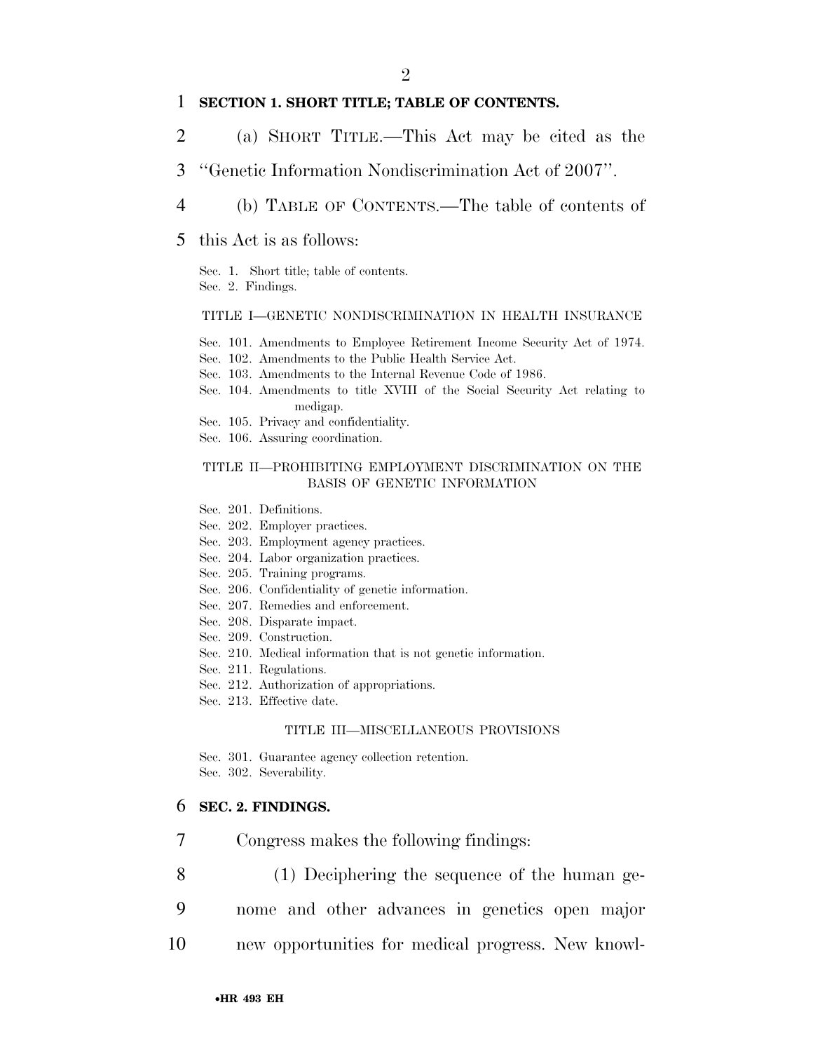**SECTION 1. SHORT TITLE; TABLE OF CONTENTS.**

(a) SHORT TITLE.—This Act may be cited as the "Genetic Information Nondiscrimination Act of 2007".

(b) TABLE OF CONTENTS.—The table of contents of this Act is as follows:

Sec. 1. Short title; table of contents.
Sec. 2. Findings.

TITLE I—GENETIC NONDISCRIMINATION IN HEALTH INSURANCE

Sec. 101. Amendments to Employee Retirement Income Security Act of 1974.
Sec. 102. Amendments to the Public Health Service Act.
Sec. 103. Amendments to the Internal Revenue Code of 1986.
Sec. 104. Amendments to title XVIII of the Social Security Act relating to medigap.
Sec. 105. Privacy and confidentiality.
Sec. 106. Assuring coordination.

TITLE II—PROHIBITING EMPLOYMENT DISCRIMINATION ON THE BASIS OF GENETIC INFORMATION

Sec. 201. Definitions.
Sec. 202. Employer practices.
Sec. 203. Employment agency practices.
Sec. 204. Labor organization practices.
Sec. 205. Training programs.
Sec. 206. Confidentiality of genetic information.
Sec. 207. Remedies and enforcement.
Sec. 208. Disparate impact.
Sec. 209. Construction.
Sec. 210. Medical information that is not genetic information.
Sec. 211. Regulations.
Sec. 212. Authorization of appropriations.
Sec. 213. Effective date.

TITLE III—MISCELLANEOUS PROVISIONS

Sec. 301. Guarantee agency collection retention.
Sec. 302. Severability.

**SEC. 2. FINDINGS.**

Congress makes the following findings:

(1) Deciphering the sequence of the human genome and other advances in genetics open major new opportunities for medical progress. New knowl-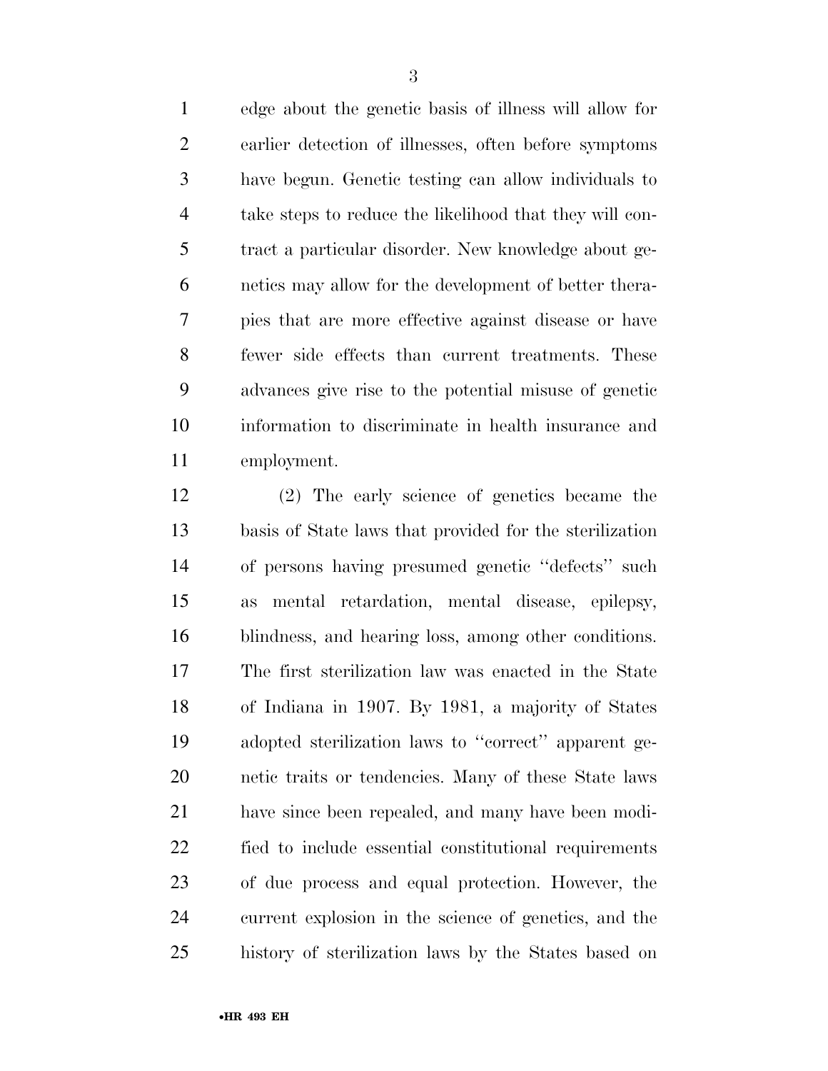edge about the genetic basis of illness will allow for earlier detection of illnesses, often before symptoms have begun. Genetic testing can allow individuals to take steps to reduce the likelihood that they will contract a particular disorder. New knowledge about genetics may allow for the development of better therapies that are more effective against disease or have fewer side effects than current treatments. These advances give rise to the potential misuse of genetic information to discriminate in health insurance and employment.

(2) The early science of genetics became the basis of State laws that provided for the sterilization of persons having presumed genetic ''defects'' such as mental retardation, mental disease, epilepsy, blindness, and hearing loss, among other conditions. The first sterilization law was enacted in the State of Indiana in 1907. By 1981, a majority of States adopted sterilization laws to ''correct'' apparent genetic traits or tendencies. Many of these State laws have since been repealed, and many have been modified to include essential constitutional requirements of due process and equal protection. However, the current explosion in the science of genetics, and the history of sterilization laws by the States based on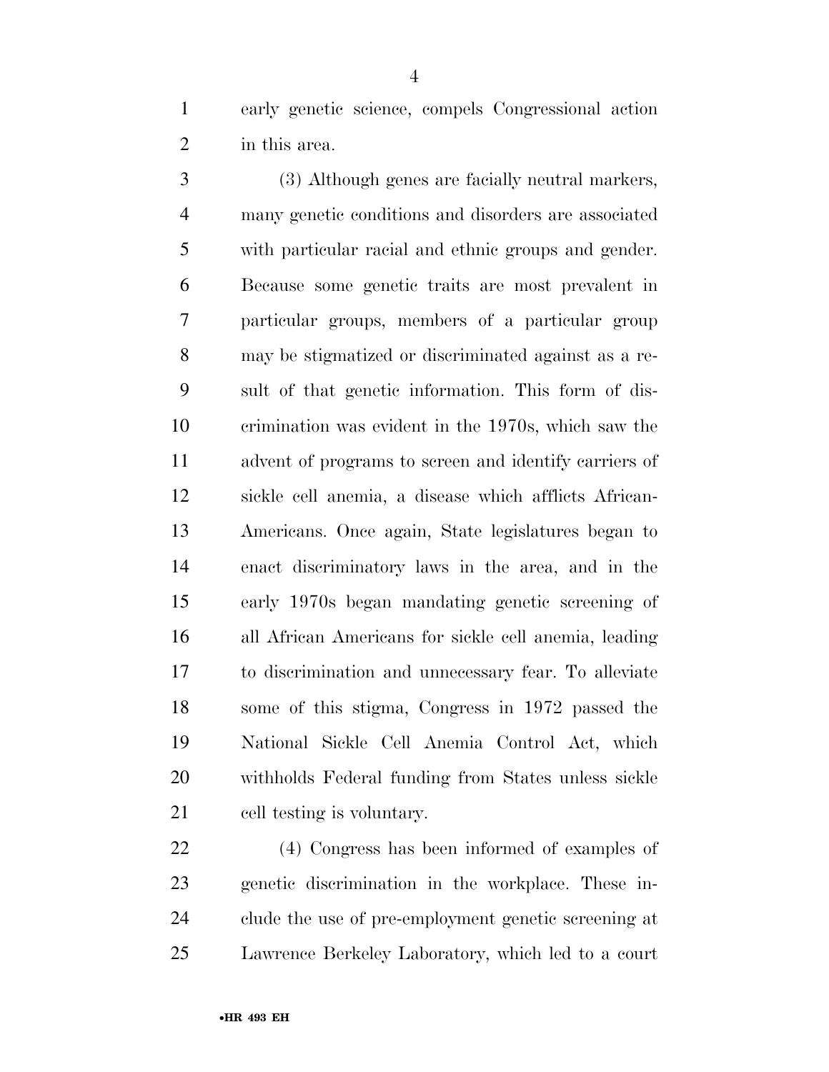early genetic science, compels Congressional action in this area.

(3) Although genes are facially neutral markers, many genetic conditions and disorders are associated with particular racial and ethnic groups and gender. Because some genetic traits are most prevalent in particular groups, members of a particular group may be stigmatized or discriminated against as a result of that genetic information. This form of discrimination was evident in the 1970s, which saw the advent of programs to screen and identify carriers of sickle cell anemia, a disease which afflicts African-Americans. Once again, State legislatures began to enact discriminatory laws in the area, and in the early 1970s began mandating genetic screening of all African Americans for sickle cell anemia, leading to discrimination and unnecessary fear. To alleviate some of this stigma, Congress in 1972 passed the National Sickle Cell Anemia Control Act, which withholds Federal funding from States unless sickle cell testing is voluntary.

(4) Congress has been informed of examples of genetic discrimination in the workplace. These include the use of pre-employment genetic screening at Lawrence Berkeley Laboratory, which led to a court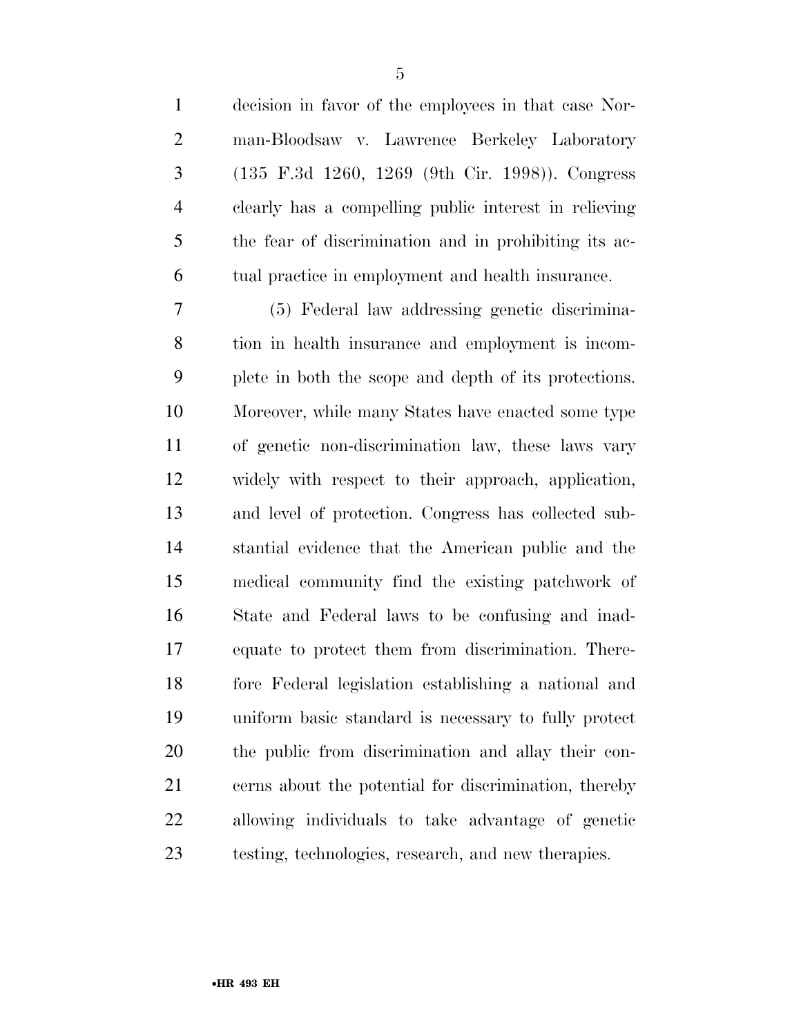decision in favor of the employees in that case Norman-Bloodsaw v. Lawrence Berkeley Laboratory (135 F.3d 1260, 1269 (9th Cir. 1998)). Congress clearly has a compelling public interest in relieving the fear of discrimination and in prohibiting its actual practice in employment and health insurance.

(5) Federal law addressing genetic discrimination in health insurance and employment is incomplete in both the scope and depth of its protections. Moreover, while many States have enacted some type of genetic non-discrimination law, these laws vary widely with respect to their approach, application, and level of protection. Congress has collected substantial evidence that the American public and the medical community find the existing patchwork of State and Federal laws to be confusing and inadequate to protect them from discrimination. Therefore Federal legislation establishing a national and uniform basic standard is necessary to fully protect the public from discrimination and allay their concerns about the potential for discrimination, thereby allowing individuals to take advantage of genetic testing, technologies, research, and new therapies.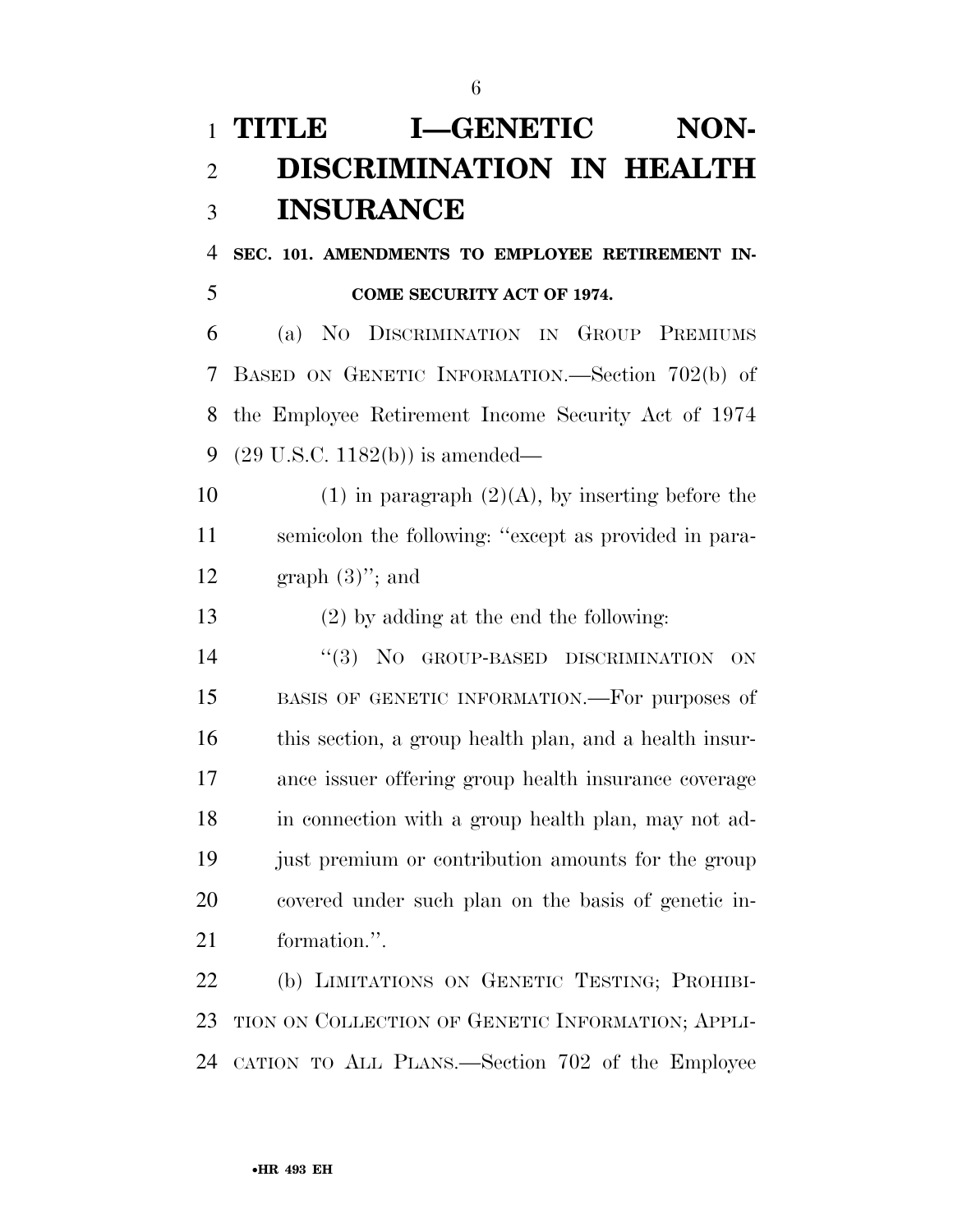# TITLE I—GENETIC NONDISCRIMINATION IN HEALTH INSURANCE

**SEC. 101. AMENDMENTS TO EMPLOYEE RETIREMENT INCOME SECURITY ACT OF 1974.**

(a) NO DISCRIMINATION IN GROUP PREMIUMS BASED ON GENETIC INFORMATION.—Section 702(b) of the Employee Retirement Income Security Act of 1974 (29 U.S.C. 1182(b)) is amended—

(1) in paragraph (2)(A), by inserting before the semicolon the following: ''except as provided in paragraph (3)''; and

(2) by adding at the end the following:

''(3) NO GROUP-BASED DISCRIMINATION ON BASIS OF GENETIC INFORMATION.—For purposes of this section, a group health plan, and a health insurance issuer offering group health insurance coverage in connection with a group health plan, may not adjust premium or contribution amounts for the group covered under such plan on the basis of genetic information.''.

(b) LIMITATIONS ON GENETIC TESTING; PROHIBITION ON COLLECTION OF GENETIC INFORMATION; APPLICATION TO ALL PLANS.—Section 702 of the Employee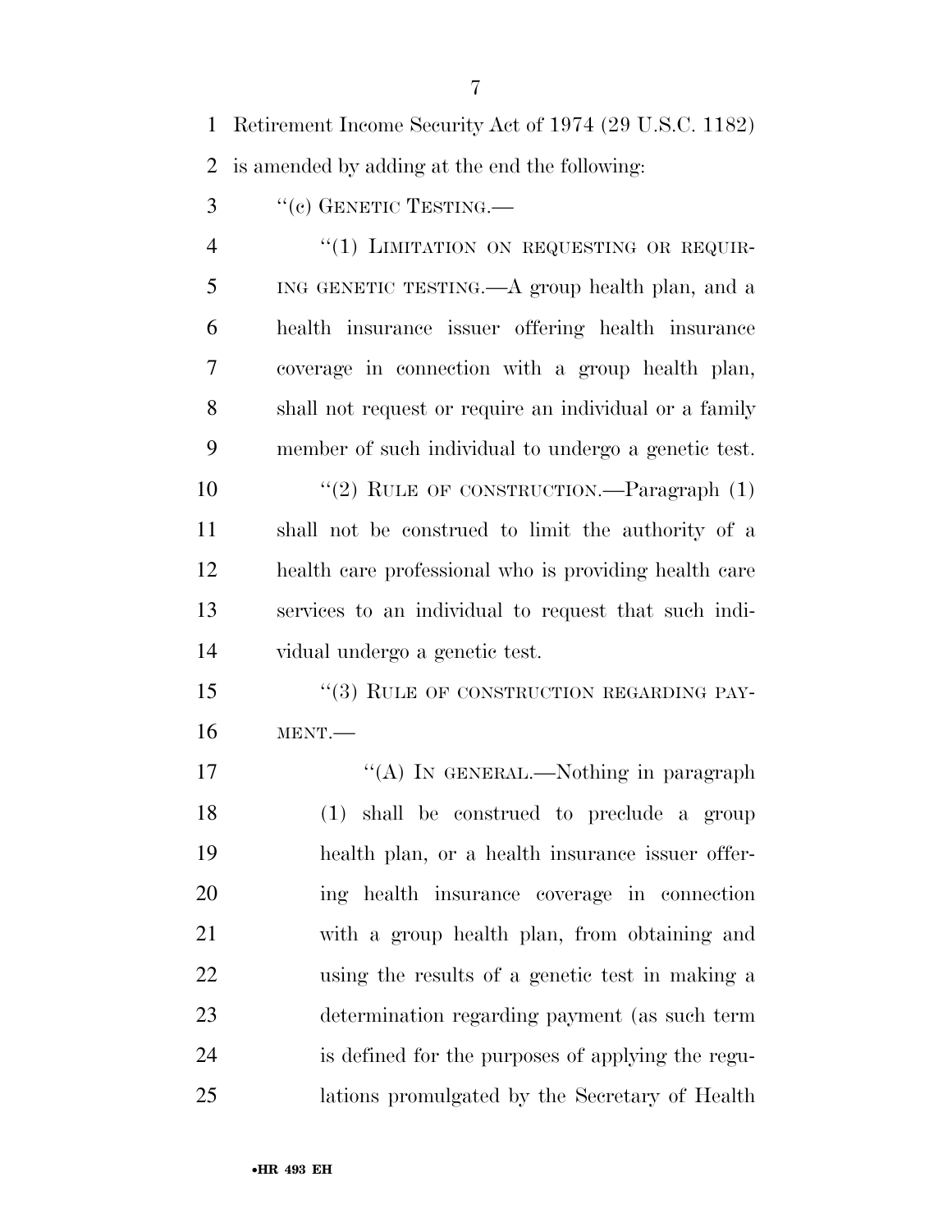Retirement Income Security Act of 1974 (29 U.S.C. 1182) is amended by adding at the end the following:

"(c) GENETIC TESTING.—

"(1) LIMITATION ON REQUESTING OR REQUIRING GENETIC TESTING.—A group health plan, and a health insurance issuer offering health insurance coverage in connection with a group health plan, shall not request or require an individual or a family member of such individual to undergo a genetic test.

"(2) RULE OF CONSTRUCTION.—Paragraph (1) shall not be construed to limit the authority of a health care professional who is providing health care services to an individual to request that such individual undergo a genetic test.

"(3) RULE OF CONSTRUCTION REGARDING PAYMENT.—

"(A) IN GENERAL.—Nothing in paragraph (1) shall be construed to preclude a group health plan, or a health insurance issuer offering health insurance coverage in connection with a group health plan, from obtaining and using the results of a genetic test in making a determination regarding payment (as such term is defined for the purposes of applying the regulations promulgated by the Secretary of Health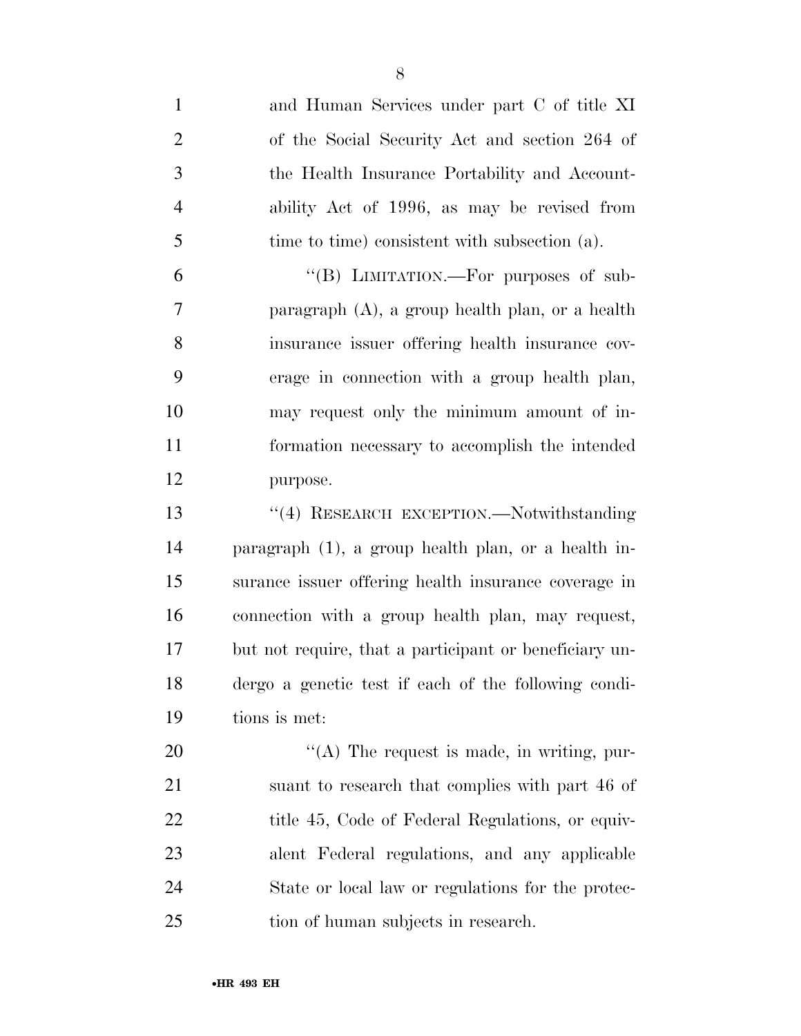and Human Services under part C of title XI of the Social Security Act and section 264 of the Health Insurance Portability and Accountability Act of 1996, as may be revised from time to time) consistent with subsection (a).

"(B) LIMITATION.—For purposes of subparagraph (A), a group health plan, or a health insurance issuer offering health insurance coverage in connection with a group health plan, may request only the minimum amount of information necessary to accomplish the intended purpose.

"(4) RESEARCH EXCEPTION.—Notwithstanding paragraph (1), a group health plan, or a health insurance issuer offering health insurance coverage in connection with a group health plan, may request, but not require, that a participant or beneficiary undergo a genetic test if each of the following conditions is met:

"(A) The request is made, in writing, pursuant to research that complies with part 46 of title 45, Code of Federal Regulations, or equivalent Federal regulations, and any applicable State or local law or regulations for the protection of human subjects in research.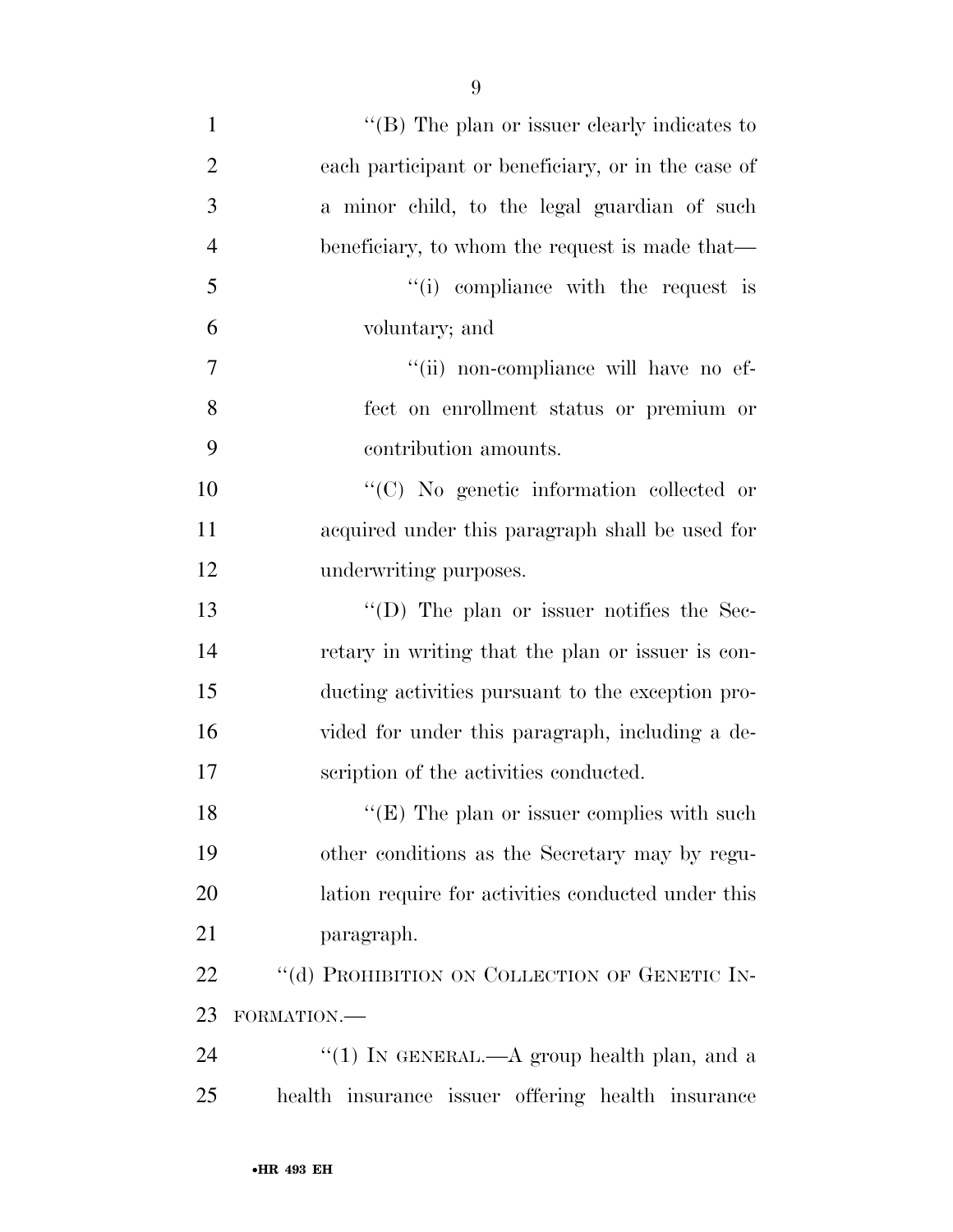"(B) The plan or issuer clearly indicates to each participant or beneficiary, or in the case of a minor child, to the legal guardian of such beneficiary, to whom the request is made that—

"(i) compliance with the request is voluntary; and

"(ii) non-compliance will have no effect on enrollment status or premium or contribution amounts.

"(C) No genetic information collected or acquired under this paragraph shall be used for underwriting purposes.

"(D) The plan or issuer notifies the Secretary in writing that the plan or issuer is conducting activities pursuant to the exception provided for under this paragraph, including a description of the activities conducted.

"(E) The plan or issuer complies with such other conditions as the Secretary may by regulation require for activities conducted under this paragraph.

"(d) PROHIBITION ON COLLECTION OF GENETIC INFORMATION.—

"(1) IN GENERAL.—A group health plan, and a health insurance issuer offering health insurance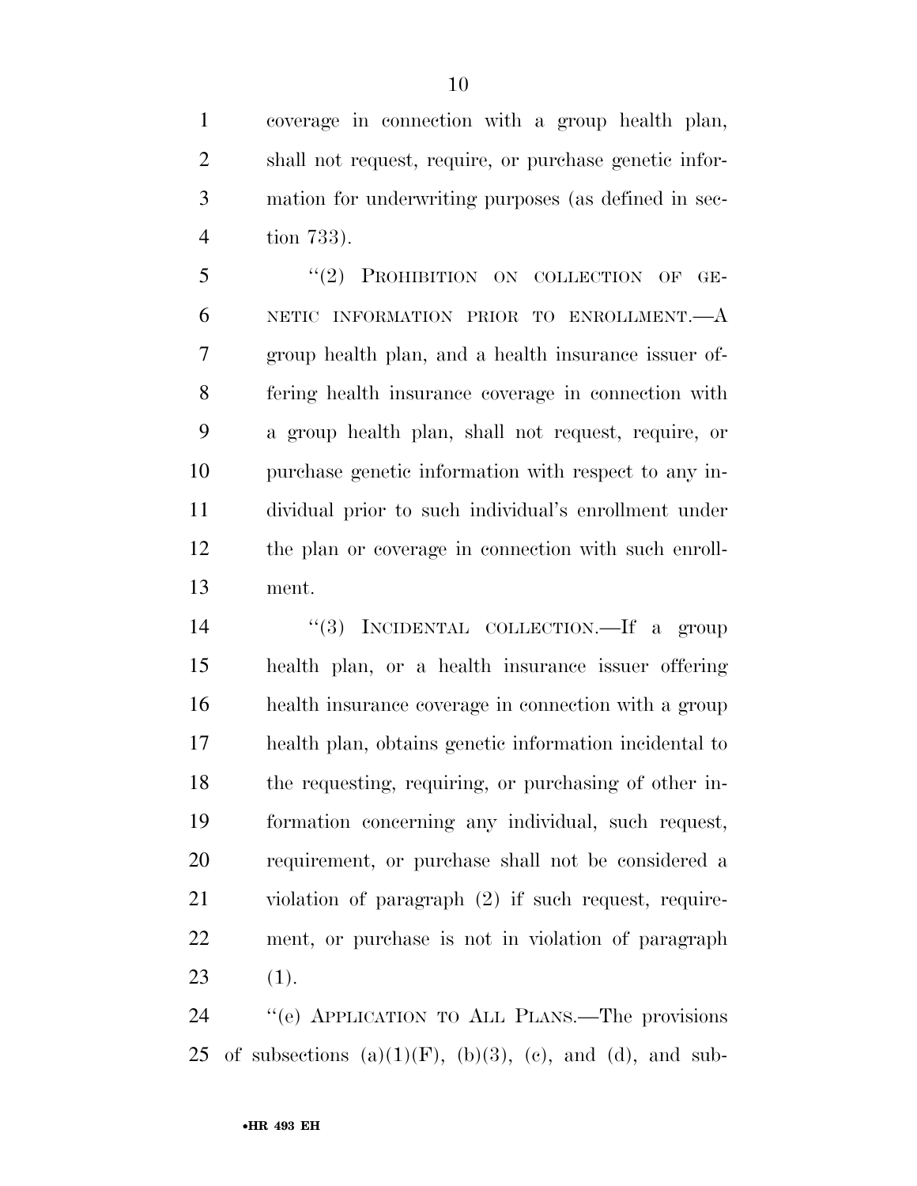coverage in connection with a group health plan, shall not request, require, or purchase genetic information for underwriting purposes (as defined in section 733).

"(2) PROHIBITION ON COLLECTION OF GENETIC INFORMATION PRIOR TO ENROLLMENT.—A group health plan, and a health insurance issuer offering health insurance coverage in connection with a group health plan, shall not request, require, or purchase genetic information with respect to any individual prior to such individual's enrollment under the plan or coverage in connection with such enrollment.

"(3) INCIDENTAL COLLECTION.—If a group health plan, or a health insurance issuer offering health insurance coverage in connection with a group health plan, obtains genetic information incidental to the requesting, requiring, or purchasing of other information concerning any individual, such request, requirement, or purchase shall not be considered a violation of paragraph (2) if such request, requirement, or purchase is not in violation of paragraph (1).

"(e) APPLICATION TO ALL PLANS.—The provisions of subsections (a)(1)(F), (b)(3), (c), and (d), and sub-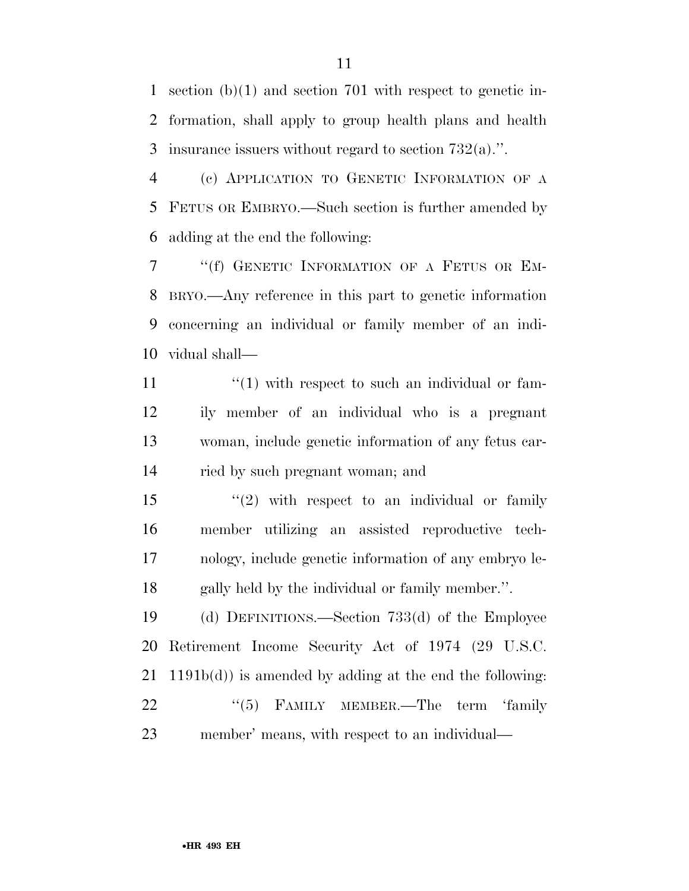section (b)(1) and section 701 with respect to genetic information, shall apply to group health plans and health insurance issuers without regard to section 732(a).''.

(c) APPLICATION TO GENETIC INFORMATION OF A FETUS OR EMBRYO.—Such section is further amended by adding at the end the following:

''(f) GENETIC INFORMATION OF A FETUS OR EMBRYO.—Any reference in this part to genetic information concerning an individual or family member of an individual shall—

''(1) with respect to such an individual or family member of an individual who is a pregnant woman, include genetic information of any fetus carried by such pregnant woman; and

''(2) with respect to an individual or family member utilizing an assisted reproductive technology, include genetic information of any embryo legally held by the individual or family member.''.

(d) DEFINITIONS.—Section 733(d) of the Employee Retirement Income Security Act of 1974 (29 U.S.C. 1191b(d)) is amended by adding at the end the following:

''(5) FAMILY MEMBER.—The term 'family member' means, with respect to an individual—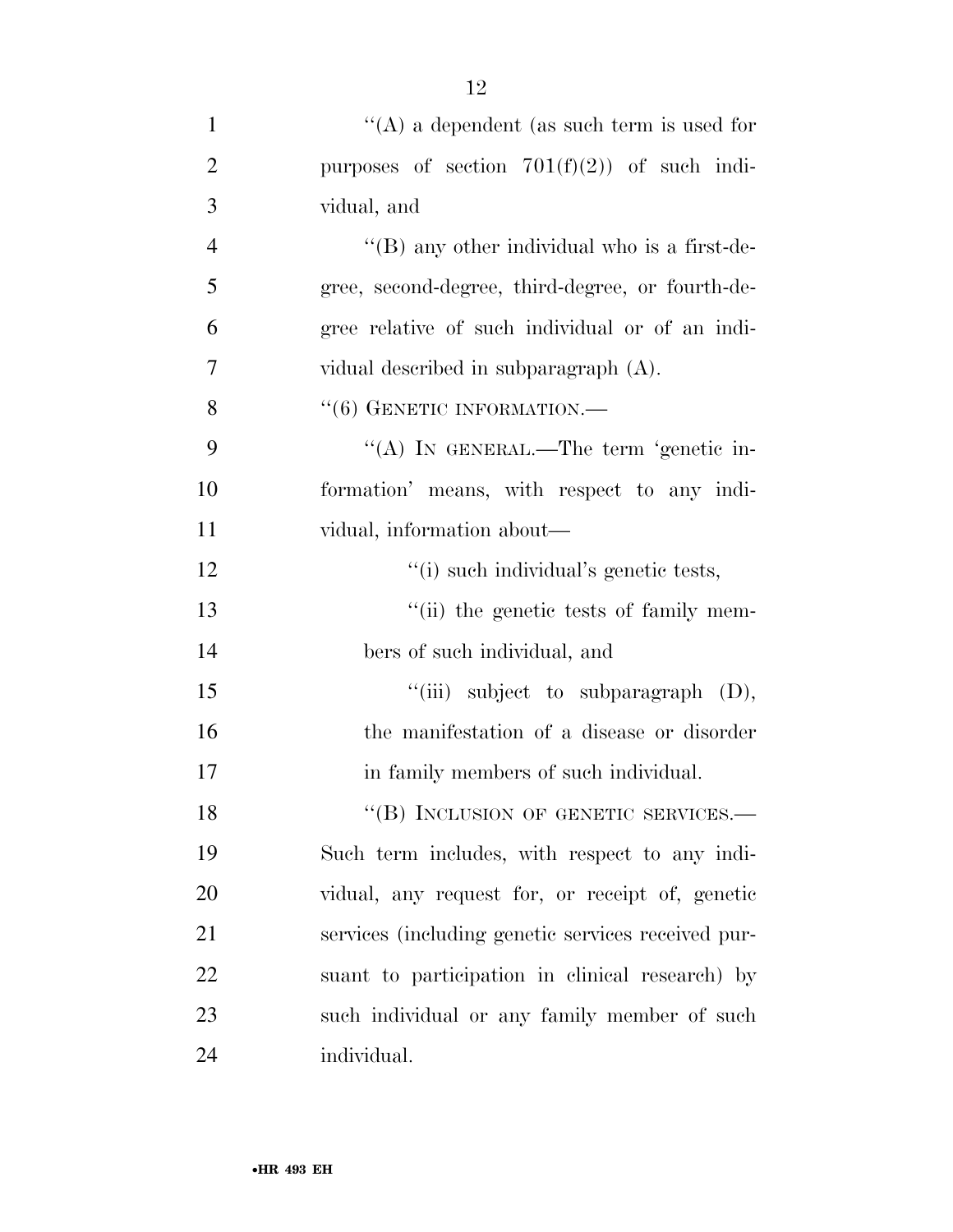''(A) a dependent (as such term is used for purposes of section 701(f)(2)) of such individual, and

''(B) any other individual who is a first-degree, second-degree, third-degree, or fourth-degree relative of such individual or of an individual described in subparagraph (A).

''(6) GENETIC INFORMATION.—

''(A) IN GENERAL.—The term 'genetic information' means, with respect to any individual, information about—

''(i) such individual's genetic tests,

''(ii) the genetic tests of family members of such individual, and

''(iii) subject to subparagraph (D), the manifestation of a disease or disorder in family members of such individual.

''(B) INCLUSION OF GENETIC SERVICES.— Such term includes, with respect to any individual, any request for, or receipt of, genetic services (including genetic services received pursuant to participation in clinical research) by such individual or any family member of such individual.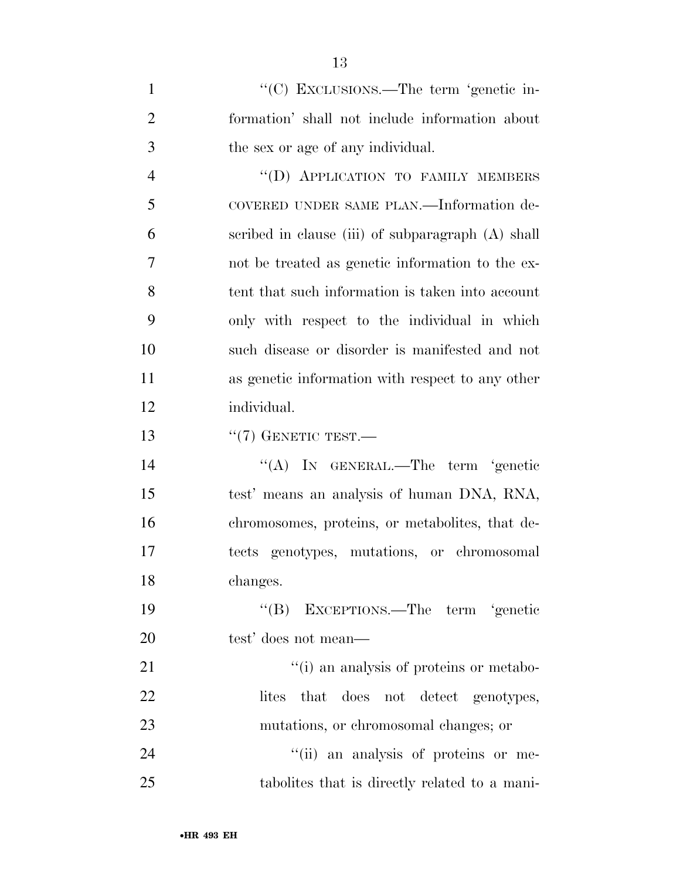"(C) EXCLUSIONS.—The term 'genetic information' shall not include information about the sex or age of any individual.

"(D) APPLICATION TO FAMILY MEMBERS COVERED UNDER SAME PLAN.—Information described in clause (iii) of subparagraph (A) shall not be treated as genetic information to the extent that such information is taken into account only with respect to the individual in which such disease or disorder is manifested and not as genetic information with respect to any other individual.

"(7) GENETIC TEST.—

"(A) IN GENERAL.—The term 'genetic test' means an analysis of human DNA, RNA, chromosomes, proteins, or metabolites, that detects genotypes, mutations, or chromosomal changes.

"(B) EXCEPTIONS.—The term 'genetic test' does not mean—

"(i) an analysis of proteins or metabolites that does not detect genotypes, mutations, or chromosomal changes; or

"(ii) an analysis of proteins or metabolites that is directly related to a mani-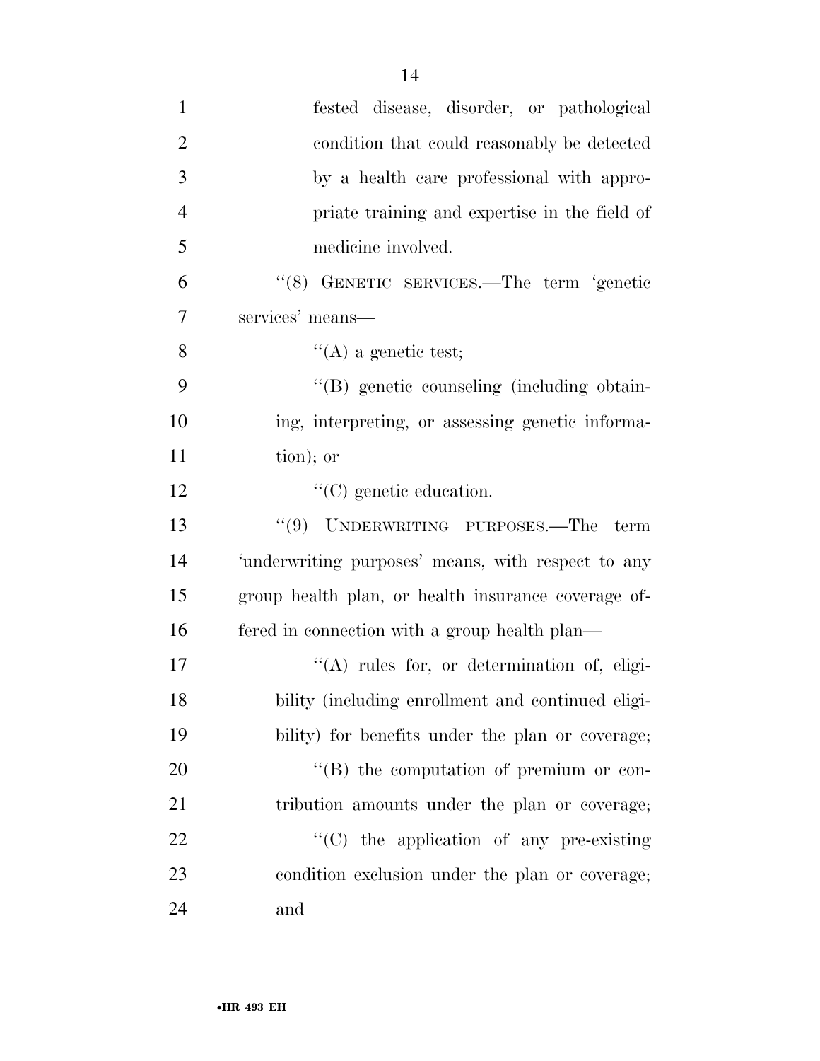fested disease, disorder, or pathological condition that could reasonably be detected by a health care professional with appropriate training and expertise in the field of medicine involved.

"(8) GENETIC SERVICES.—The term 'genetic services' means—

"(A) a genetic test;

"(B) genetic counseling (including obtaining, interpreting, or assessing genetic information); or

"(C) genetic education.

"(9) UNDERWRITING PURPOSES.—The term 'underwriting purposes' means, with respect to any group health plan, or health insurance coverage offered in connection with a group health plan—

"(A) rules for, or determination of, eligibility (including enrollment and continued eligibility) for benefits under the plan or coverage;

"(B) the computation of premium or contribution amounts under the plan or coverage;

"(C) the application of any pre-existing condition exclusion under the plan or coverage; and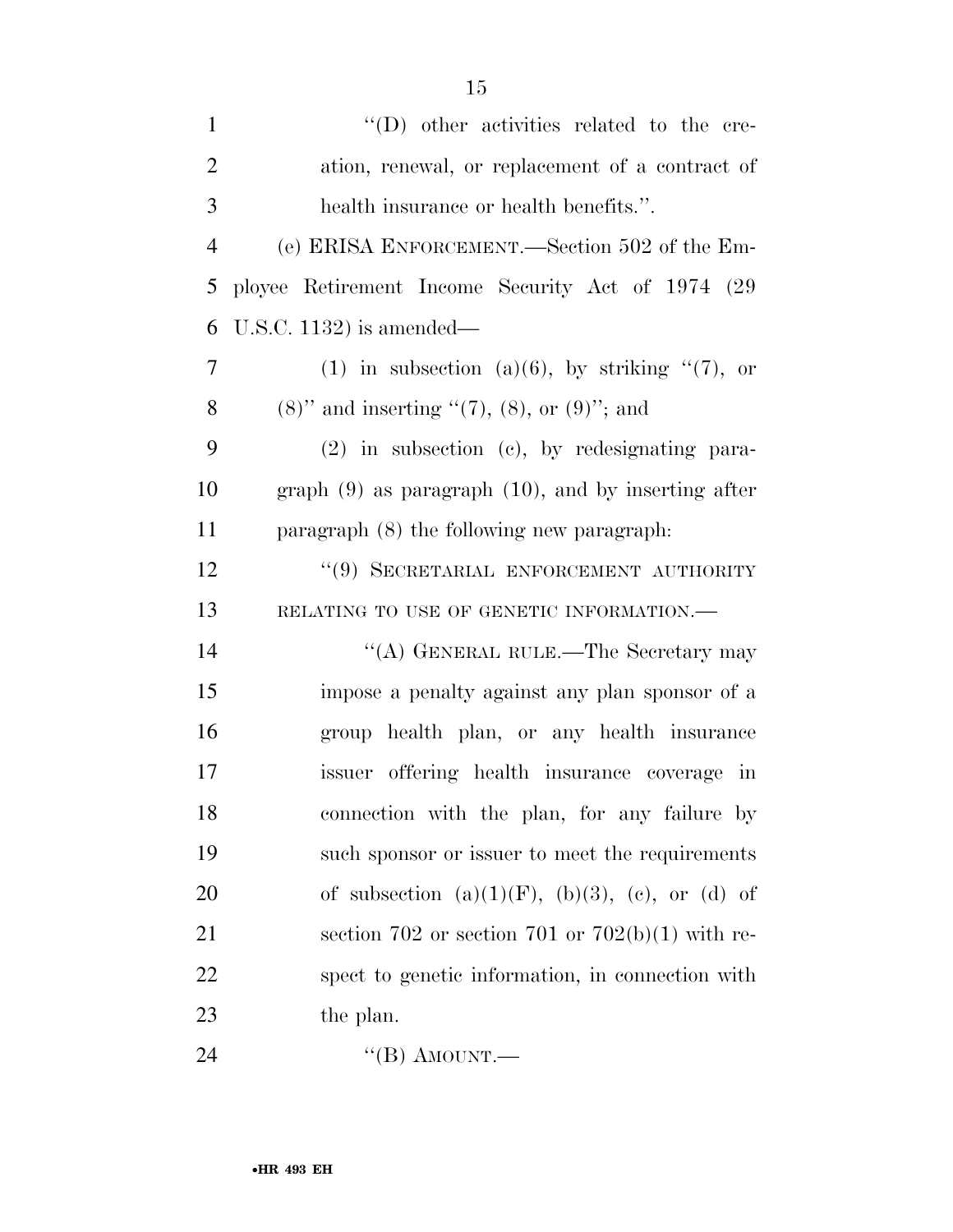"(D) other activities related to the creation, renewal, or replacement of a contract of health insurance or health benefits.".

(e) ERISA ENFORCEMENT.—Section 502 of the Employee Retirement Income Security Act of 1974 (29 U.S.C. 1132) is amended—

(1) in subsection (a)(6), by striking "(7), or (8)" and inserting "(7), (8), or (9)"; and

(2) in subsection (c), by redesignating paragraph (9) as paragraph (10), and by inserting after paragraph (8) the following new paragraph:

"(9) SECRETARIAL ENFORCEMENT AUTHORITY RELATING TO USE OF GENETIC INFORMATION.—

"(A) GENERAL RULE.—The Secretary may impose a penalty against any plan sponsor of a group health plan, or any health insurance issuer offering health insurance coverage in connection with the plan, for any failure by such sponsor or issuer to meet the requirements of subsection (a)(1)(F), (b)(3), (c), or (d) of section 702 or section 701 or 702(b)(1) with respect to genetic information, in connection with the plan.

"(B) AMOUNT.—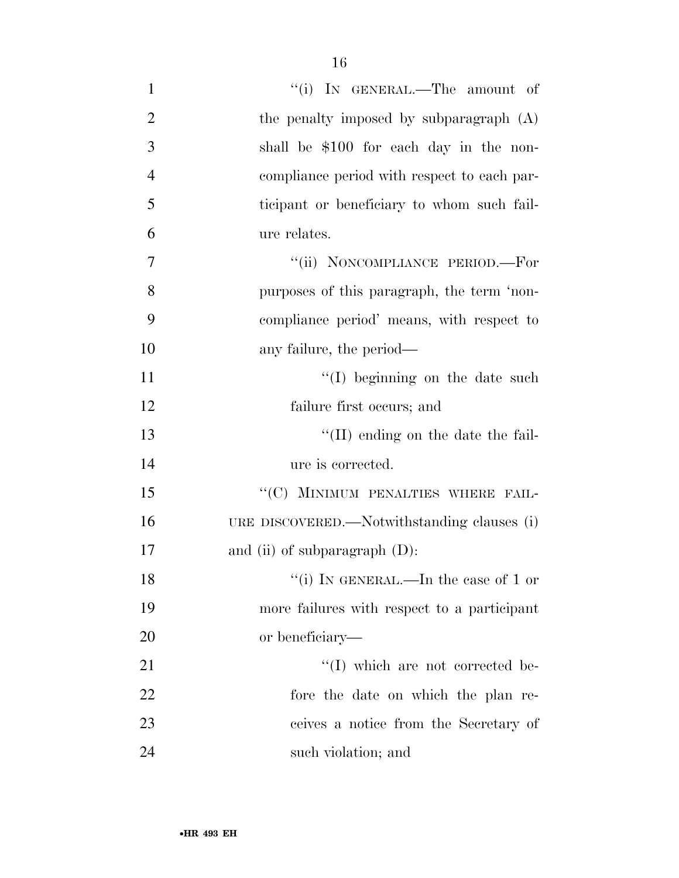"(i) IN GENERAL.—The amount of the penalty imposed by subparagraph (A) shall be $100 for each day in the noncompliance period with respect to each participant or beneficiary to whom such failure relates.

"(ii) NONCOMPLIANCE PERIOD.—For purposes of this paragraph, the term 'noncompliance period' means, with respect to any failure, the period—

"(I) beginning on the date such failure first occurs; and

"(II) ending on the date the failure is corrected.

"(C) MINIMUM PENALTIES WHERE FAILURE DISCOVERED.—Notwithstanding clauses (i) and (ii) of subparagraph (D):

"(i) IN GENERAL.—In the case of 1 or more failures with respect to a participant or beneficiary—

"(I) which are not corrected before the date on which the plan receives a notice from the Secretary of such violation; and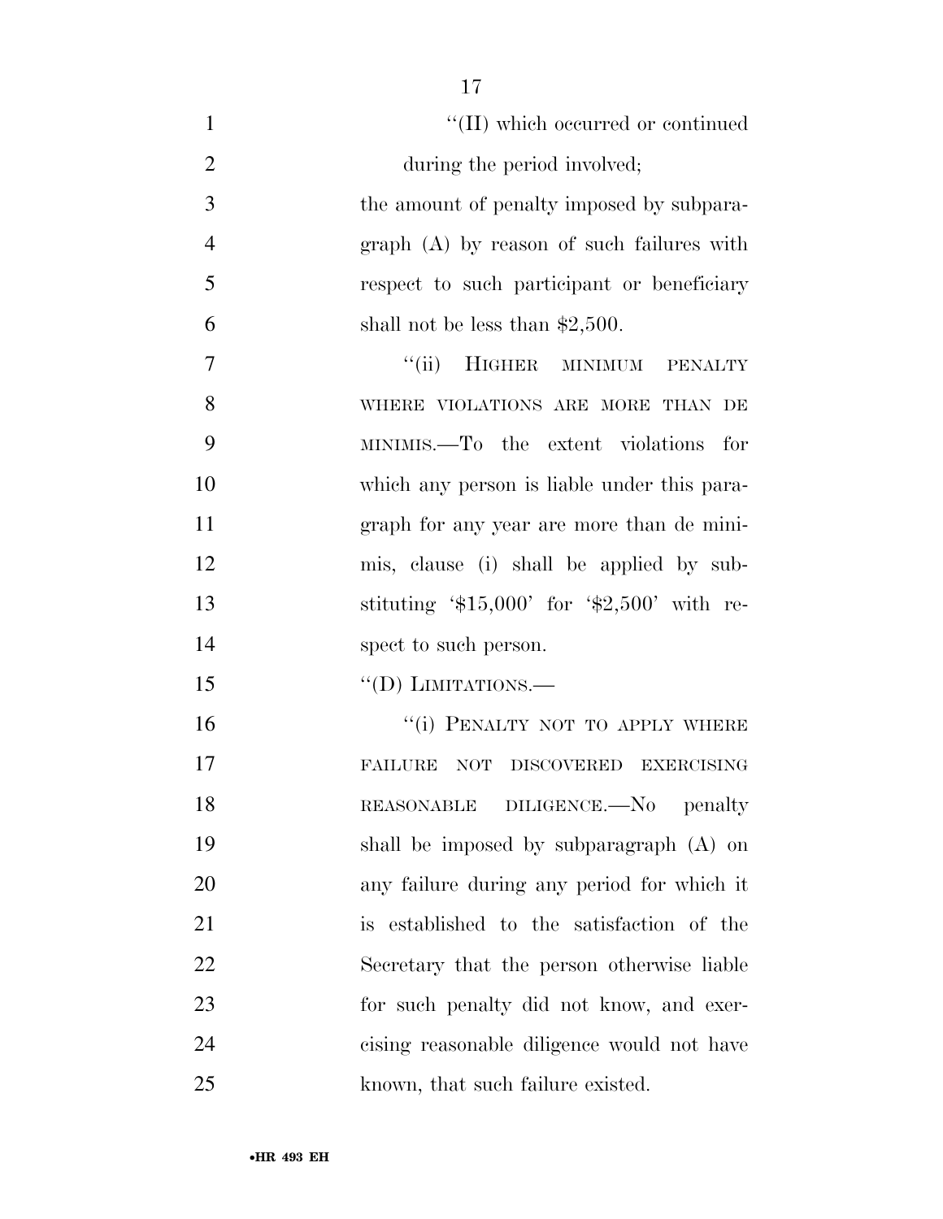"(II) which occurred or continued during the period involved;

the amount of penalty imposed by subparagraph (A) by reason of such failures with respect to such participant or beneficiary shall not be less than $2,500.

"(ii) HIGHER MINIMUM PENALTY WHERE VIOLATIONS ARE MORE THAN DE MINIMIS.—To the extent violations for which any person is liable under this paragraph for any year are more than de minimis, clause (i) shall be applied by substituting '$15,000' for '$2,500' with respect to such person.

"(D) LIMITATIONS.—

"(i) PENALTY NOT TO APPLY WHERE FAILURE NOT DISCOVERED EXERCISING REASONABLE DILIGENCE.—No penalty shall be imposed by subparagraph (A) on any failure during any period for which it is established to the satisfaction of the Secretary that the person otherwise liable for such penalty did not know, and exercising reasonable diligence would not have known, that such failure existed.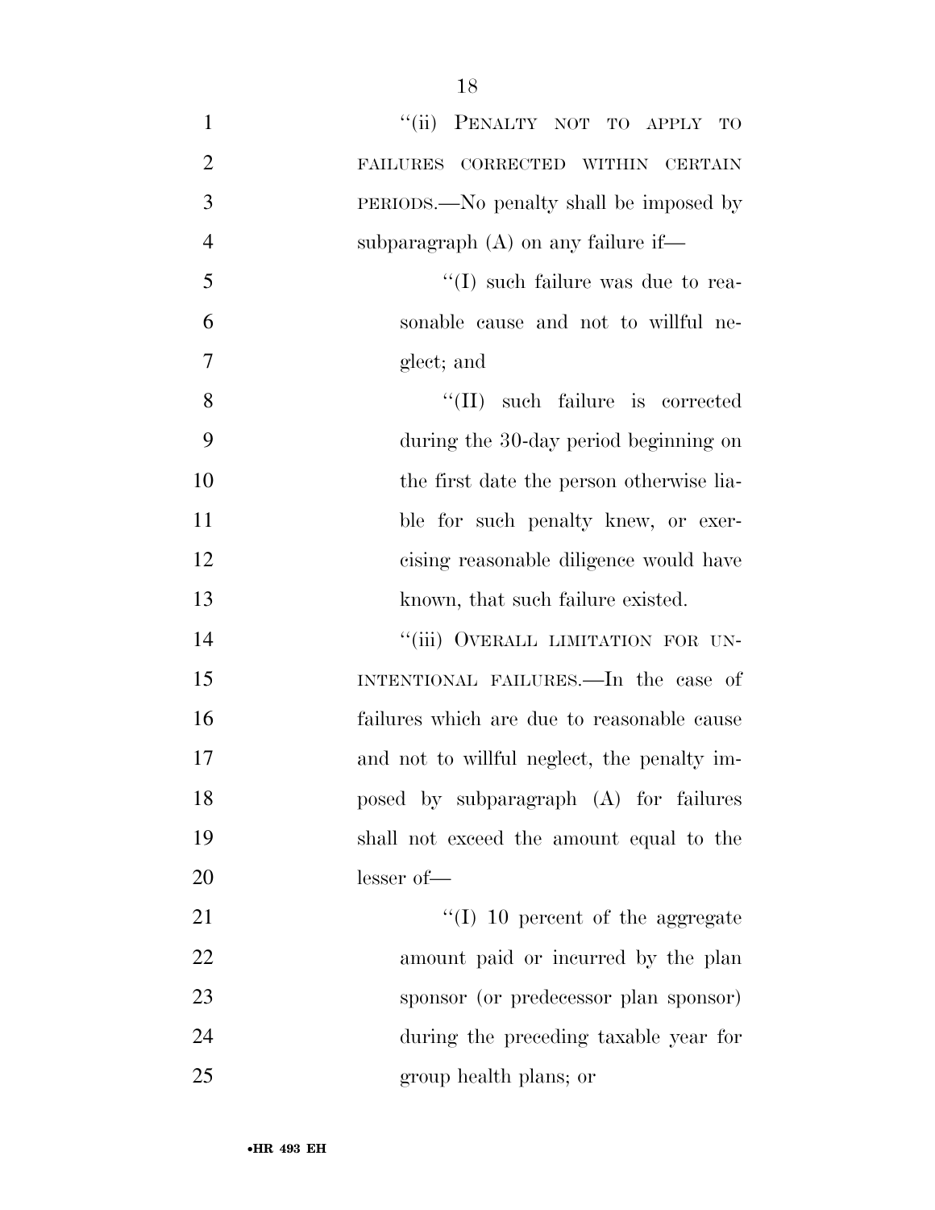"(ii) Penalty not to apply to failures corrected within certain periods.—No penalty shall be imposed by subparagraph (A) on any failure if—

"(I) such failure was due to reasonable cause and not to willful neglect; and

"(II) such failure is corrected during the 30-day period beginning on the first date the person otherwise liable for such penalty knew, or exercising reasonable diligence would have known, that such failure existed.

"(iii) Overall limitation for unintentional failures.—In the case of failures which are due to reasonable cause and not to willful neglect, the penalty imposed by subparagraph (A) for failures shall not exceed the amount equal to the lesser of—

"(I) 10 percent of the aggregate amount paid or incurred by the plan sponsor (or predecessor plan sponsor) during the preceding taxable year for group health plans; or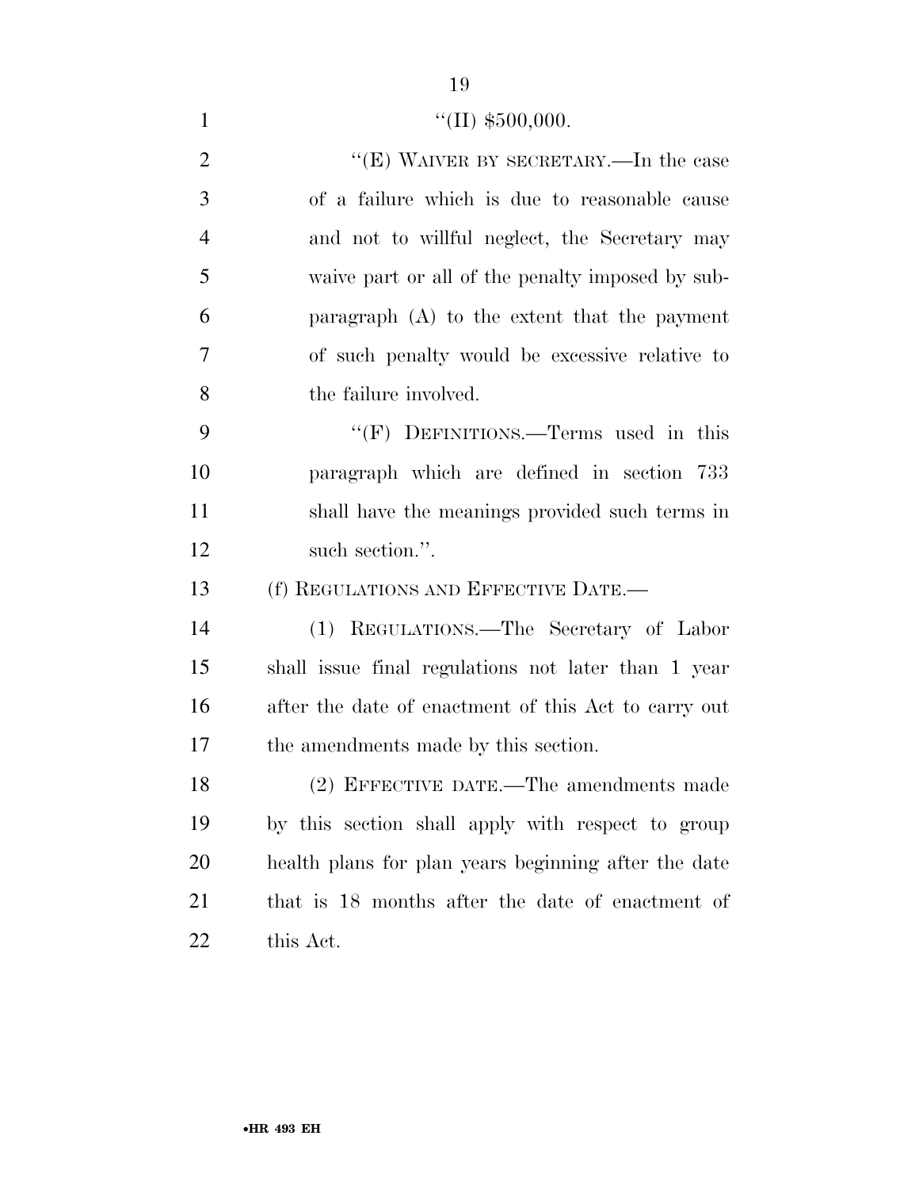"(II) $500,000.

"(E) WAIVER BY SECRETARY.—In the case of a failure which is due to reasonable cause and not to willful neglect, the Secretary may waive part or all of the penalty imposed by subparagraph (A) to the extent that the payment of such penalty would be excessive relative to the failure involved.

"(F) DEFINITIONS.—Terms used in this paragraph which are defined in section 733 shall have the meanings provided such terms in such section.".

(f) REGULATIONS AND EFFECTIVE DATE.—

(1) REGULATIONS.—The Secretary of Labor shall issue final regulations not later than 1 year after the date of enactment of this Act to carry out the amendments made by this section.

(2) EFFECTIVE DATE.—The amendments made by this section shall apply with respect to group health plans for plan years beginning after the date that is 18 months after the date of enactment of this Act.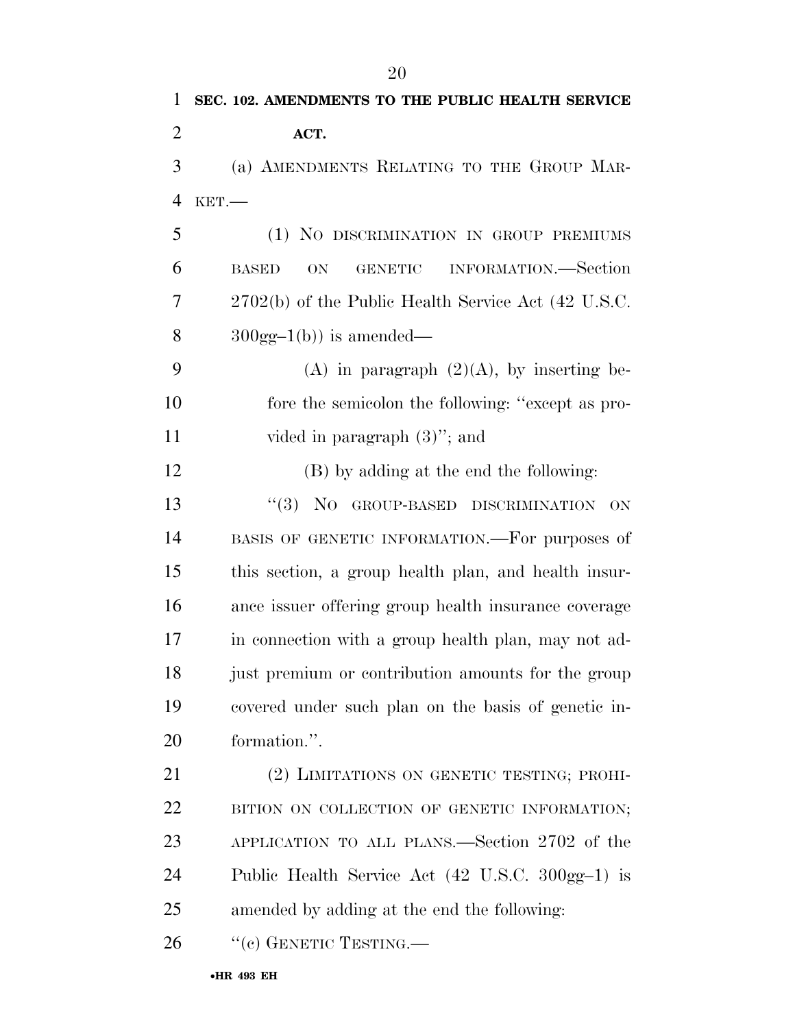**SEC. 102. AMENDMENTS TO THE PUBLIC HEALTH SERVICE ACT.**

(a) AMENDMENTS RELATING TO THE GROUP MARKET.—

(1) NO DISCRIMINATION IN GROUP PREMIUMS BASED ON GENETIC INFORMATION.—Section 2702(b) of the Public Health Service Act (42 U.S.C. 300gg–1(b)) is amended—

(A) in paragraph (2)(A), by inserting before the semicolon the following: ''except as provided in paragraph (3)''; and

(B) by adding at the end the following:

''(3) NO GROUP-BASED DISCRIMINATION ON BASIS OF GENETIC INFORMATION.—For purposes of this section, a group health plan, and health insurance issuer offering group health insurance coverage in connection with a group health plan, may not adjust premium or contribution amounts for the group covered under such plan on the basis of genetic information.''.

(2) LIMITATIONS ON GENETIC TESTING; PROHIBITION ON COLLECTION OF GENETIC INFORMATION; APPLICATION TO ALL PLANS.—Section 2702 of the Public Health Service Act (42 U.S.C. 300gg–1) is amended by adding at the end the following:

''(c) GENETIC TESTING.—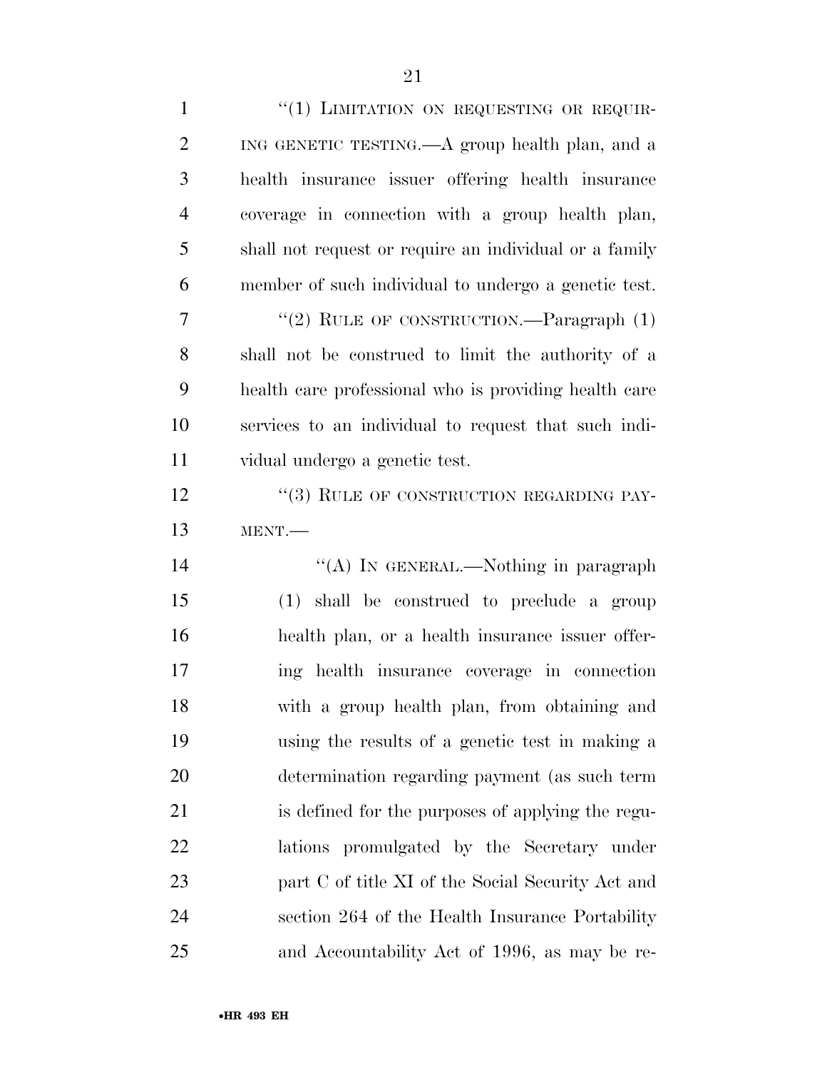"(1) LIMITATION ON REQUESTING OR REQUIRING GENETIC TESTING.—A group health plan, and a health insurance issuer offering health insurance coverage in connection with a group health plan, shall not request or require an individual or a family member of such individual to undergo a genetic test.

"(2) RULE OF CONSTRUCTION.—Paragraph (1) shall not be construed to limit the authority of a health care professional who is providing health care services to an individual to request that such individual undergo a genetic test.

"(3) RULE OF CONSTRUCTION REGARDING PAYMENT.—

"(A) IN GENERAL.—Nothing in paragraph (1) shall be construed to preclude a group health plan, or a health insurance issuer offering health insurance coverage in connection with a group health plan, from obtaining and using the results of a genetic test in making a determination regarding payment (as such term is defined for the purposes of applying the regulations promulgated by the Secretary under part C of title XI of the Social Security Act and section 264 of the Health Insurance Portability and Accountability Act of 1996, as may be re-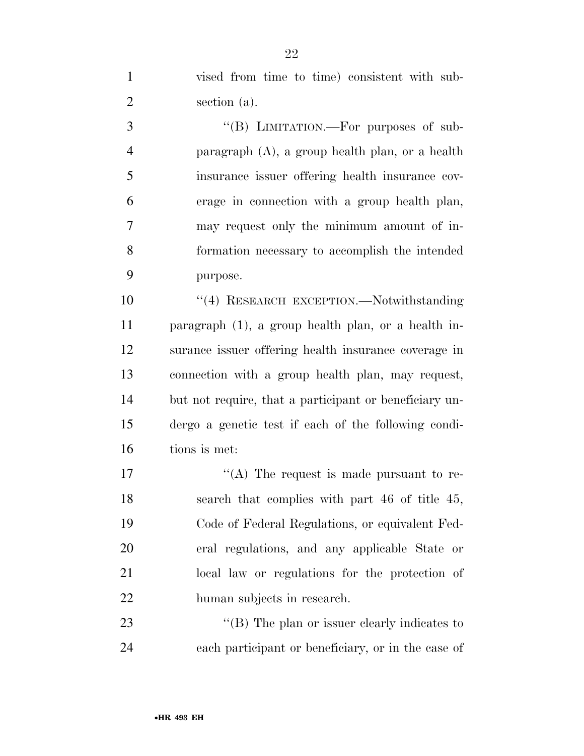vised from time to time) consistent with subsection (a).

"(B) LIMITATION.—For purposes of subparagraph (A), a group health plan, or a health insurance issuer offering health insurance coverage in connection with a group health plan, may request only the minimum amount of information necessary to accomplish the intended purpose.

"(4) RESEARCH EXCEPTION.—Notwithstanding paragraph (1), a group health plan, or a health insurance issuer offering health insurance coverage in connection with a group health plan, may request, but not require, that a participant or beneficiary undergo a genetic test if each of the following conditions is met:

"(A) The request is made pursuant to research that complies with part 46 of title 45, Code of Federal Regulations, or equivalent Federal regulations, and any applicable State or local law or regulations for the protection of human subjects in research.

"(B) The plan or issuer clearly indicates to each participant or beneficiary, or in the case of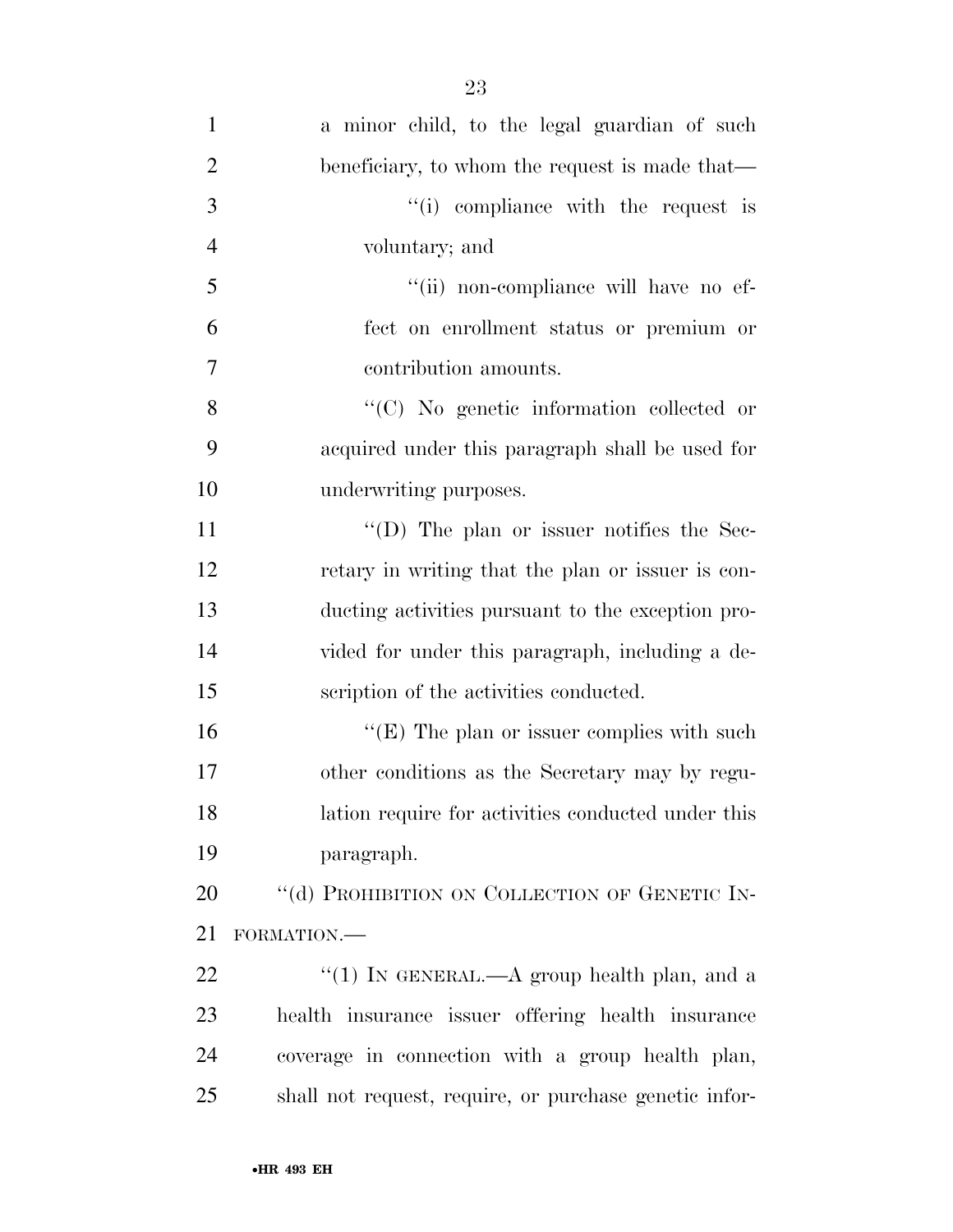a minor child, to the legal guardian of such beneficiary, to whom the request is made that—

"(i) compliance with the request is voluntary; and

"(ii) non-compliance will have no effect on enrollment status or premium or contribution amounts.

"(C) No genetic information collected or acquired under this paragraph shall be used for underwriting purposes.

"(D) The plan or issuer notifies the Secretary in writing that the plan or issuer is conducting activities pursuant to the exception provided for under this paragraph, including a description of the activities conducted.

"(E) The plan or issuer complies with such other conditions as the Secretary may by regulation require for activities conducted under this paragraph.

"(d) PROHIBITION ON COLLECTION OF GENETIC INFORMATION.—

"(1) IN GENERAL.—A group health plan, and a health insurance issuer offering health insurance coverage in connection with a group health plan, shall not request, require, or purchase genetic infor-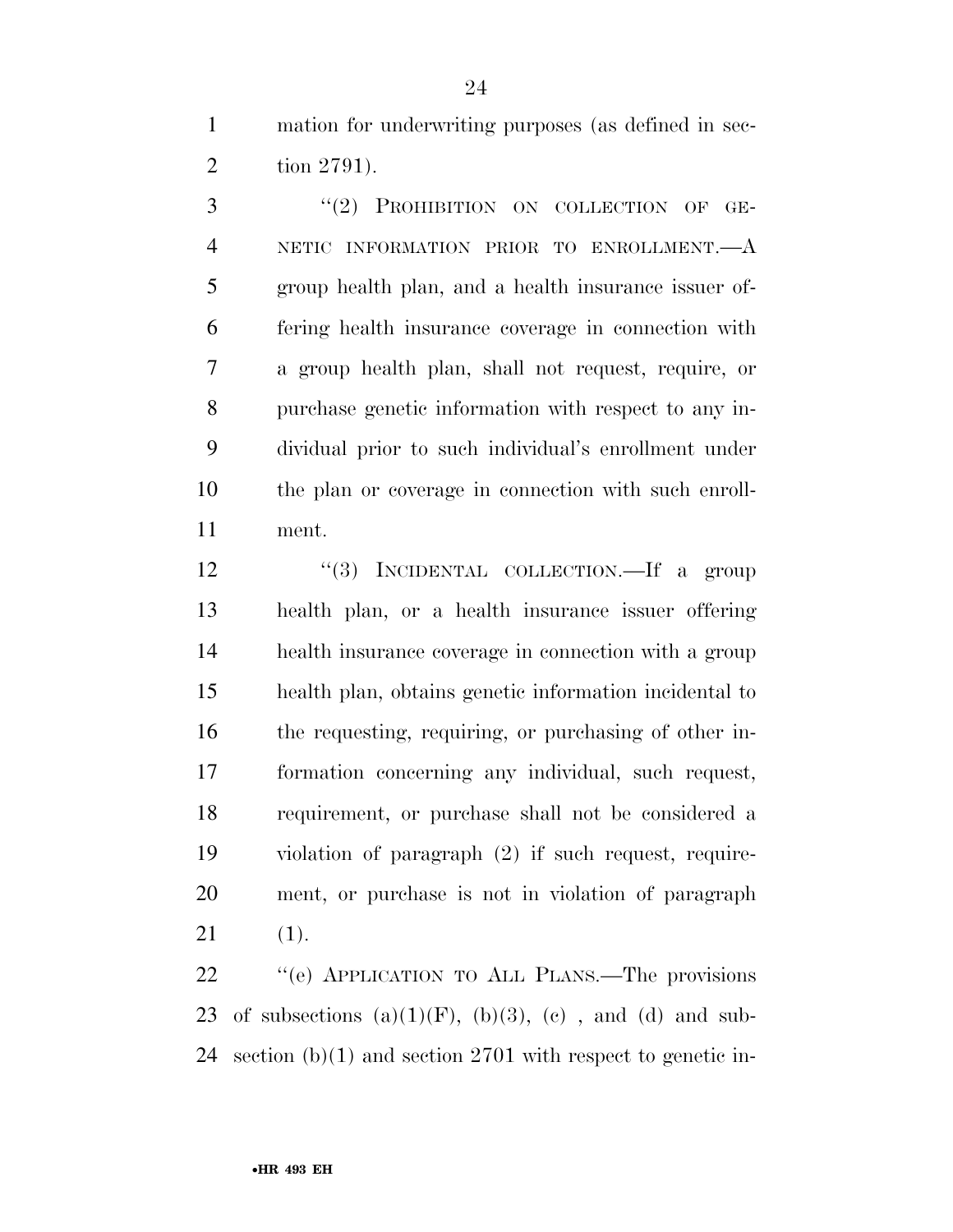mation for underwriting purposes (as defined in section 2791).

"(2) PROHIBITION ON COLLECTION OF GENETIC INFORMATION PRIOR TO ENROLLMENT.—A group health plan, and a health insurance issuer offering health insurance coverage in connection with a group health plan, shall not request, require, or purchase genetic information with respect to any individual prior to such individual's enrollment under the plan or coverage in connection with such enrollment.

"(3) INCIDENTAL COLLECTION.—If a group health plan, or a health insurance issuer offering health insurance coverage in connection with a group health plan, obtains genetic information incidental to the requesting, requiring, or purchasing of other information concerning any individual, such request, requirement, or purchase shall not be considered a violation of paragraph (2) if such request, requirement, or purchase is not in violation of paragraph (1).

"(e) APPLICATION TO ALL PLANS.—The provisions of subsections (a)(1)(F), (b)(3), (c) , and (d) and subsection (b)(1) and section 2701 with respect to genetic in-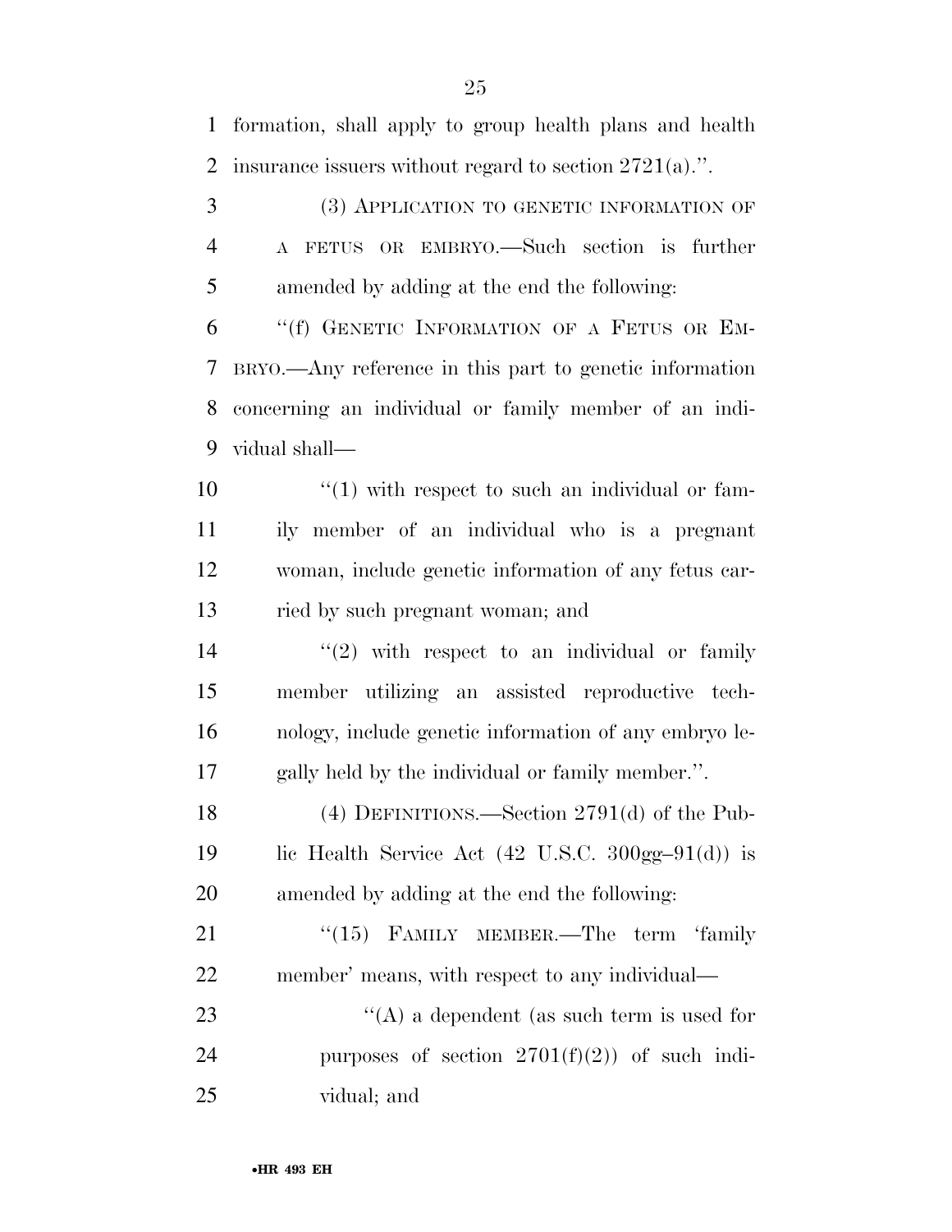formation, shall apply to group health plans and health insurance issuers without regard to section 2721(a).''.

(3) APPLICATION TO GENETIC INFORMATION OF A FETUS OR EMBRYO.—Such section is further amended by adding at the end the following:

''(f) GENETIC INFORMATION OF A FETUS OR EMBRYO.—Any reference in this part to genetic information concerning an individual or family member of an individual shall—

''(1) with respect to such an individual or family member of an individual who is a pregnant woman, include genetic information of any fetus carried by such pregnant woman; and

''(2) with respect to an individual or family member utilizing an assisted reproductive technology, include genetic information of any embryo legally held by the individual or family member.''.

(4) DEFINITIONS.—Section 2791(d) of the Public Health Service Act (42 U.S.C. 300gg–91(d)) is amended by adding at the end the following:

''(15) FAMILY MEMBER.—The term 'family member' means, with respect to any individual—

''(A) a dependent (as such term is used for purposes of section 2701(f)(2)) of such individual; and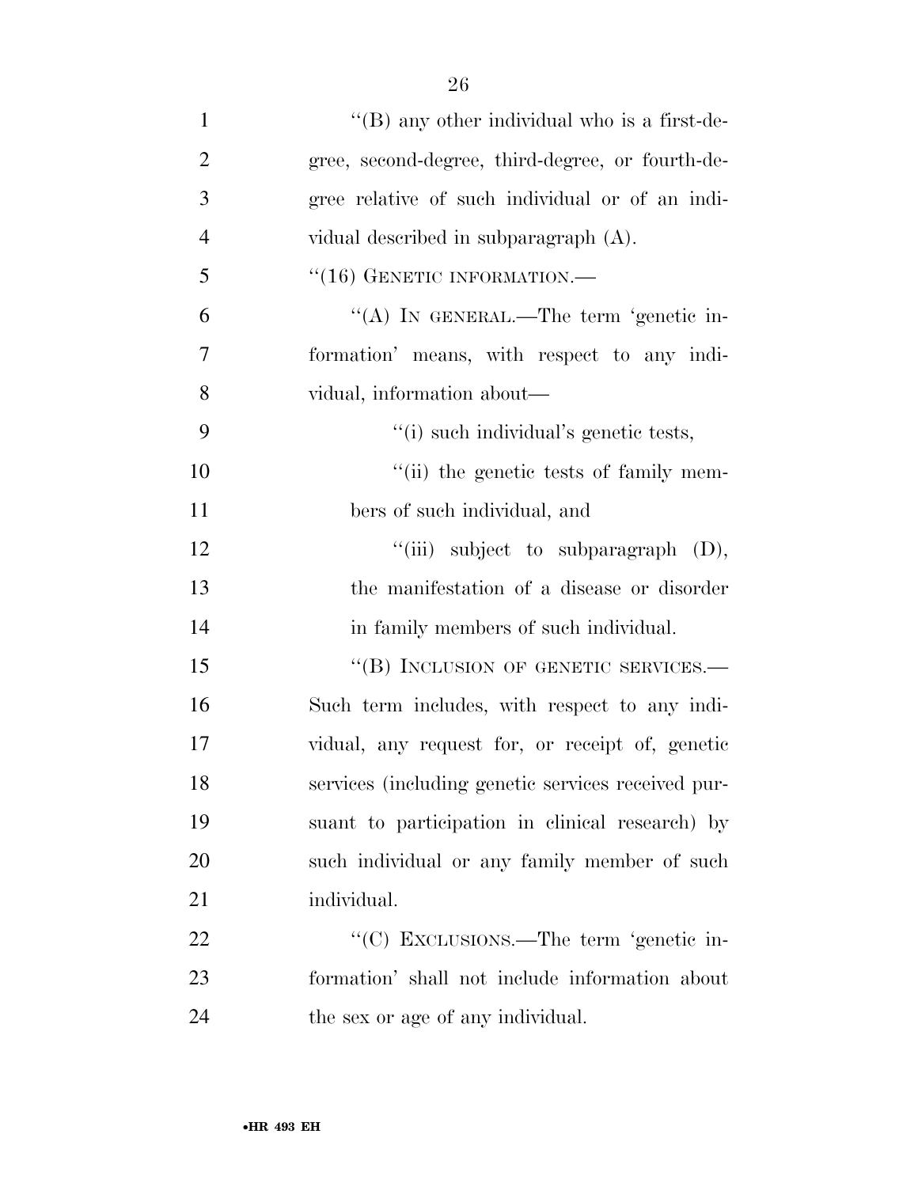"(B) any other individual who is a first-degree, second-degree, third-degree, or fourth-degree relative of such individual or of an individual described in subparagraph (A).

"(16) GENETIC INFORMATION.—

"(A) IN GENERAL.—The term 'genetic information' means, with respect to any individual, information about—

"(i) such individual's genetic tests,

"(ii) the genetic tests of family members of such individual, and

"(iii) subject to subparagraph (D), the manifestation of a disease or disorder in family members of such individual.

"(B) INCLUSION OF GENETIC SERVICES.—Such term includes, with respect to any individual, any request for, or receipt of, genetic services (including genetic services received pursuant to participation in clinical research) by such individual or any family member of such individual.

"(C) EXCLUSIONS.—The term 'genetic information' shall not include information about the sex or age of any individual.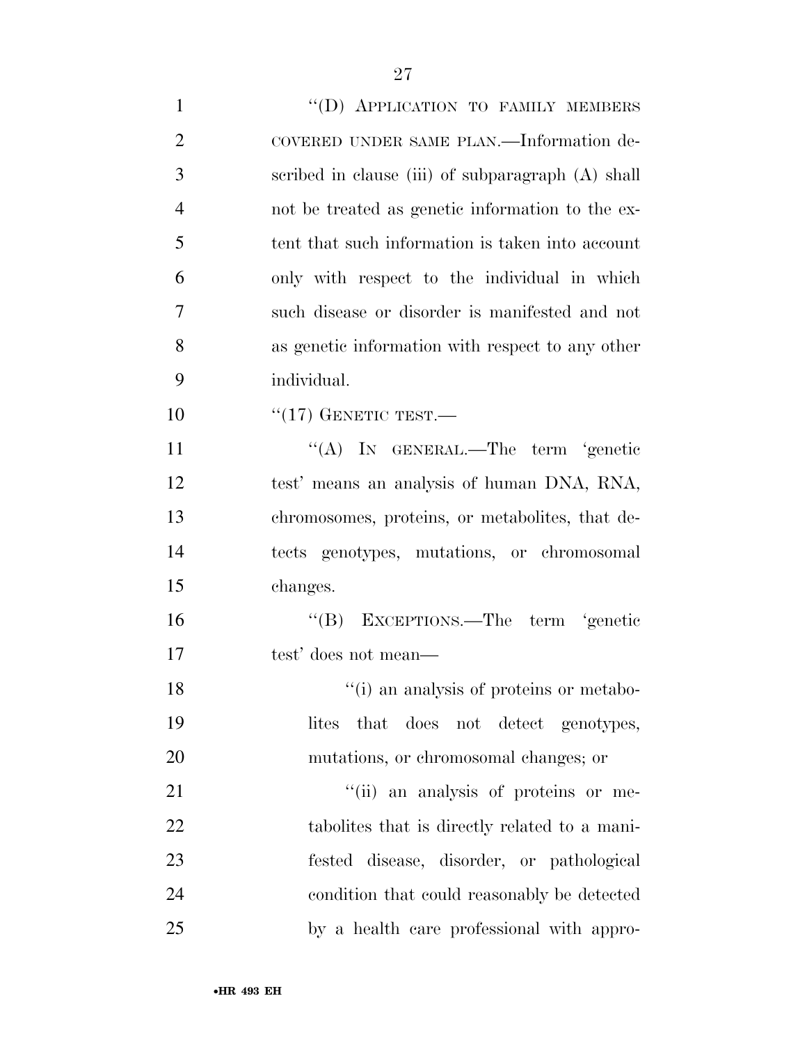"(D) APPLICATION TO FAMILY MEMBERS COVERED UNDER SAME PLAN.—Information described in clause (iii) of subparagraph (A) shall not be treated as genetic information to the extent that such information is taken into account only with respect to the individual in which such disease or disorder is manifested and not as genetic information with respect to any other individual.

"(17) GENETIC TEST.—

"(A) IN GENERAL.—The term 'genetic test' means an analysis of human DNA, RNA, chromosomes, proteins, or metabolites, that detects genotypes, mutations, or chromosomal changes.

"(B) EXCEPTIONS.—The term 'genetic test' does not mean—

"(i) an analysis of proteins or metabolites that does not detect genotypes, mutations, or chromosomal changes; or

"(ii) an analysis of proteins or metabolites that is directly related to a manifested disease, disorder, or pathological condition that could reasonably be detected by a health care professional with appro-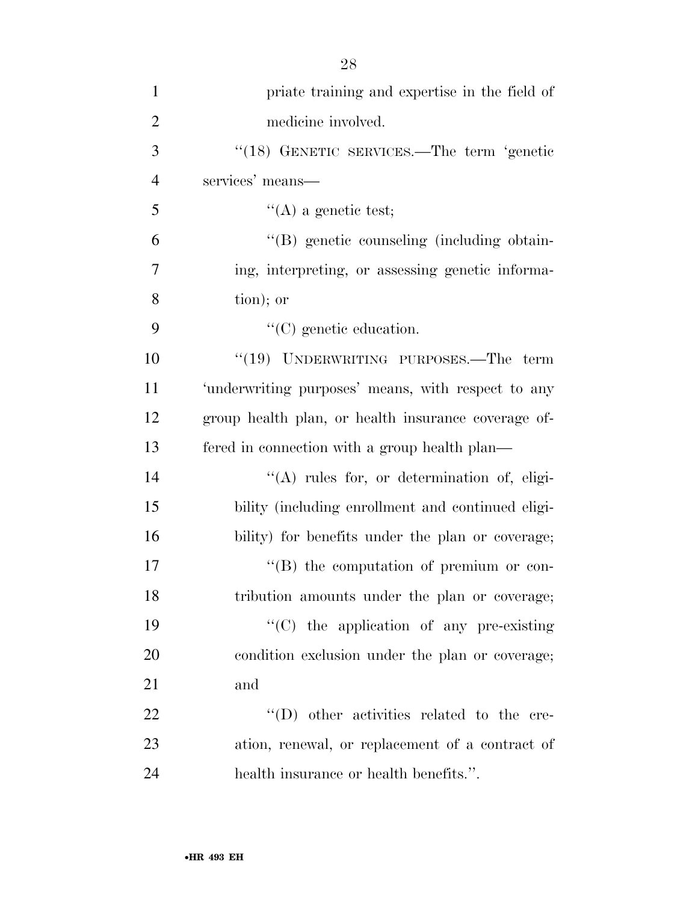priate training and expertise in the field of medicine involved.

''(18) GENETIC SERVICES.—The term 'genetic services' means—

''(A) a genetic test;

''(B) genetic counseling (including obtaining, interpreting, or assessing genetic information); or

''(C) genetic education.

''(19) UNDERWRITING PURPOSES.—The term 'underwriting purposes' means, with respect to any group health plan, or health insurance coverage offered in connection with a group health plan—

''(A) rules for, or determination of, eligibility (including enrollment and continued eligibility) for benefits under the plan or coverage;

''(B) the computation of premium or contribution amounts under the plan or coverage;

''(C) the application of any pre-existing condition exclusion under the plan or coverage; and

''(D) other activities related to the creation, renewal, or replacement of a contract of health insurance or health benefits.''.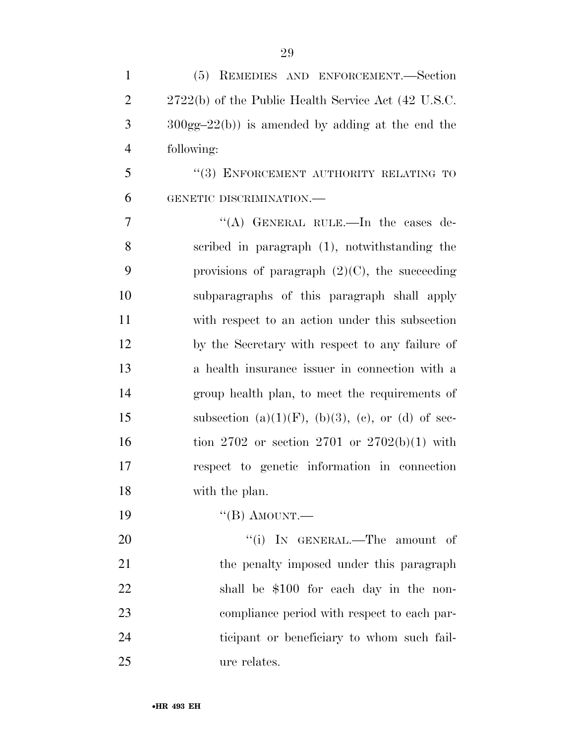(5) REMEDIES AND ENFORCEMENT.—Section 2722(b) of the Public Health Service Act (42 U.S.C. 300gg–22(b)) is amended by adding at the end the following:

"(3) ENFORCEMENT AUTHORITY RELATING TO GENETIC DISCRIMINATION.—

"(A) GENERAL RULE.—In the cases described in paragraph (1), notwithstanding the provisions of paragraph (2)(C), the succeeding subparagraphs of this paragraph shall apply with respect to an action under this subsection by the Secretary with respect to any failure of a health insurance issuer in connection with a group health plan, to meet the requirements of subsection (a)(1)(F), (b)(3), (c), or (d) of section 2702 or section 2701 or 2702(b)(1) with respect to genetic information in connection with the plan.

"(B) AMOUNT.—

"(i) IN GENERAL.—The amount of the penalty imposed under this paragraph shall be $100 for each day in the noncompliance period with respect to each participant or beneficiary to whom such failure relates.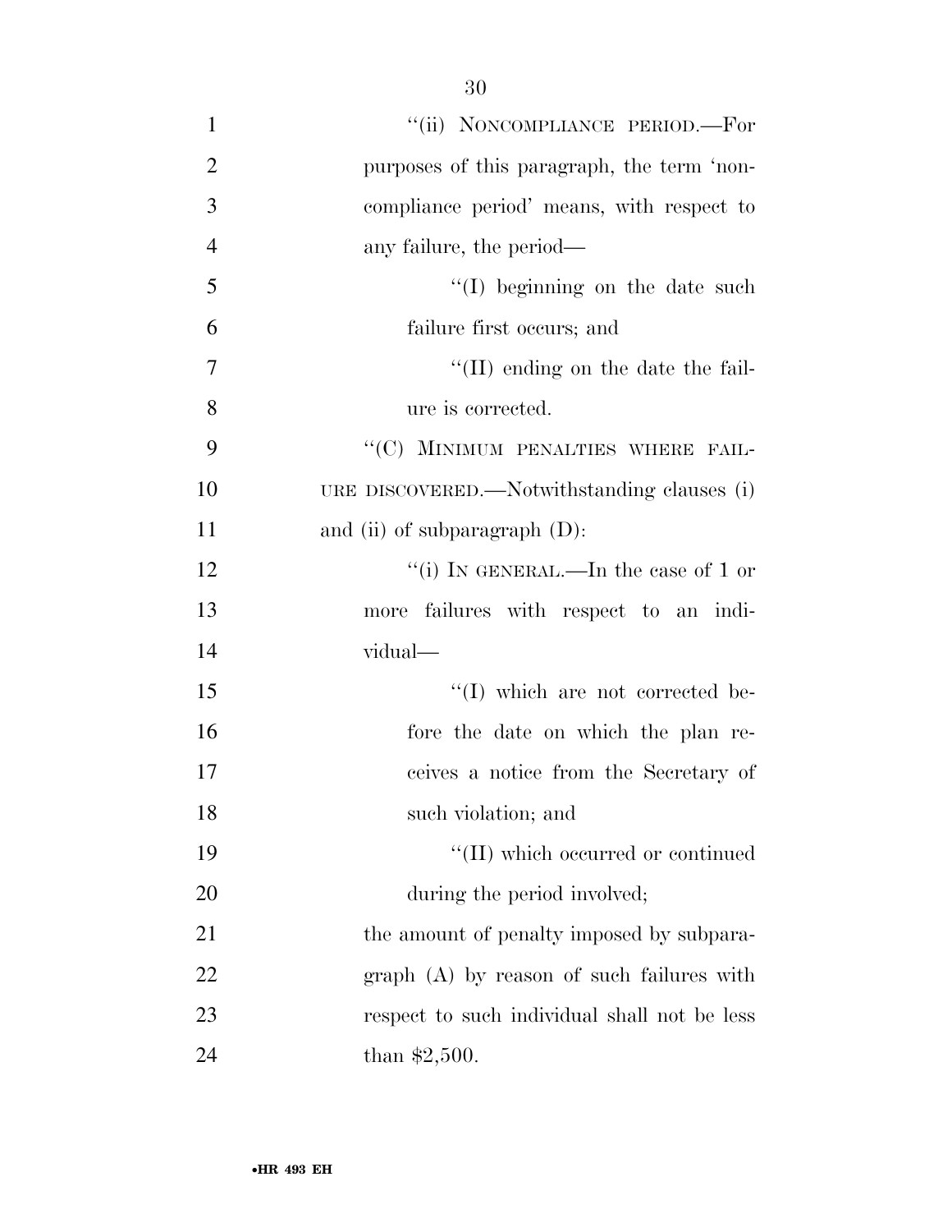"(ii) NONCOMPLIANCE PERIOD.—For purposes of this paragraph, the term 'noncompliance period' means, with respect to any failure, the period—

"(I) beginning on the date such failure first occurs; and

"(II) ending on the date the failure is corrected.

"(C) MINIMUM PENALTIES WHERE FAILURE DISCOVERED.—Notwithstanding clauses (i) and (ii) of subparagraph (D):

"(i) IN GENERAL.—In the case of 1 or more failures with respect to an individual—

"(I) which are not corrected before the date on which the plan receives a notice from the Secretary of such violation; and

"(II) which occurred or continued during the period involved;

the amount of penalty imposed by subparagraph (A) by reason of such failures with respect to such individual shall not be less than $2,500.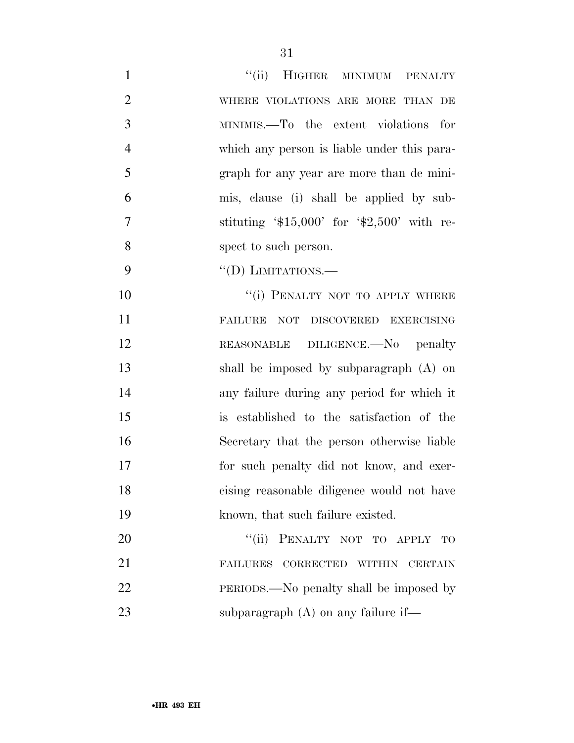"(ii) HIGHER MINIMUM PENALTY WHERE VIOLATIONS ARE MORE THAN DE MINIMIS.—To the extent violations for which any person is liable under this paragraph for any year are more than de minimis, clause (i) shall be applied by substituting '$15,000' for '$2,500' with respect to such person.

"(D) LIMITATIONS.—

"(i) PENALTY NOT TO APPLY WHERE FAILURE NOT DISCOVERED EXERCISING REASONABLE DILIGENCE.—No penalty shall be imposed by subparagraph (A) on any failure during any period for which it is established to the satisfaction of the Secretary that the person otherwise liable for such penalty did not know, and exercising reasonable diligence would not have known, that such failure existed.

"(ii) PENALTY NOT TO APPLY TO FAILURES CORRECTED WITHIN CERTAIN PERIODS.—No penalty shall be imposed by subparagraph (A) on any failure if—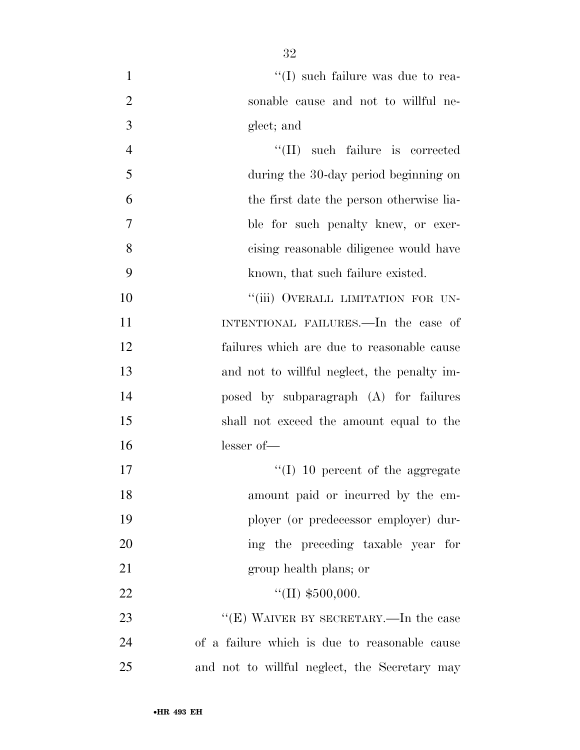"(I) such failure was due to reasonable cause and not to willful neglect; and

"(II) such failure is corrected during the 30-day period beginning on the first date the person otherwise liable for such penalty knew, or exercising reasonable diligence would have known, that such failure existed.

"(iii) OVERALL LIMITATION FOR UNINTENTIONAL FAILURES.—In the case of failures which are due to reasonable cause and not to willful neglect, the penalty imposed by subparagraph (A) for failures shall not exceed the amount equal to the lesser of—

"(I) 10 percent of the aggregate amount paid or incurred by the employer (or predecessor employer) during the preceding taxable year for group health plans; or

"(II) $500,000.

"(E) WAIVER BY SECRETARY.—In the case of a failure which is due to reasonable cause and not to willful neglect, the Secretary may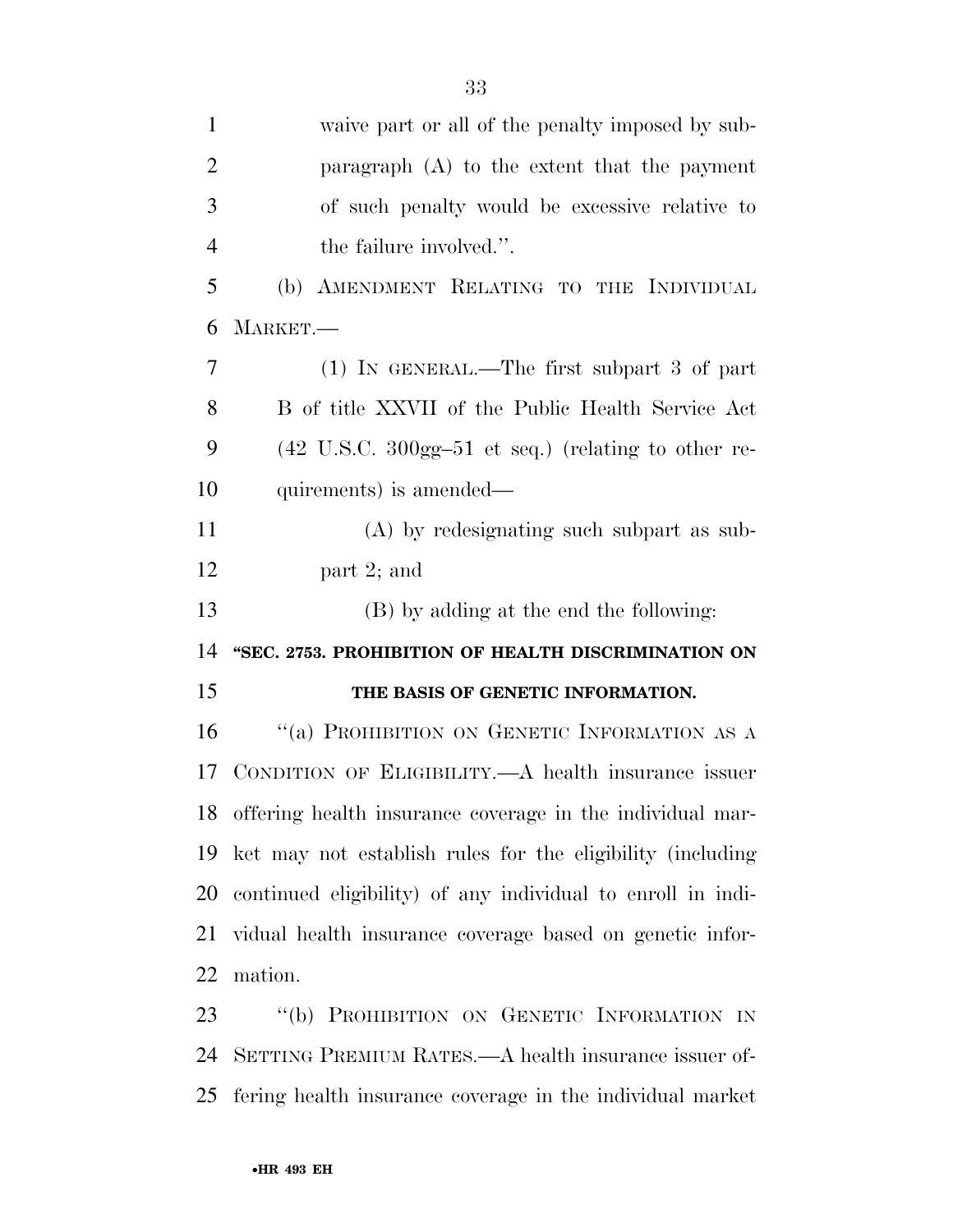waive part or all of the penalty imposed by subparagraph (A) to the extent that the payment of such penalty would be excessive relative to the failure involved.''.

(b) AMENDMENT RELATING TO THE INDIVIDUAL MARKET.—

(1) IN GENERAL.—The first subpart 3 of part B of title XXVII of the Public Health Service Act (42 U.S.C. 300gg–51 et seq.) (relating to other requirements) is amended—

(A) by redesignating such subpart as subpart 2; and

(B) by adding at the end the following:

**''SEC. 2753. PROHIBITION OF HEALTH DISCRIMINATION ON THE BASIS OF GENETIC INFORMATION.**

''(a) PROHIBITION ON GENETIC INFORMATION AS A CONDITION OF ELIGIBILITY.—A health insurance issuer offering health insurance coverage in the individual market may not establish rules for the eligibility (including continued eligibility) of any individual to enroll in individual health insurance coverage based on genetic information.

''(b) PROHIBITION ON GENETIC INFORMATION IN SETTING PREMIUM RATES.—A health insurance issuer offering health insurance coverage in the individual market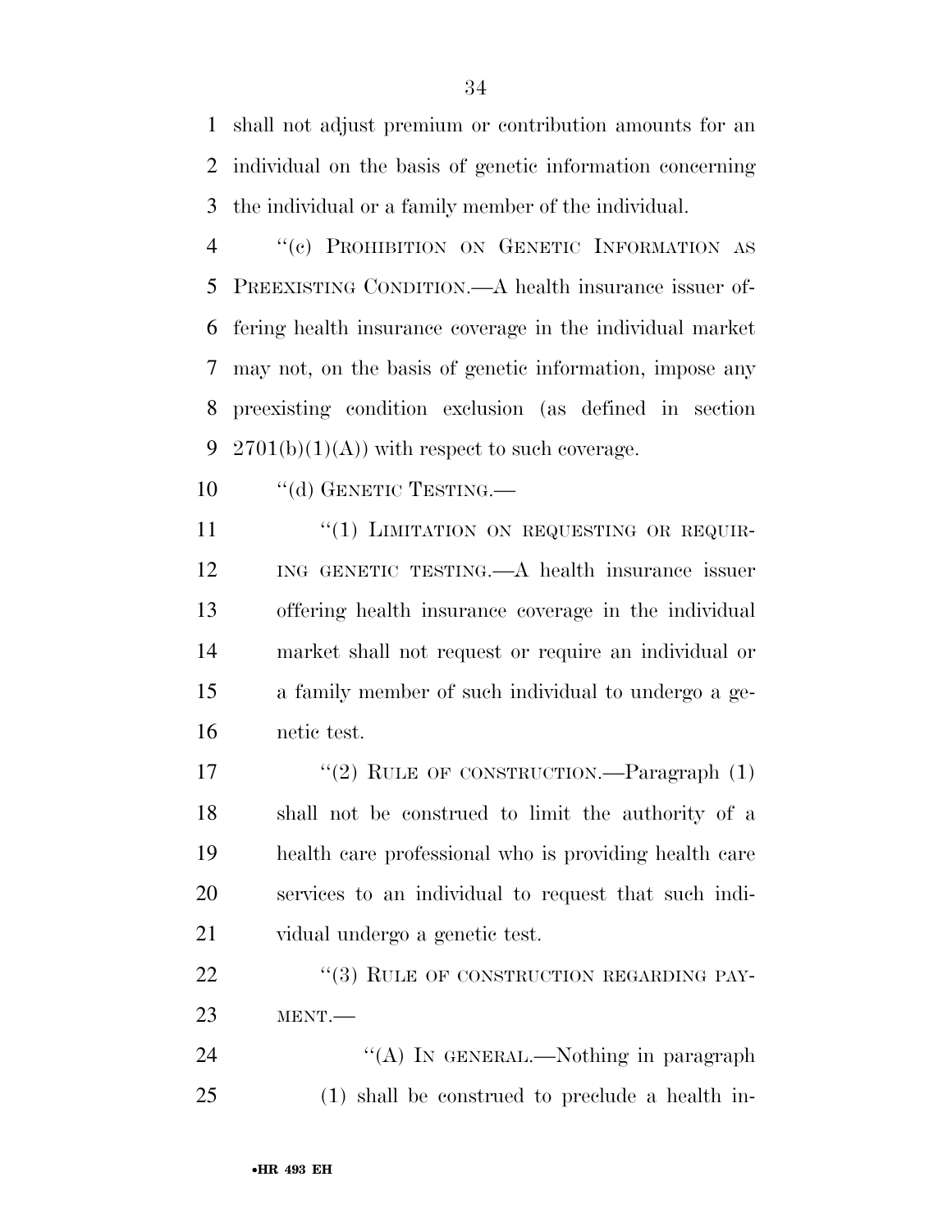shall not adjust premium or contribution amounts for an individual on the basis of genetic information concerning the individual or a family member of the individual.

"(c) PROHIBITION ON GENETIC INFORMATION AS PREEXISTING CONDITION.—A health insurance issuer offering health insurance coverage in the individual market may not, on the basis of genetic information, impose any preexisting condition exclusion (as defined in section 2701(b)(1)(A)) with respect to such coverage.

"(d) GENETIC TESTING.—

"(1) LIMITATION ON REQUESTING OR REQUIRING GENETIC TESTING.—A health insurance issuer offering health insurance coverage in the individual market shall not request or require an individual or a family member of such individual to undergo a genetic test.

"(2) RULE OF CONSTRUCTION.—Paragraph (1) shall not be construed to limit the authority of a health care professional who is providing health care services to an individual to request that such individual undergo a genetic test.

"(3) RULE OF CONSTRUCTION REGARDING PAYMENT.—

"(A) IN GENERAL.—Nothing in paragraph (1) shall be construed to preclude a health in-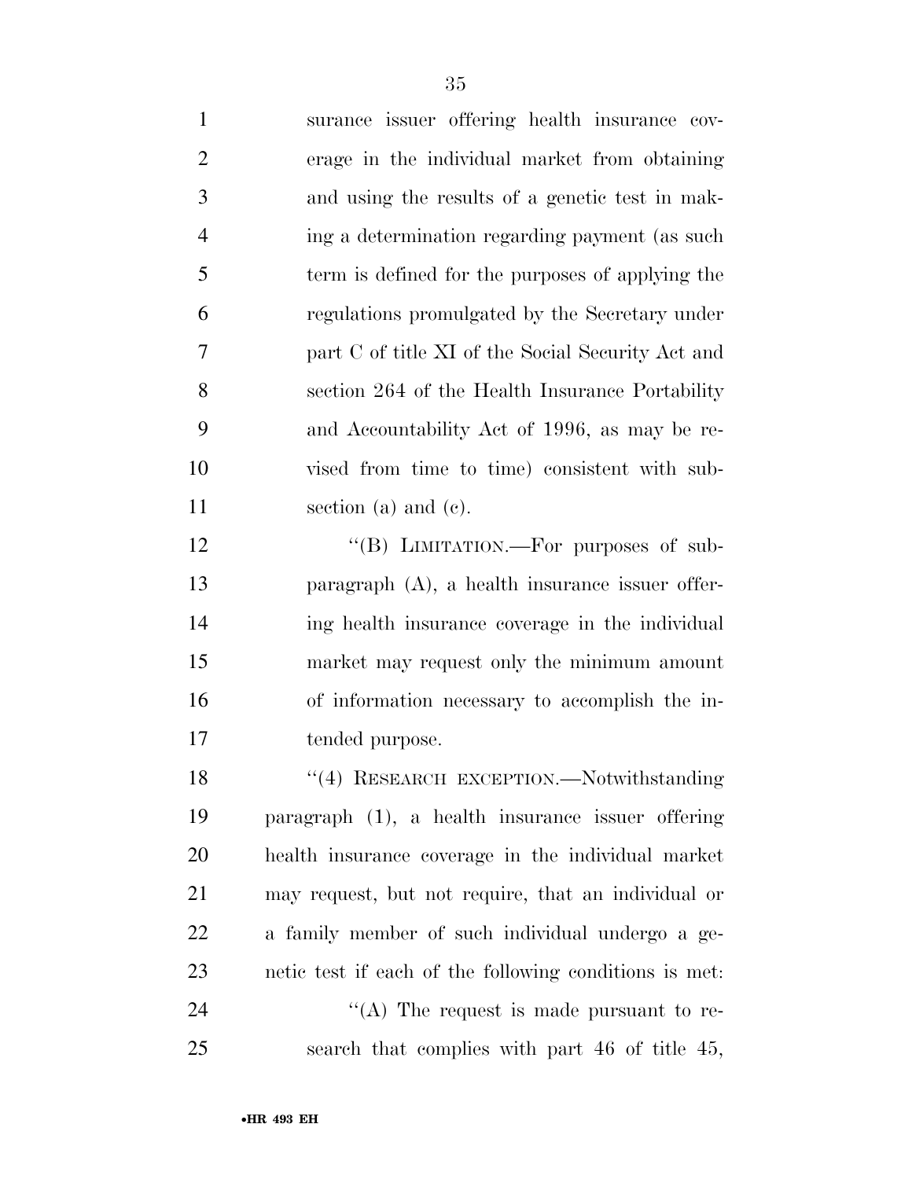surance issuer offering health insurance coverage in the individual market from obtaining and using the results of a genetic test in making a determination regarding payment (as such term is defined for the purposes of applying the regulations promulgated by the Secretary under part C of title XI of the Social Security Act and section 264 of the Health Insurance Portability and Accountability Act of 1996, as may be revised from time to time) consistent with subsection (a) and (c).

''(B) LIMITATION.—For purposes of subparagraph (A), a health insurance issuer offering health insurance coverage in the individual market may request only the minimum amount of information necessary to accomplish the intended purpose.

''(4) RESEARCH EXCEPTION.—Notwithstanding paragraph (1), a health insurance issuer offering health insurance coverage in the individual market may request, but not require, that an individual or a family member of such individual undergo a genetic test if each of the following conditions is met:

''(A) The request is made pursuant to research that complies with part 46 of title 45,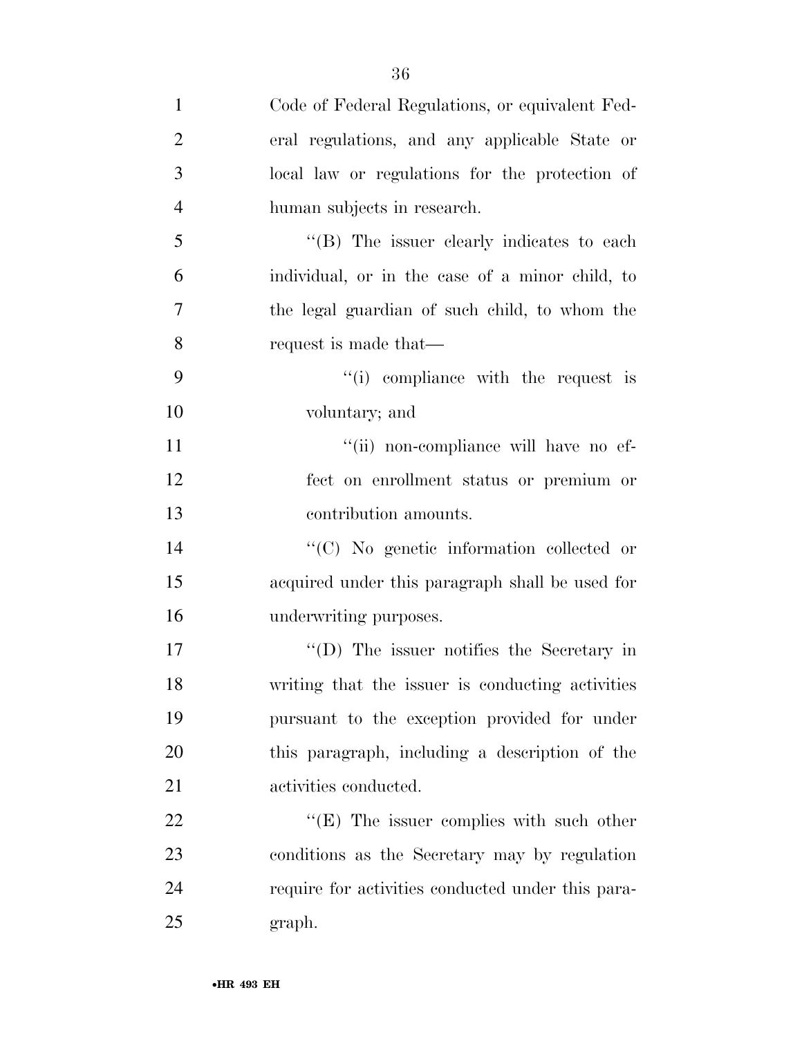Code of Federal Regulations, or equivalent Federal regulations, and any applicable State or local law or regulations for the protection of human subjects in research.

"(B) The issuer clearly indicates to each individual, or in the case of a minor child, to the legal guardian of such child, to whom the request is made that—

"(i) compliance with the request is voluntary; and

"(ii) non-compliance will have no effect on enrollment status or premium or contribution amounts.

"(C) No genetic information collected or acquired under this paragraph shall be used for underwriting purposes.

"(D) The issuer notifies the Secretary in writing that the issuer is conducting activities pursuant to the exception provided for under this paragraph, including a description of the activities conducted.

"(E) The issuer complies with such other conditions as the Secretary may by regulation require for activities conducted under this paragraph.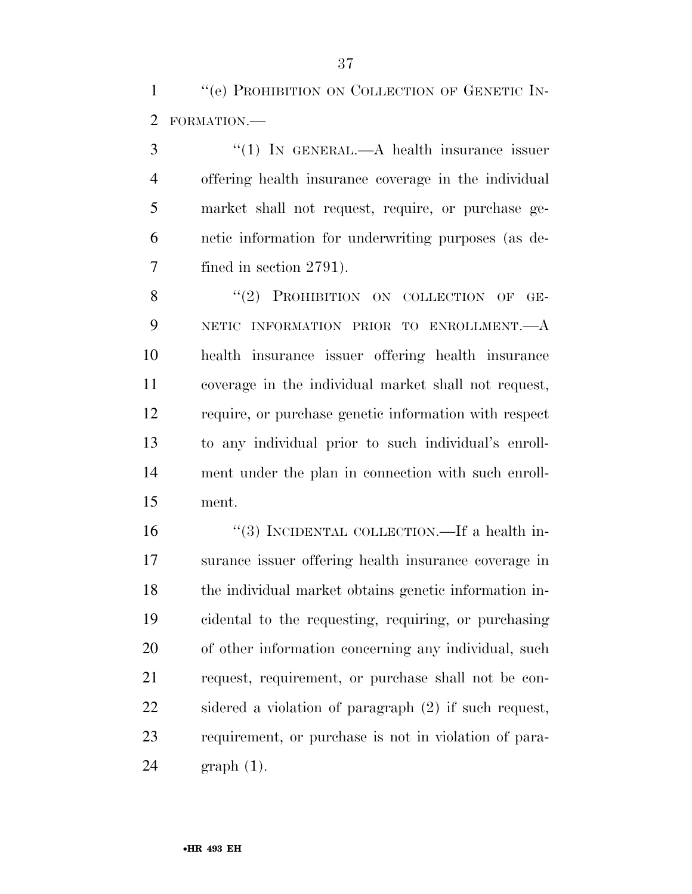"(e) PROHIBITION ON COLLECTION OF GENETIC INFORMATION.—

"(1) IN GENERAL.—A health insurance issuer offering health insurance coverage in the individual market shall not request, require, or purchase genetic information for underwriting purposes (as defined in section 2791).

"(2) PROHIBITION ON COLLECTION OF GENETIC INFORMATION PRIOR TO ENROLLMENT.—A health insurance issuer offering health insurance coverage in the individual market shall not request, require, or purchase genetic information with respect to any individual prior to such individual's enrollment under the plan in connection with such enrollment.

"(3) INCIDENTAL COLLECTION.—If a health insurance issuer offering health insurance coverage in the individual market obtains genetic information incidental to the requesting, requiring, or purchasing of other information concerning any individual, such request, requirement, or purchase shall not be considered a violation of paragraph (2) if such request, requirement, or purchase is not in violation of paragraph (1).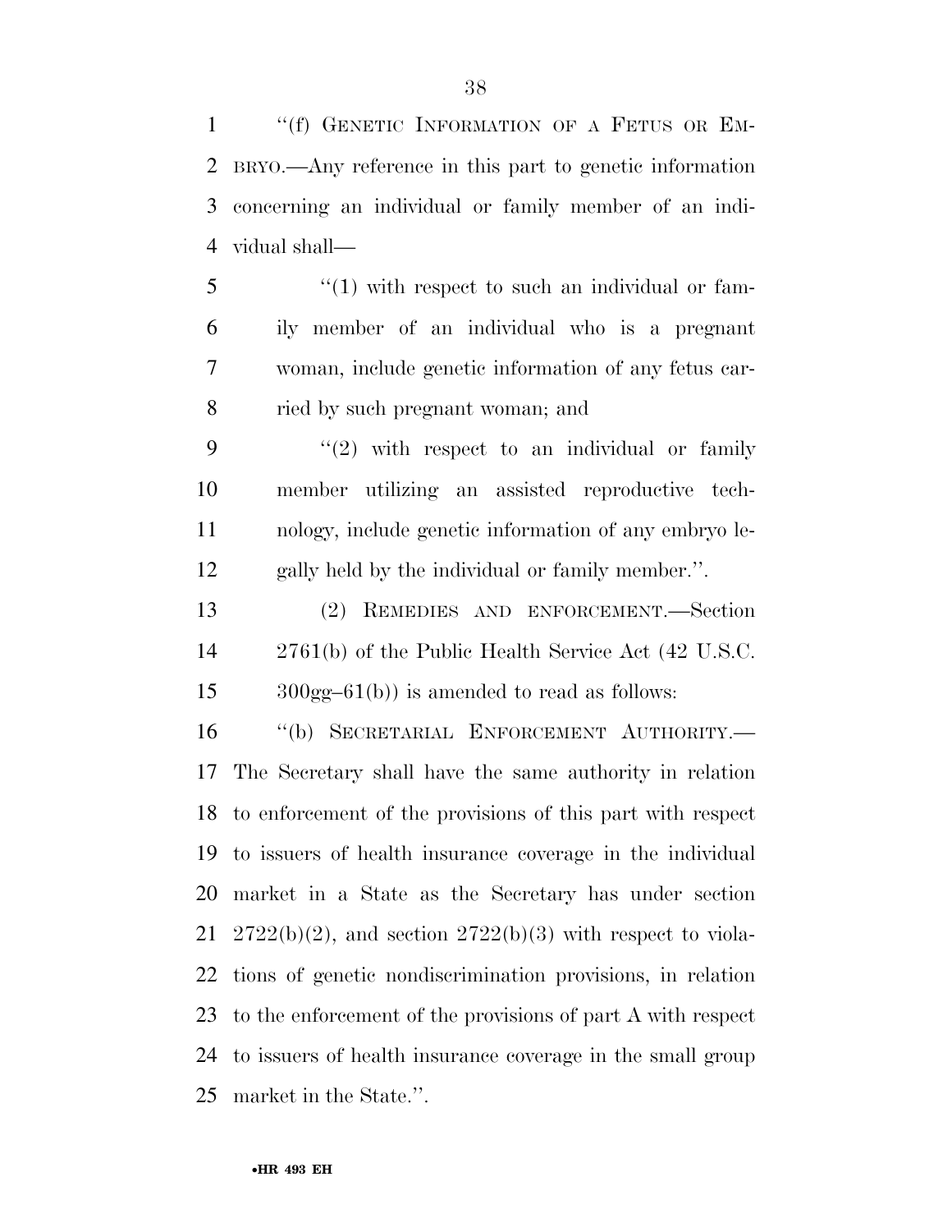"(f) GENETIC INFORMATION OF A FETUS OR EMBRYO.—Any reference in this part to genetic information concerning an individual or family member of an individual shall—

"(1) with respect to such an individual or family member of an individual who is a pregnant woman, include genetic information of any fetus carried by such pregnant woman; and

"(2) with respect to an individual or family member utilizing an assisted reproductive technology, include genetic information of any embryo legally held by the individual or family member.".

(2) REMEDIES AND ENFORCEMENT.—Section 2761(b) of the Public Health Service Act (42 U.S.C. 300gg–61(b)) is amended to read as follows:

"(b) SECRETARIAL ENFORCEMENT AUTHORITY.—The Secretary shall have the same authority in relation to enforcement of the provisions of this part with respect to issuers of health insurance coverage in the individual market in a State as the Secretary has under section 2722(b)(2), and section 2722(b)(3) with respect to violations of genetic nondiscrimination provisions, in relation to the enforcement of the provisions of part A with respect to issuers of health insurance coverage in the small group market in the State.".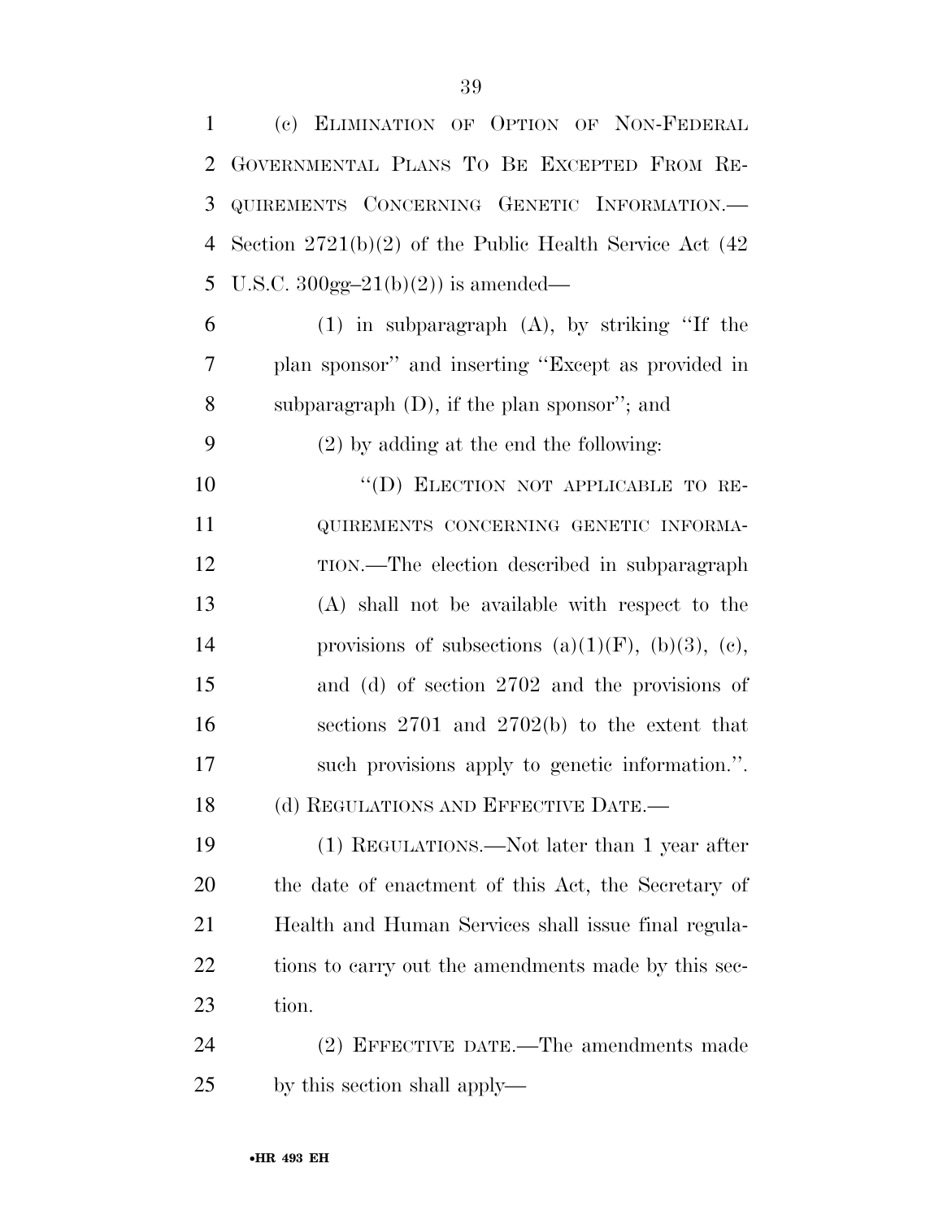(c) ELIMINATION OF OPTION OF NON-FEDERAL GOVERNMENTAL PLANS TO BE EXCEPTED FROM REQUIREMENTS CONCERNING GENETIC INFORMATION.—Section 2721(b)(2) of the Public Health Service Act (42 U.S.C. 300gg–21(b)(2)) is amended—

(1) in subparagraph (A), by striking "If the plan sponsor" and inserting "Except as provided in subparagraph (D), if the plan sponsor"; and

(2) by adding at the end the following:

"(D) ELECTION NOT APPLICABLE TO REQUIREMENTS CONCERNING GENETIC INFORMATION.—The election described in subparagraph (A) shall not be available with respect to the provisions of subsections (a)(1)(F), (b)(3), (c), and (d) of section 2702 and the provisions of sections 2701 and 2702(b) to the extent that such provisions apply to genetic information.".

(d) REGULATIONS AND EFFECTIVE DATE.—

(1) REGULATIONS.—Not later than 1 year after the date of enactment of this Act, the Secretary of Health and Human Services shall issue final regulations to carry out the amendments made by this section.

(2) EFFECTIVE DATE.—The amendments made by this section shall apply—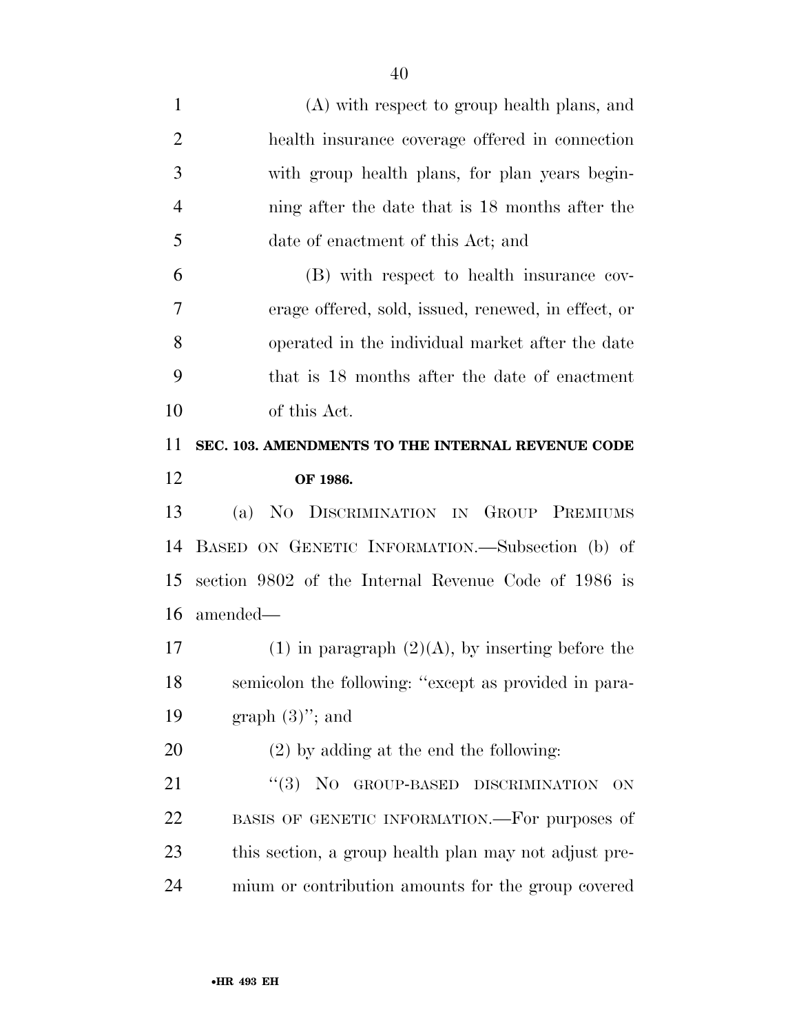(A) with respect to group health plans, and health insurance coverage offered in connection with group health plans, for plan years beginning after the date that is 18 months after the date of enactment of this Act; and

(B) with respect to health insurance coverage offered, sold, issued, renewed, in effect, or operated in the individual market after the date that is 18 months after the date of enactment of this Act.

### SEC. 103. AMENDMENTS TO THE INTERNAL REVENUE CODE OF 1986.

(a) NO DISCRIMINATION IN GROUP PREMIUMS BASED ON GENETIC INFORMATION.—Subsection (b) of section 9802 of the Internal Revenue Code of 1986 is amended—

(1) in paragraph (2)(A), by inserting before the semicolon the following: ''except as provided in paragraph (3)''; and

(2) by adding at the end the following:

''(3) NO GROUP-BASED DISCRIMINATION ON BASIS OF GENETIC INFORMATION.—For purposes of this section, a group health plan may not adjust premium or contribution amounts for the group covered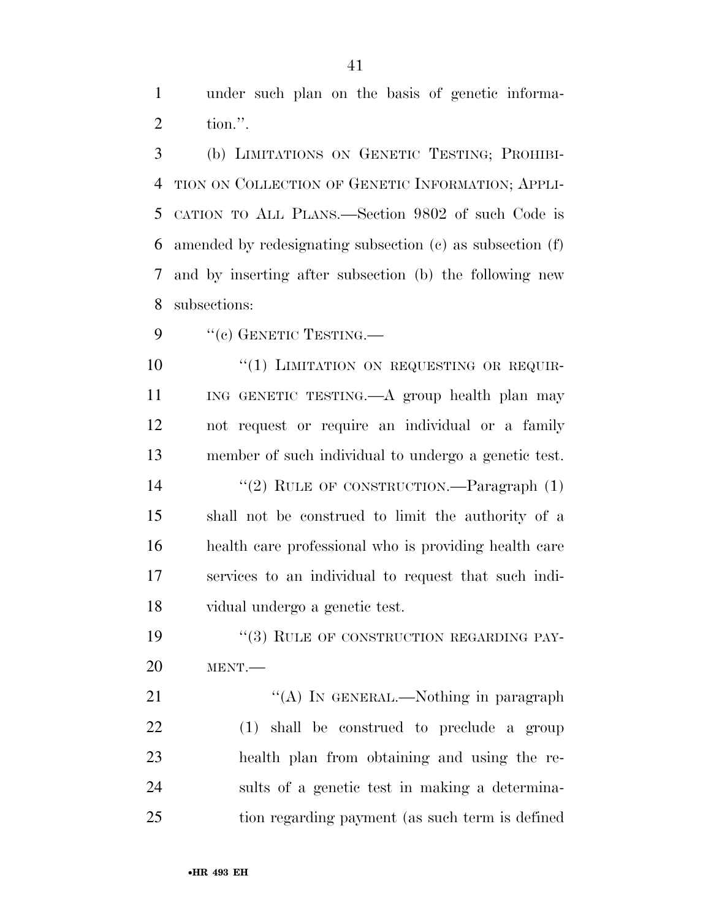under such plan on the basis of genetic information.''.

(b) LIMITATIONS ON GENETIC TESTING; PROHIBITION ON COLLECTION OF GENETIC INFORMATION; APPLICATION TO ALL PLANS.—Section 9802 of such Code is amended by redesignating subsection (c) as subsection (f) and by inserting after subsection (b) the following new subsections:

''(c) GENETIC TESTING.—

''(1) LIMITATION ON REQUESTING OR REQUIRING GENETIC TESTING.—A group health plan may not request or require an individual or a family member of such individual to undergo a genetic test.

''(2) RULE OF CONSTRUCTION.—Paragraph (1) shall not be construed to limit the authority of a health care professional who is providing health care services to an individual to request that such individual undergo a genetic test.

''(3) RULE OF CONSTRUCTION REGARDING PAYMENT.—

''(A) IN GENERAL.—Nothing in paragraph (1) shall be construed to preclude a group health plan from obtaining and using the results of a genetic test in making a determination regarding payment (as such term is defined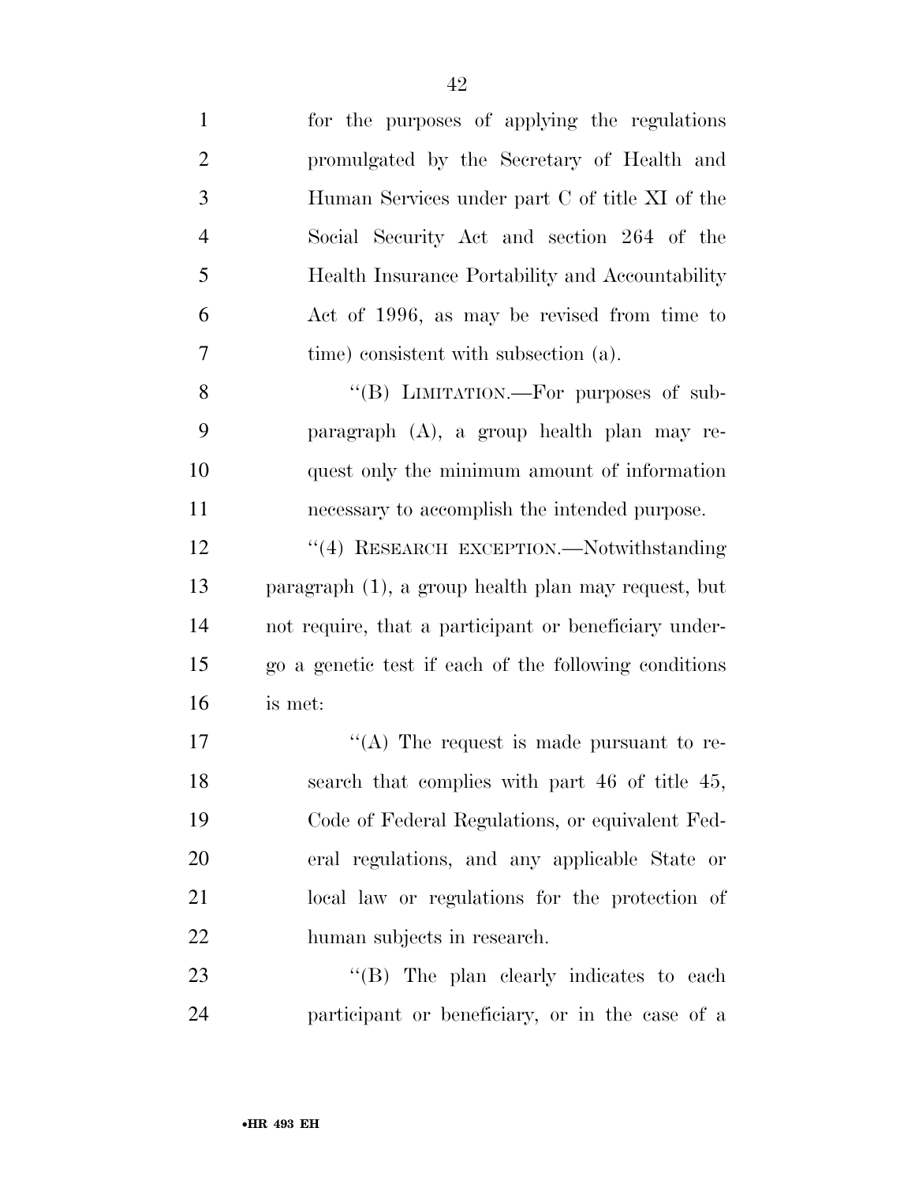for the purposes of applying the regulations promulgated by the Secretary of Health and Human Services under part C of title XI of the Social Security Act and section 264 of the Health Insurance Portability and Accountability Act of 1996, as may be revised from time to time) consistent with subsection (a).

"(B) LIMITATION.—For purposes of subparagraph (A), a group health plan may request only the minimum amount of information necessary to accomplish the intended purpose.

"(4) RESEARCH EXCEPTION.—Notwithstanding paragraph (1), a group health plan may request, but not require, that a participant or beneficiary undergo a genetic test if each of the following conditions is met:

"(A) The request is made pursuant to research that complies with part 46 of title 45, Code of Federal Regulations, or equivalent Federal regulations, and any applicable State or local law or regulations for the protection of human subjects in research.

"(B) The plan clearly indicates to each participant or beneficiary, or in the case of a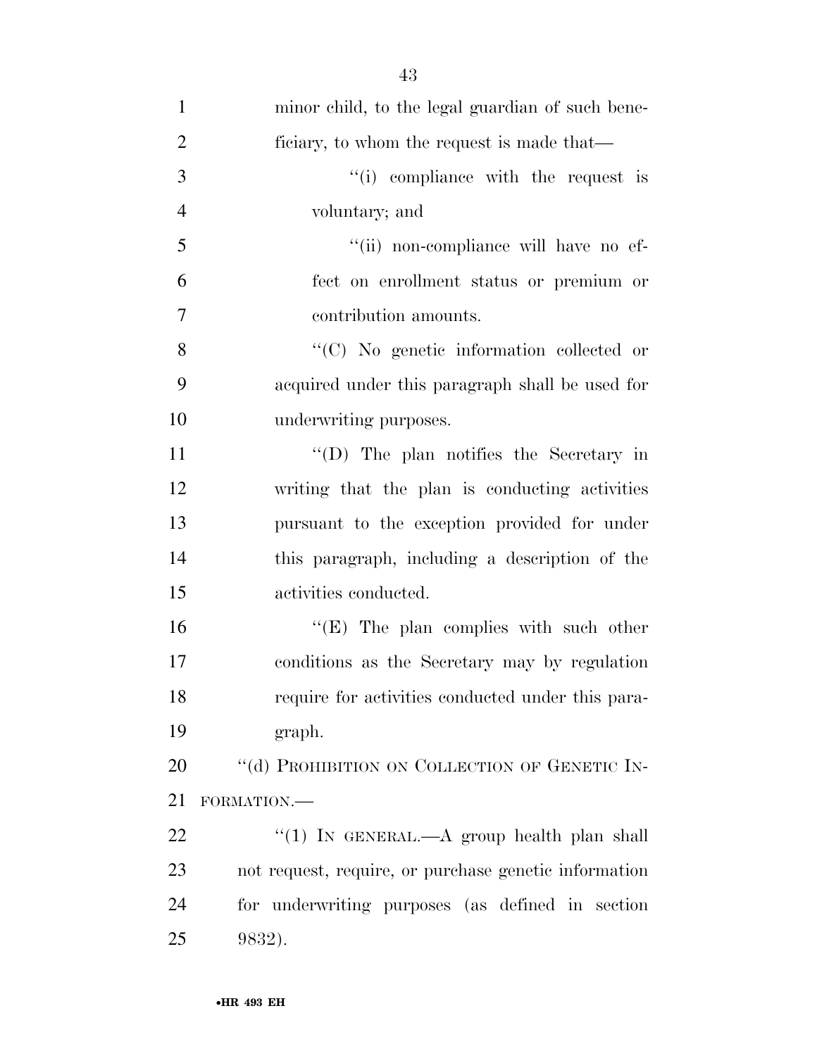minor child, to the legal guardian of such beneficiary, to whom the request is made that—

"(i) compliance with the request is voluntary; and

"(ii) non-compliance will have no effect on enrollment status or premium or contribution amounts.

"(C) No genetic information collected or acquired under this paragraph shall be used for underwriting purposes.

"(D) The plan notifies the Secretary in writing that the plan is conducting activities pursuant to the exception provided for under this paragraph, including a description of the activities conducted.

"(E) The plan complies with such other conditions as the Secretary may by regulation require for activities conducted under this paragraph.

"(d) PROHIBITION ON COLLECTION OF GENETIC INFORMATION.—

"(1) IN GENERAL.—A group health plan shall not request, require, or purchase genetic information for underwriting purposes (as defined in section 9832).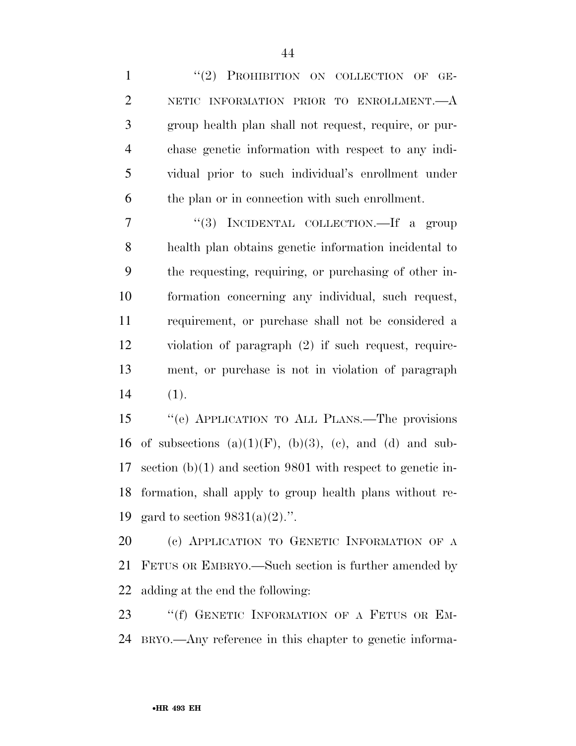"(2) PROHIBITION ON COLLECTION OF GENETIC INFORMATION PRIOR TO ENROLLMENT.—A group health plan shall not request, require, or purchase genetic information with respect to any individual prior to such individual's enrollment under the plan or in connection with such enrollment.

"(3) INCIDENTAL COLLECTION.—If a group health plan obtains genetic information incidental to the requesting, requiring, or purchasing of other information concerning any individual, such request, requirement, or purchase shall not be considered a violation of paragraph (2) if such request, requirement, or purchase is not in violation of paragraph (1).

"(e) APPLICATION TO ALL PLANS.—The provisions of subsections (a)(1)(F), (b)(3), (c), and (d) and subsection (b)(1) and section 9801 with respect to genetic information, shall apply to group health plans without regard to section 9831(a)(2).".

(c) APPLICATION TO GENETIC INFORMATION OF A FETUS OR EMBRYO.—Such section is further amended by adding at the end the following:

"(f) GENETIC INFORMATION OF A FETUS OR EMBRYO.—Any reference in this chapter to genetic informa-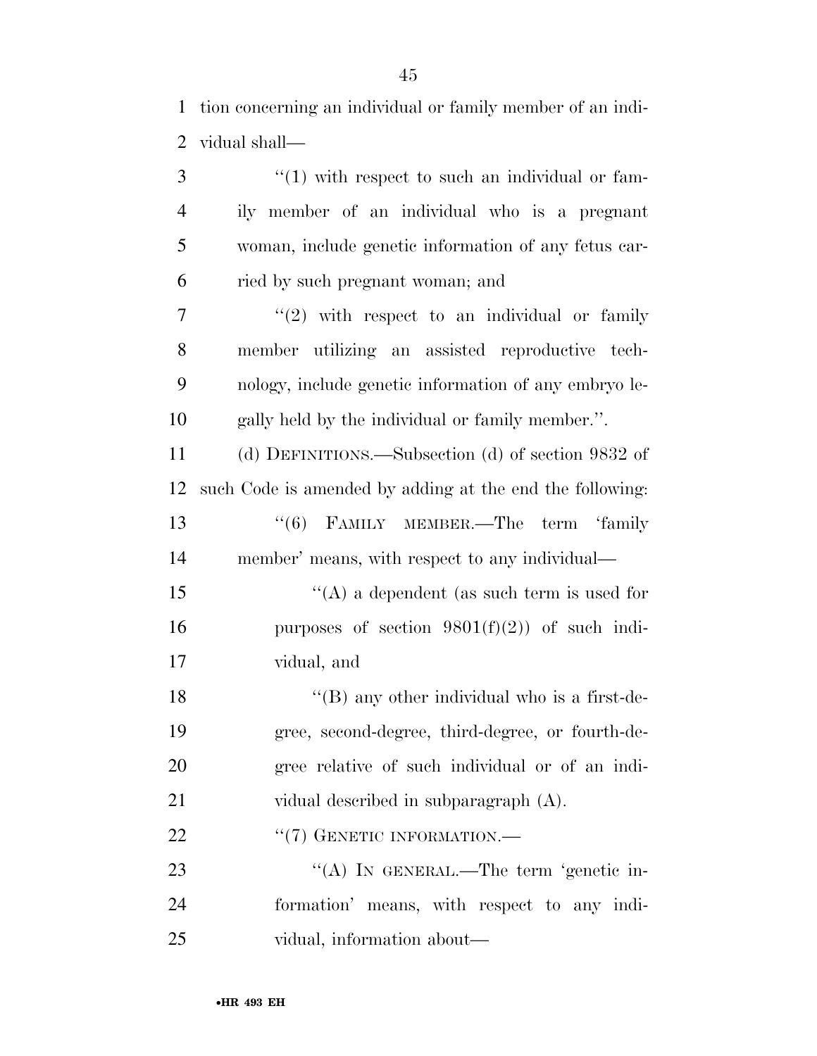tion concerning an individual or family member of an individual shall—

"(1) with respect to such an individual or family member of an individual who is a pregnant woman, include genetic information of any fetus carried by such pregnant woman; and

"(2) with respect to an individual or family member utilizing an assisted reproductive technology, include genetic information of any embryo legally held by the individual or family member.".

(d) DEFINITIONS.—Subsection (d) of section 9832 of such Code is amended by adding at the end the following:

"(6) FAMILY MEMBER.—The term 'family member' means, with respect to any individual—

"(A) a dependent (as such term is used for purposes of section 9801(f)(2)) of such individual, and

"(B) any other individual who is a first-degree, second-degree, third-degree, or fourth-degree relative of such individual or of an individual described in subparagraph (A).

"(7) GENETIC INFORMATION.—

"(A) IN GENERAL.—The term 'genetic information' means, with respect to any individual, information about—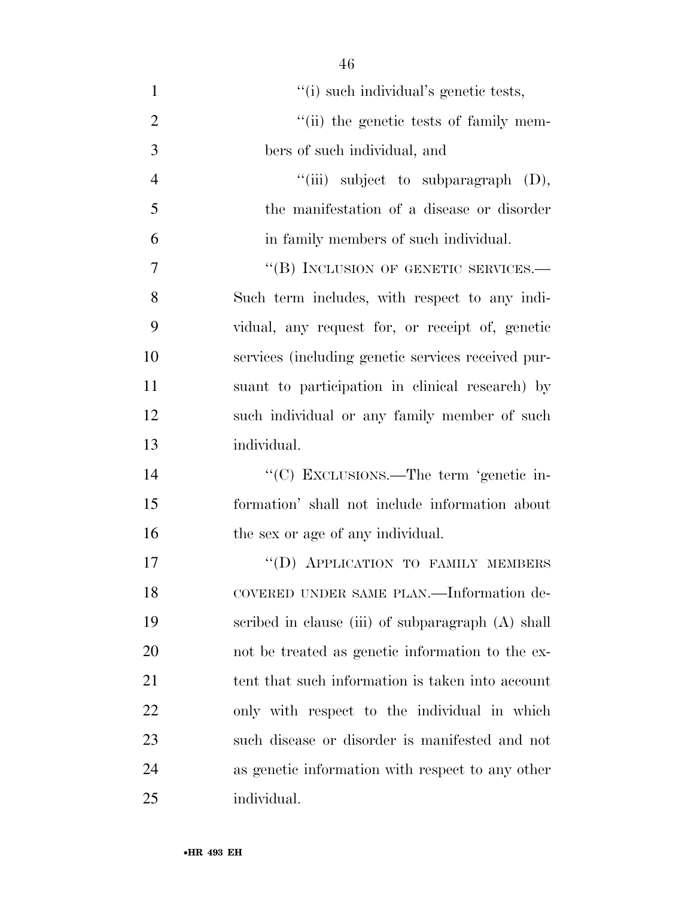''(i) such individual's genetic tests,

''(ii) the genetic tests of family members of such individual, and

''(iii) subject to subparagraph (D), the manifestation of a disease or disorder in family members of such individual.

''(B) INCLUSION OF GENETIC SERVICES.—Such term includes, with respect to any individual, any request for, or receipt of, genetic services (including genetic services received pursuant to participation in clinical research) by such individual or any family member of such individual.

''(C) EXCLUSIONS.—The term 'genetic information' shall not include information about the sex or age of any individual.

''(D) APPLICATION TO FAMILY MEMBERS COVERED UNDER SAME PLAN.—Information described in clause (iii) of subparagraph (A) shall not be treated as genetic information to the extent that such information is taken into account only with respect to the individual in which such disease or disorder is manifested and not as genetic information with respect to any other individual.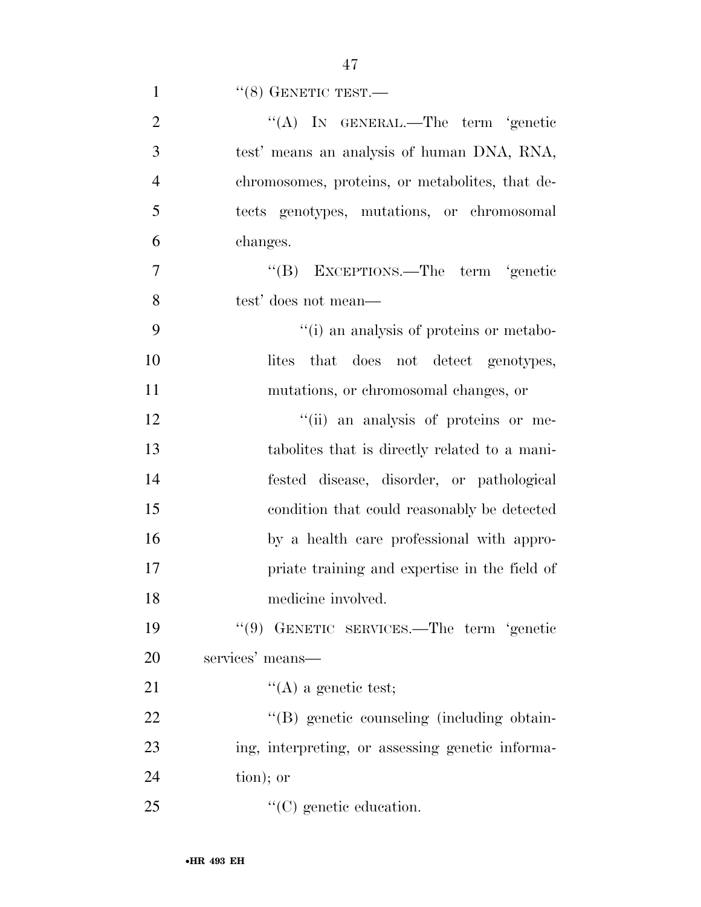''(8) GENETIC TEST.—

''(A) IN GENERAL.—The term 'genetic test' means an analysis of human DNA, RNA, chromosomes, proteins, or metabolites, that detects genotypes, mutations, or chromosomal changes.

''(B) EXCEPTIONS.—The term 'genetic test' does not mean—

''(i) an analysis of proteins or metabolites that does not detect genotypes, mutations, or chromosomal changes, or

''(ii) an analysis of proteins or metabolites that is directly related to a manifested disease, disorder, or pathological condition that could reasonably be detected by a health care professional with appropriate training and expertise in the field of medicine involved.

''(9) GENETIC SERVICES.—The term 'genetic services' means—

''(A) a genetic test;

''(B) genetic counseling (including obtaining, interpreting, or assessing genetic information); or

''(C) genetic education.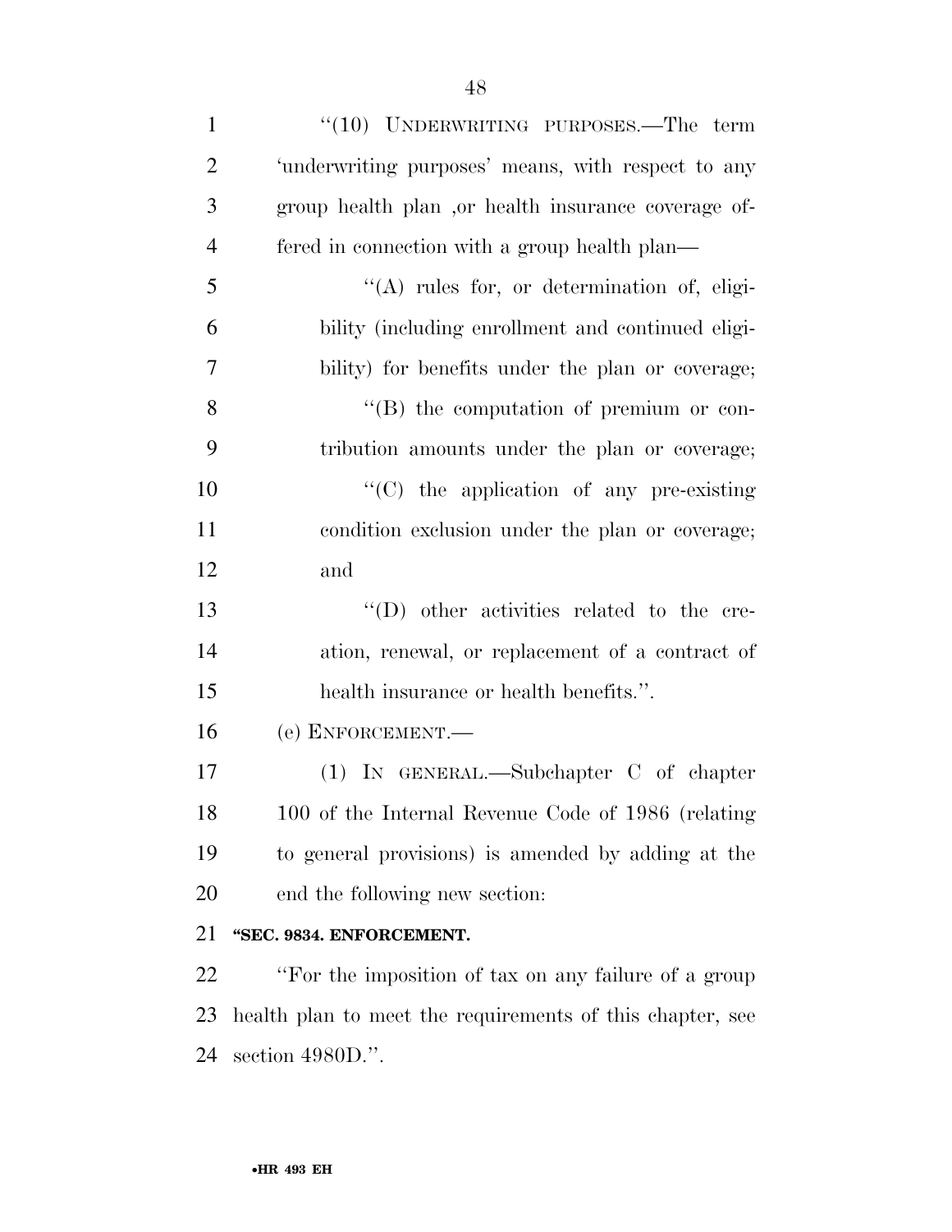"(10) UNDERWRITING PURPOSES.—The term 'underwriting purposes' means, with respect to any group health plan ,or health insurance coverage offered in connection with a group health plan—

"(A) rules for, or determination of, eligibility (including enrollment and continued eligibility) for benefits under the plan or coverage;

"(B) the computation of premium or contribution amounts under the plan or coverage;

"(C) the application of any pre-existing condition exclusion under the plan or coverage; and

"(D) other activities related to the creation, renewal, or replacement of a contract of health insurance or health benefits.".

(e) ENFORCEMENT.—

(1) IN GENERAL.—Subchapter C of chapter 100 of the Internal Revenue Code of 1986 (relating to general provisions) is amended by adding at the end the following new section:

**"SEC. 9834. ENFORCEMENT.**

"For the imposition of tax on any failure of a group health plan to meet the requirements of this chapter, see section 4980D.".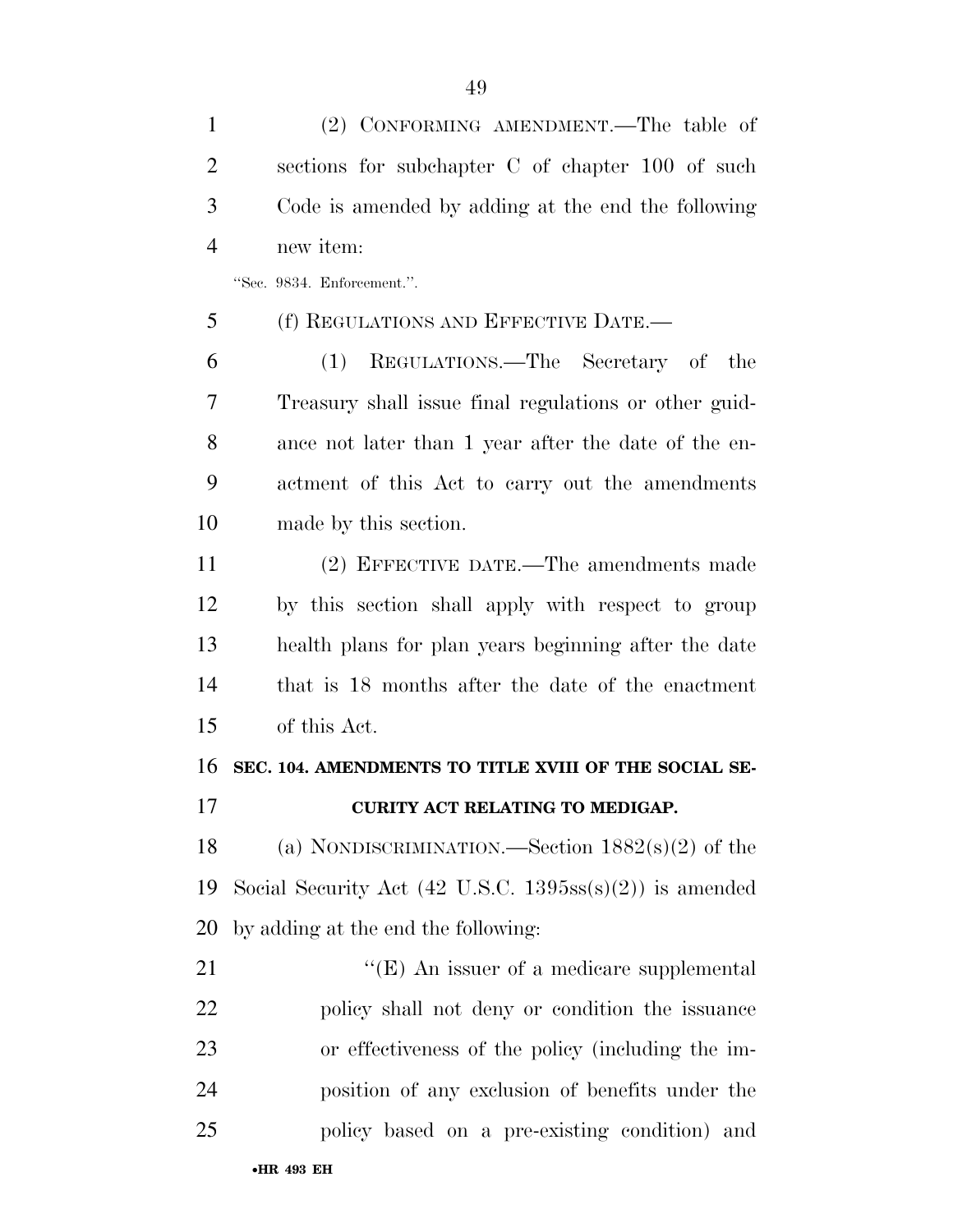(2) CONFORMING AMENDMENT.—The table of sections for subchapter C of chapter 100 of such Code is amended by adding at the end the following new item:

"Sec. 9834. Enforcement.".

(f) REGULATIONS AND EFFECTIVE DATE.—

(1) REGULATIONS.—The Secretary of the Treasury shall issue final regulations or other guidance not later than 1 year after the date of the enactment of this Act to carry out the amendments made by this section.

(2) EFFECTIVE DATE.—The amendments made by this section shall apply with respect to group health plans for plan years beginning after the date that is 18 months after the date of the enactment of this Act.

**SEC. 104. AMENDMENTS TO TITLE XVIII OF THE SOCIAL SECURITY ACT RELATING TO MEDIGAP.**

(a) NONDISCRIMINATION.—Section 1882(s)(2) of the Social Security Act (42 U.S.C. 1395ss(s)(2)) is amended by adding at the end the following:

"(E) An issuer of a medicare supplemental policy shall not deny or condition the issuance or effectiveness of the policy (including the imposition of any exclusion of benefits under the policy based on a pre-existing condition) and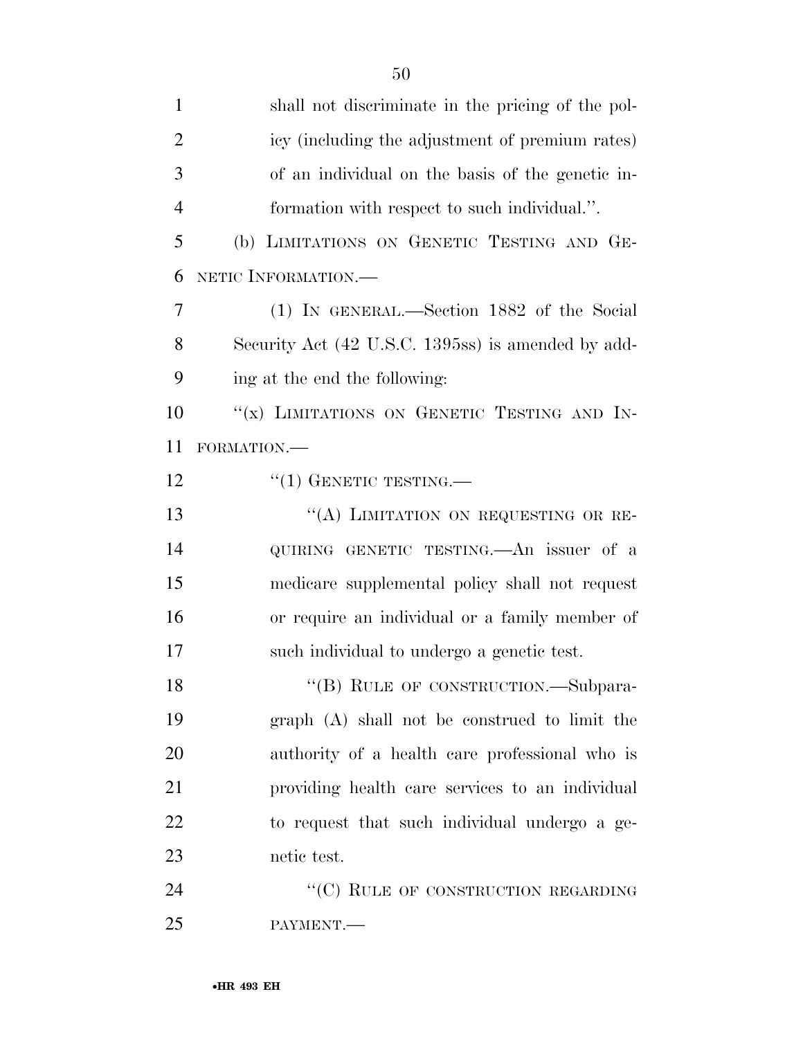shall not discriminate in the pricing of the policy (including the adjustment of premium rates) of an individual on the basis of the genetic information with respect to such individual.''.

(b) LIMITATIONS ON GENETIC TESTING AND GENETIC INFORMATION.—

(1) IN GENERAL.—Section 1882 of the Social Security Act (42 U.S.C. 1395ss) is amended by adding at the end the following:

''(x) LIMITATIONS ON GENETIC TESTING AND INFORMATION.—

''(1) GENETIC TESTING.—

''(A) LIMITATION ON REQUESTING OR REQUIRING GENETIC TESTING.—An issuer of a medicare supplemental policy shall not request or require an individual or a family member of such individual to undergo a genetic test.

''(B) RULE OF CONSTRUCTION.—Subparagraph (A) shall not be construed to limit the authority of a health care professional who is providing health care services to an individual to request that such individual undergo a genetic test.

''(C) RULE OF CONSTRUCTION REGARDING PAYMENT.—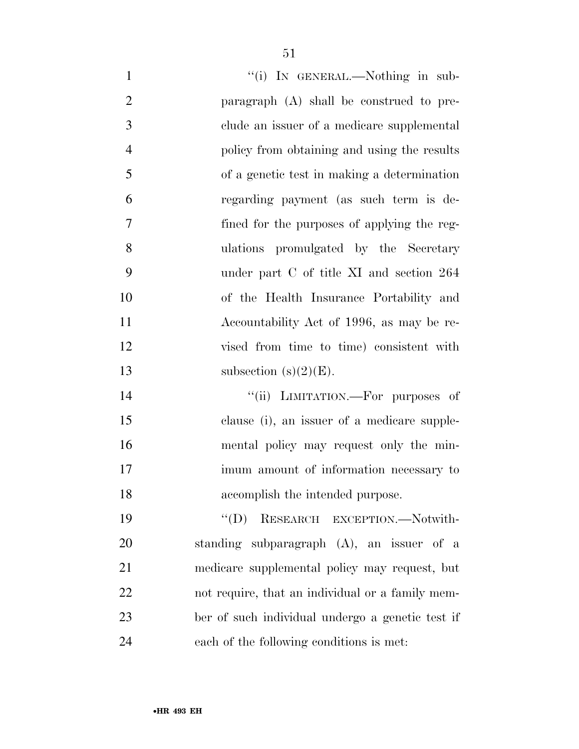"(i) IN GENERAL.—Nothing in subparagraph (A) shall be construed to preclude an issuer of a medicare supplemental policy from obtaining and using the results of a genetic test in making a determination regarding payment (as such term is defined for the purposes of applying the regulations promulgated by the Secretary under part C of title XI and section 264 of the Health Insurance Portability and Accountability Act of 1996, as may be revised from time to time) consistent with subsection (s)(2)(E).

"(ii) LIMITATION.—For purposes of clause (i), an issuer of a medicare supplemental policy may request only the minimum amount of information necessary to accomplish the intended purpose.

"(D) RESEARCH EXCEPTION.—Notwithstanding subparagraph (A), an issuer of a medicare supplemental policy may request, but not require, that an individual or a family member of such individual undergo a genetic test if each of the following conditions is met: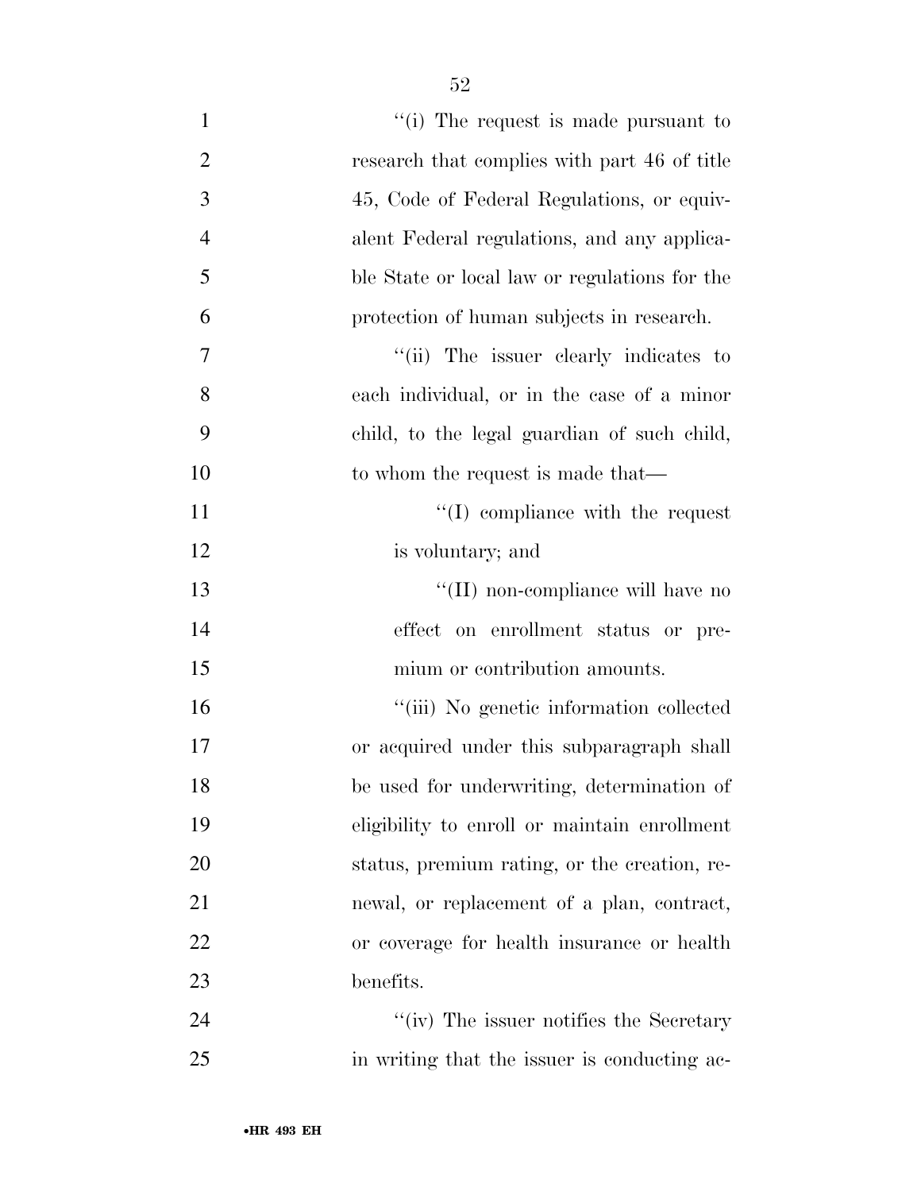''(i) The request is made pursuant to research that complies with part 46 of title 45, Code of Federal Regulations, or equivalent Federal regulations, and any applicable State or local law or regulations for the protection of human subjects in research.

''(ii) The issuer clearly indicates to each individual, or in the case of a minor child, to the legal guardian of such child, to whom the request is made that—

''(I) compliance with the request is voluntary; and

''(II) non-compliance will have no effect on enrollment status or premium or contribution amounts.

''(iii) No genetic information collected or acquired under this subparagraph shall be used for underwriting, determination of eligibility to enroll or maintain enrollment status, premium rating, or the creation, renewal, or replacement of a plan, contract, or coverage for health insurance or health benefits.

''(iv) The issuer notifies the Secretary in writing that the issuer is conducting ac-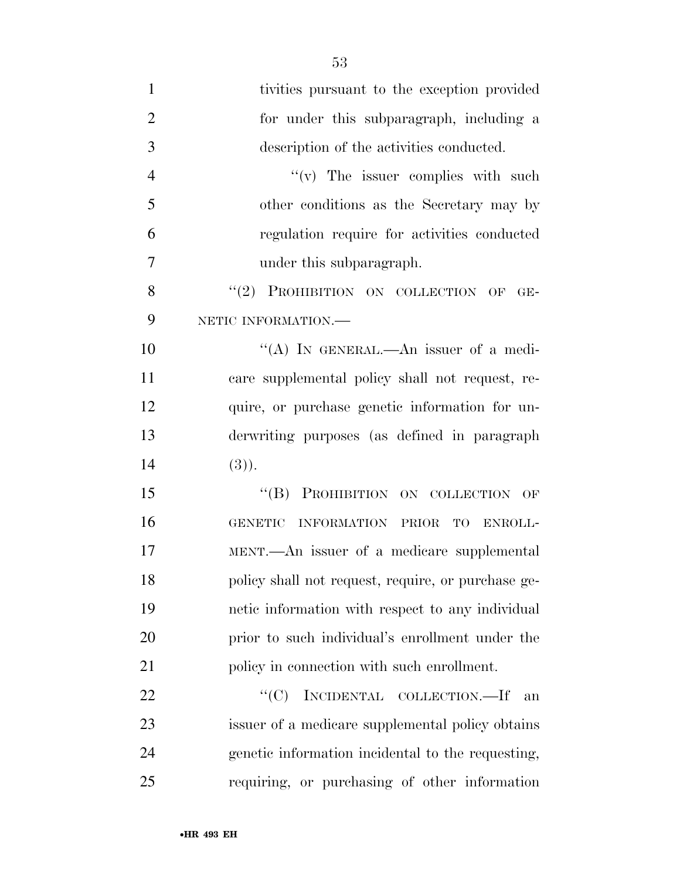tivities pursuant to the exception provided for under this subparagraph, including a description of the activities conducted.

"(v) The issuer complies with such other conditions as the Secretary may by regulation require for activities conducted under this subparagraph.

"(2) PROHIBITION ON COLLECTION OF GENETIC INFORMATION.—

"(A) IN GENERAL.—An issuer of a medicare supplemental policy shall not request, require, or purchase genetic information for underwriting purposes (as defined in paragraph (3)).

"(B) PROHIBITION ON COLLECTION OF GENETIC INFORMATION PRIOR TO ENROLLMENT.—An issuer of a medicare supplemental policy shall not request, require, or purchase genetic information with respect to any individual prior to such individual's enrollment under the policy in connection with such enrollment.

"(C) INCIDENTAL COLLECTION.—If an issuer of a medicare supplemental policy obtains genetic information incidental to the requesting, requiring, or purchasing of other information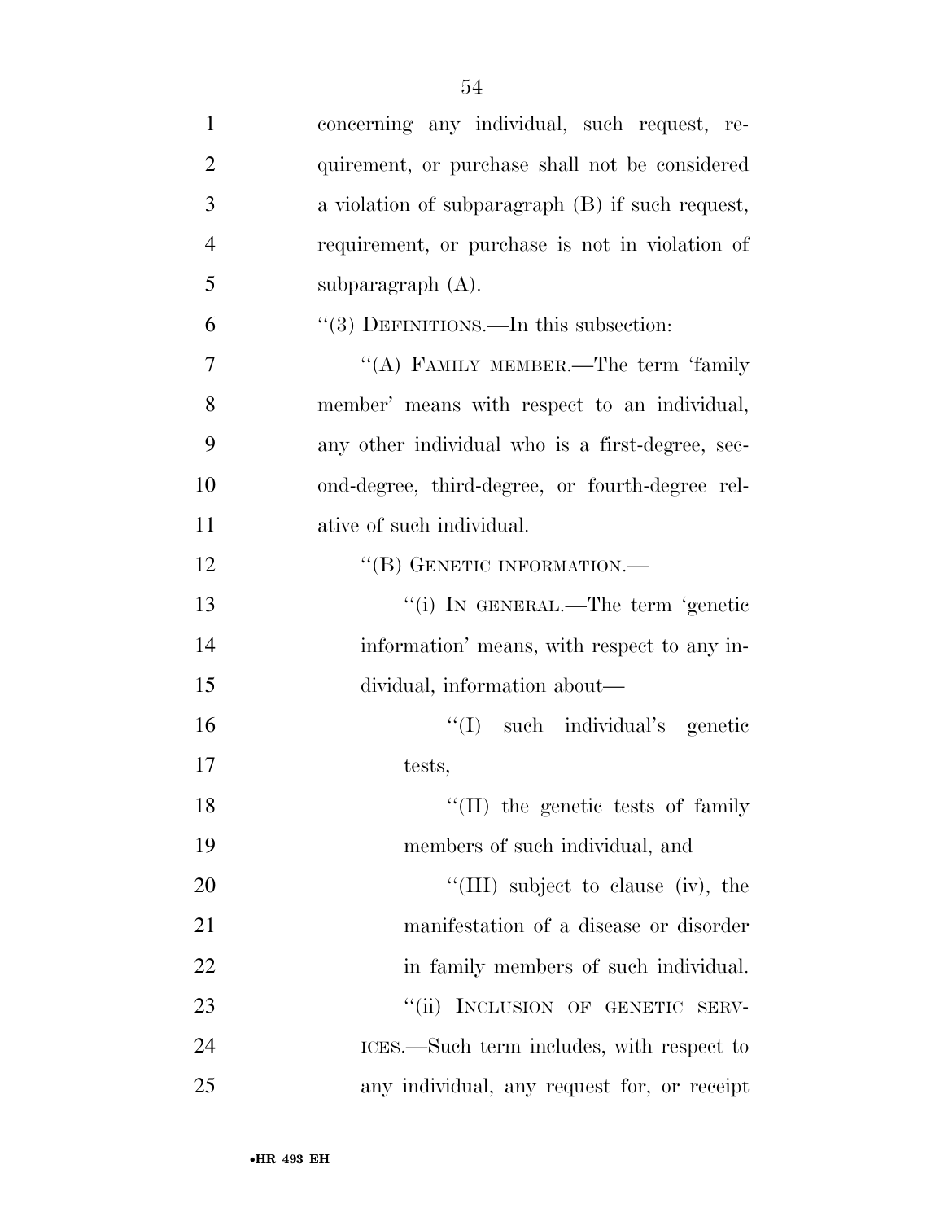concerning any individual, such request, requirement, or purchase shall not be considered a violation of subparagraph (B) if such request, requirement, or purchase is not in violation of subparagraph (A).

"(3) DEFINITIONS.—In this subsection:

"(A) FAMILY MEMBER.—The term 'family member' means with respect to an individual, any other individual who is a first-degree, second-degree, third-degree, or fourth-degree relative of such individual.

"(B) GENETIC INFORMATION.—

"(i) IN GENERAL.—The term 'genetic information' means, with respect to any individual, information about—

"(I) such individual's genetic tests,

"(II) the genetic tests of family members of such individual, and

"(III) subject to clause (iv), the manifestation of a disease or disorder in family members of such individual.

"(ii) INCLUSION OF GENETIC SERVICES.—Such term includes, with respect to any individual, any request for, or receipt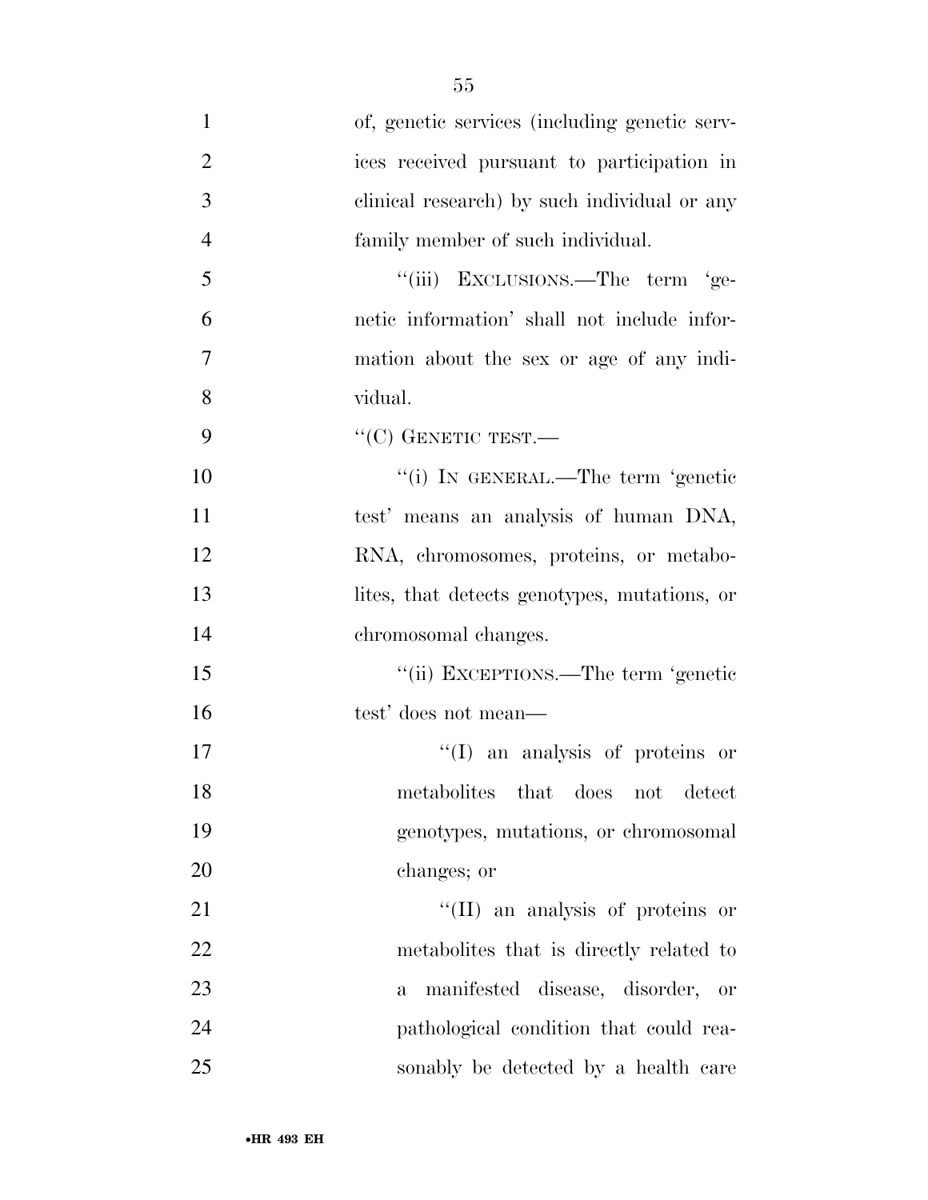of, genetic services (including genetic services received pursuant to participation in clinical research) by such individual or any family member of such individual.

"(iii) EXCLUSIONS.—The term 'genetic information' shall not include information about the sex or age of any individual.

"(C) GENETIC TEST.—

"(i) IN GENERAL.—The term 'genetic test' means an analysis of human DNA, RNA, chromosomes, proteins, or metabolites, that detects genotypes, mutations, or chromosomal changes.

"(ii) EXCEPTIONS.—The term 'genetic test' does not mean—

"(I) an analysis of proteins or metabolites that does not detect genotypes, mutations, or chromosomal changes; or

"(II) an analysis of proteins or metabolites that is directly related to a manifested disease, disorder, or pathological condition that could reasonably be detected by a health care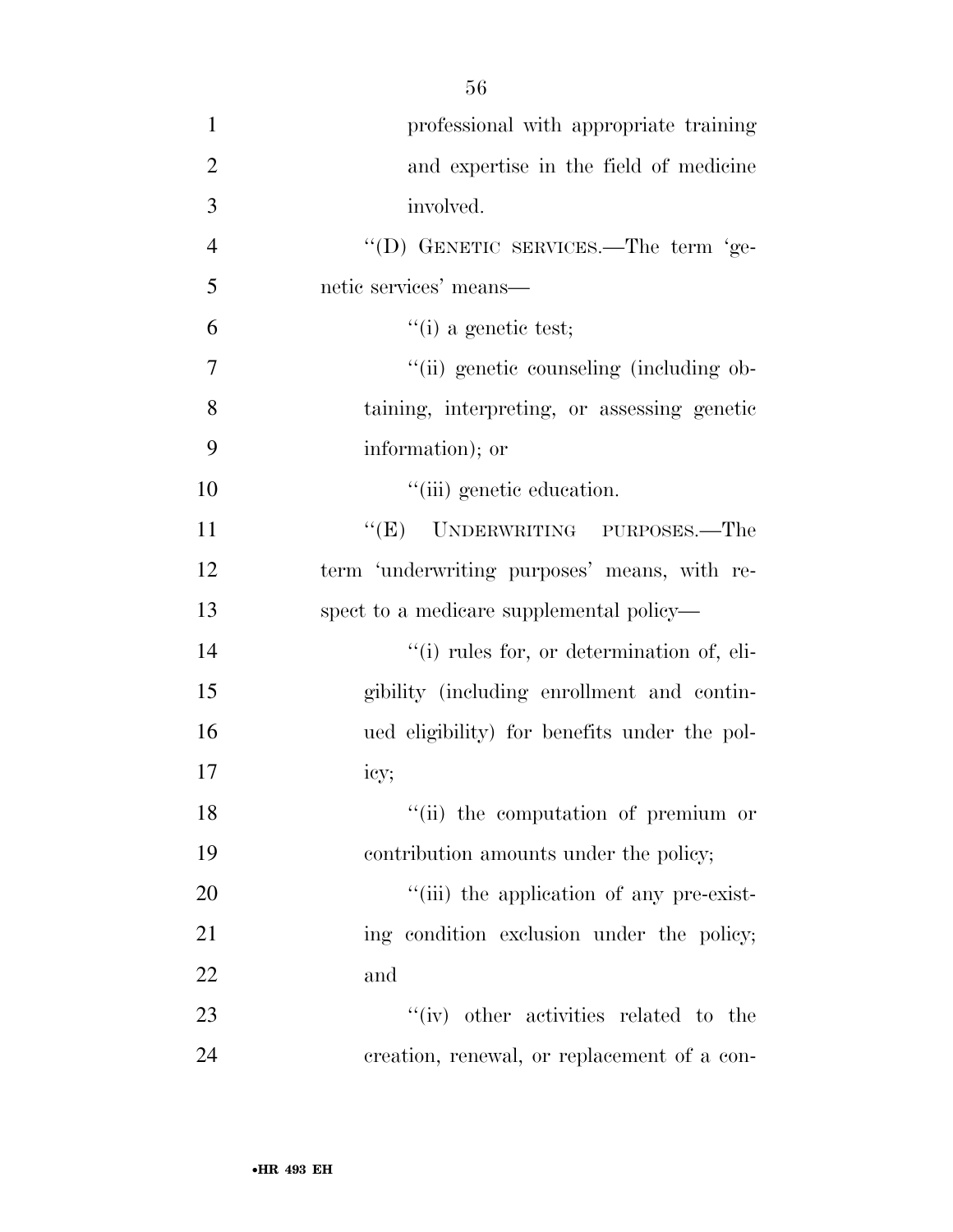professional with appropriate training and expertise in the field of medicine involved.

''(D) GENETIC SERVICES.—The term 'genetic services' means—

''(i) a genetic test;

''(ii) genetic counseling (including obtaining, interpreting, or assessing genetic information); or

''(iii) genetic education.

''(E) UNDERWRITING PURPOSES.—The term 'underwriting purposes' means, with respect to a medicare supplemental policy—

''(i) rules for, or determination of, eligibility (including enrollment and continued eligibility) for benefits under the policy;

''(ii) the computation of premium or contribution amounts under the policy;

''(iii) the application of any pre-existing condition exclusion under the policy; and

''(iv) other activities related to the creation, renewal, or replacement of a con-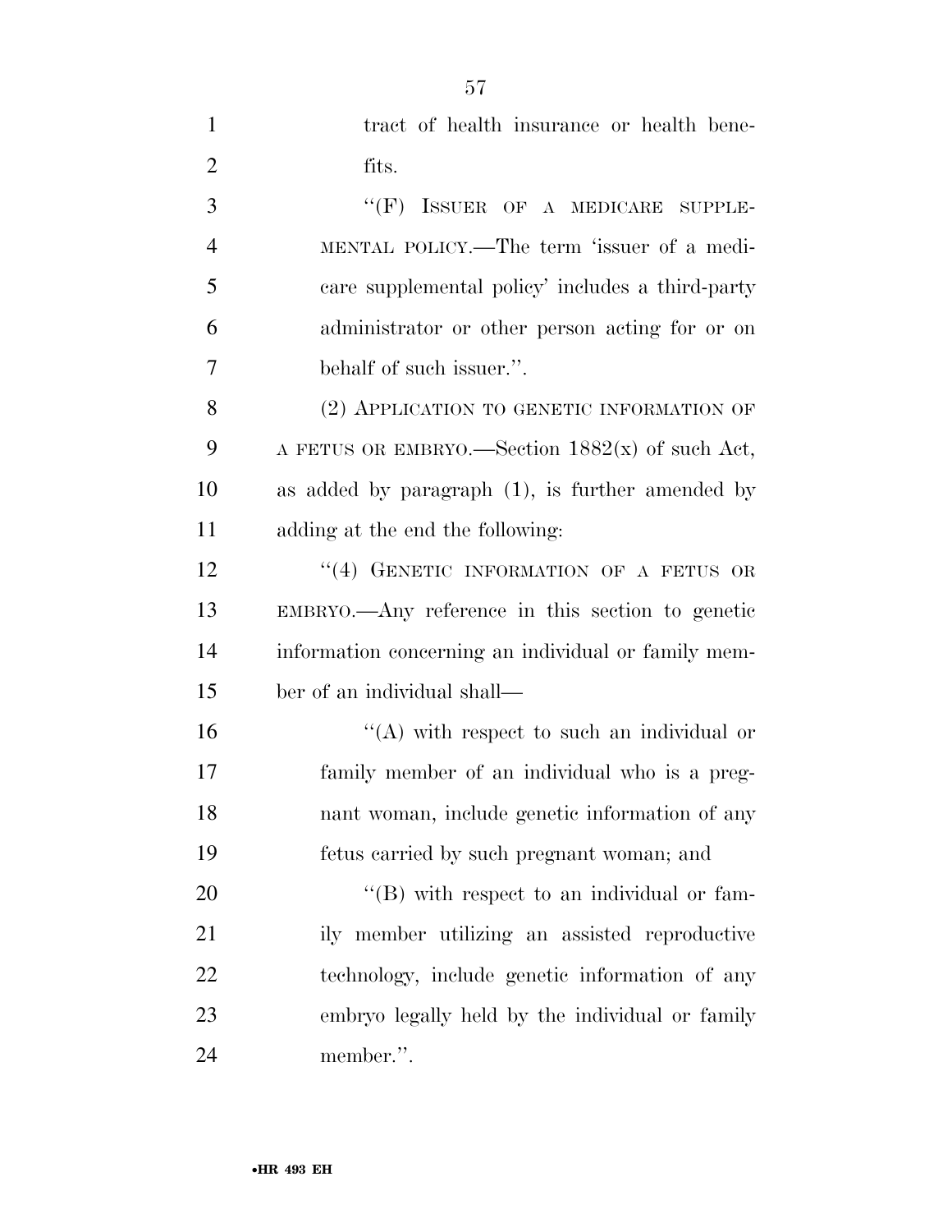tract of health insurance or health benefits.

"(F) ISSUER OF A MEDICARE SUPPLEMENTAL POLICY.—The term 'issuer of a medicare supplemental policy' includes a third-party administrator or other person acting for or on behalf of such issuer.".

(2) APPLICATION TO GENETIC INFORMATION OF A FETUS OR EMBRYO.—Section 1882(x) of such Act, as added by paragraph (1), is further amended by adding at the end the following:

"(4) GENETIC INFORMATION OF A FETUS OR EMBRYO.—Any reference in this section to genetic information concerning an individual or family member of an individual shall—

"(A) with respect to such an individual or family member of an individual who is a pregnant woman, include genetic information of any fetus carried by such pregnant woman; and

"(B) with respect to an individual or family member utilizing an assisted reproductive technology, include genetic information of any embryo legally held by the individual or family member.".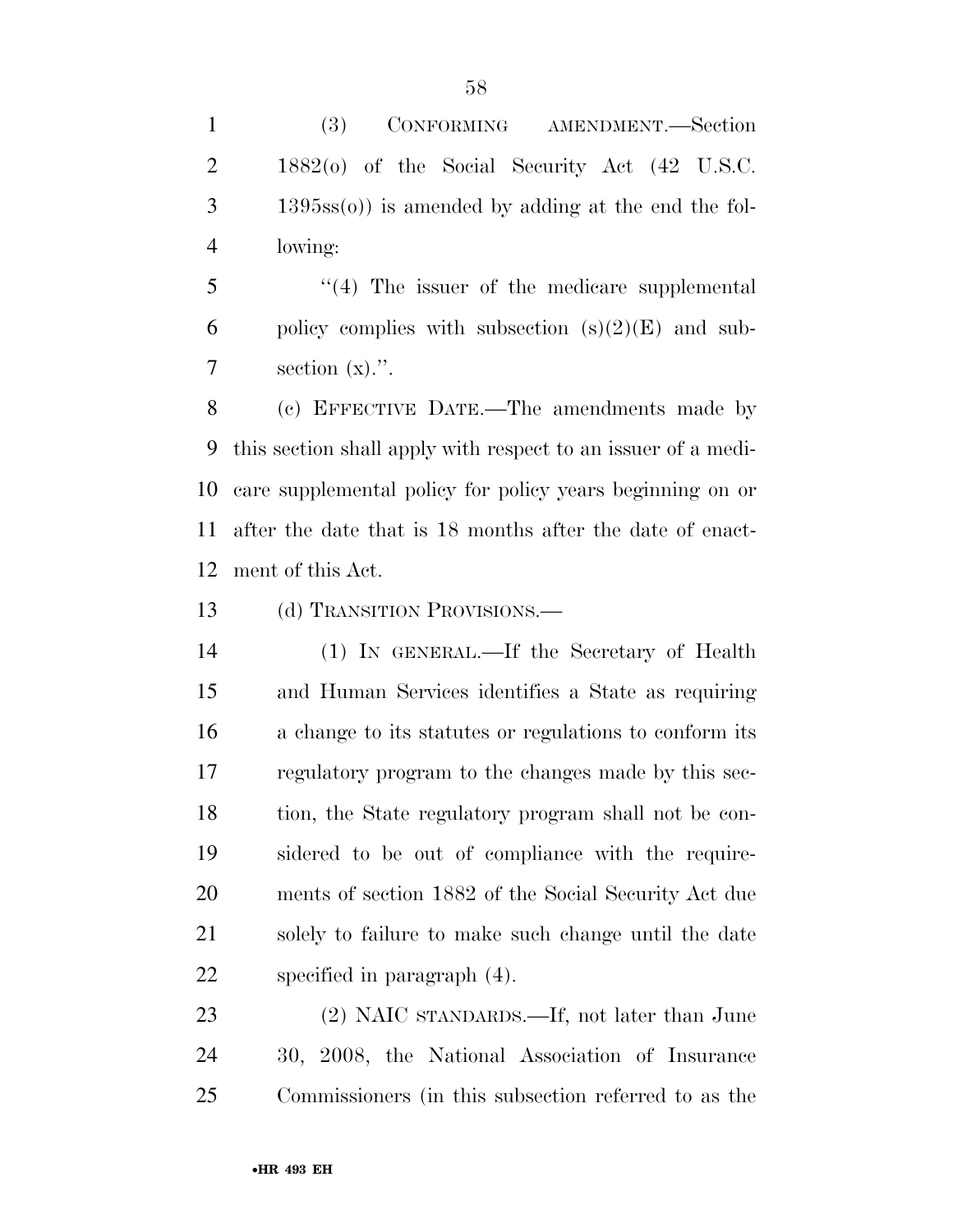(3) CONFORMING AMENDMENT.—Section 1882(o) of the Social Security Act (42 U.S.C. 1395ss(o)) is amended by adding at the end the following:

"(4) The issuer of the medicare supplemental policy complies with subsection (s)(2)(E) and subsection (x).".

(c) EFFECTIVE DATE.—The amendments made by this section shall apply with respect to an issuer of a medicare supplemental policy for policy years beginning on or after the date that is 18 months after the date of enactment of this Act.

(d) TRANSITION PROVISIONS.—

(1) IN GENERAL.—If the Secretary of Health and Human Services identifies a State as requiring a change to its statutes or regulations to conform its regulatory program to the changes made by this section, the State regulatory program shall not be considered to be out of compliance with the requirements of section 1882 of the Social Security Act due solely to failure to make such change until the date specified in paragraph (4).

(2) NAIC STANDARDS.—If, not later than June 30, 2008, the National Association of Insurance Commissioners (in this subsection referred to as the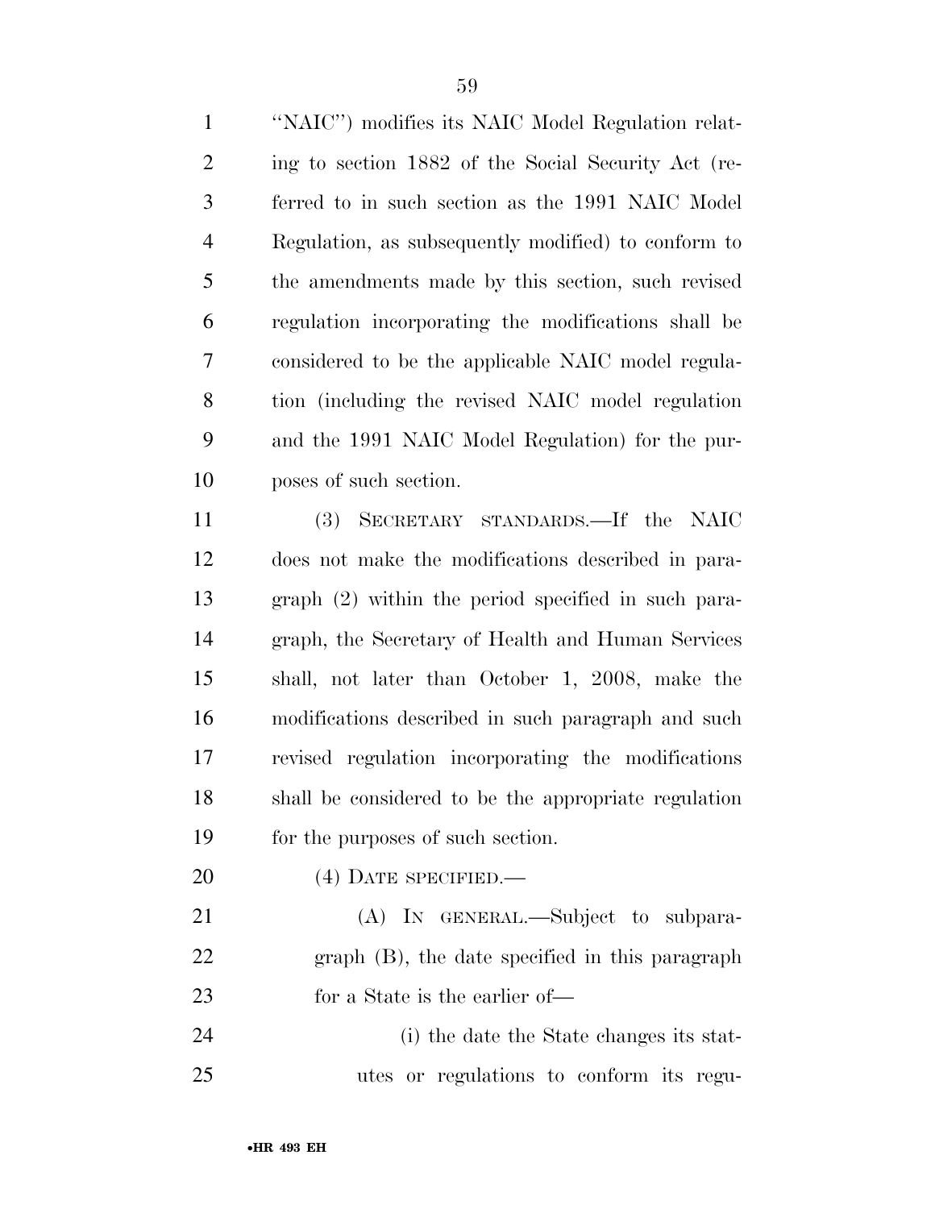"NAIC") modifies its NAIC Model Regulation relating to section 1882 of the Social Security Act (referred to in such section as the 1991 NAIC Model Regulation, as subsequently modified) to conform to the amendments made by this section, such revised regulation incorporating the modifications shall be considered to be the applicable NAIC model regulation (including the revised NAIC model regulation and the 1991 NAIC Model Regulation) for the purposes of such section.

(3) SECRETARY STANDARDS.—If the NAIC does not make the modifications described in paragraph (2) within the period specified in such paragraph, the Secretary of Health and Human Services shall, not later than October 1, 2008, make the modifications described in such paragraph and such revised regulation incorporating the modifications shall be considered to be the appropriate regulation for the purposes of such section.

(4) DATE SPECIFIED.—

(A) IN GENERAL.—Subject to subparagraph (B), the date specified in this paragraph for a State is the earlier of—

(i) the date the State changes its statutes or regulations to conform its regu-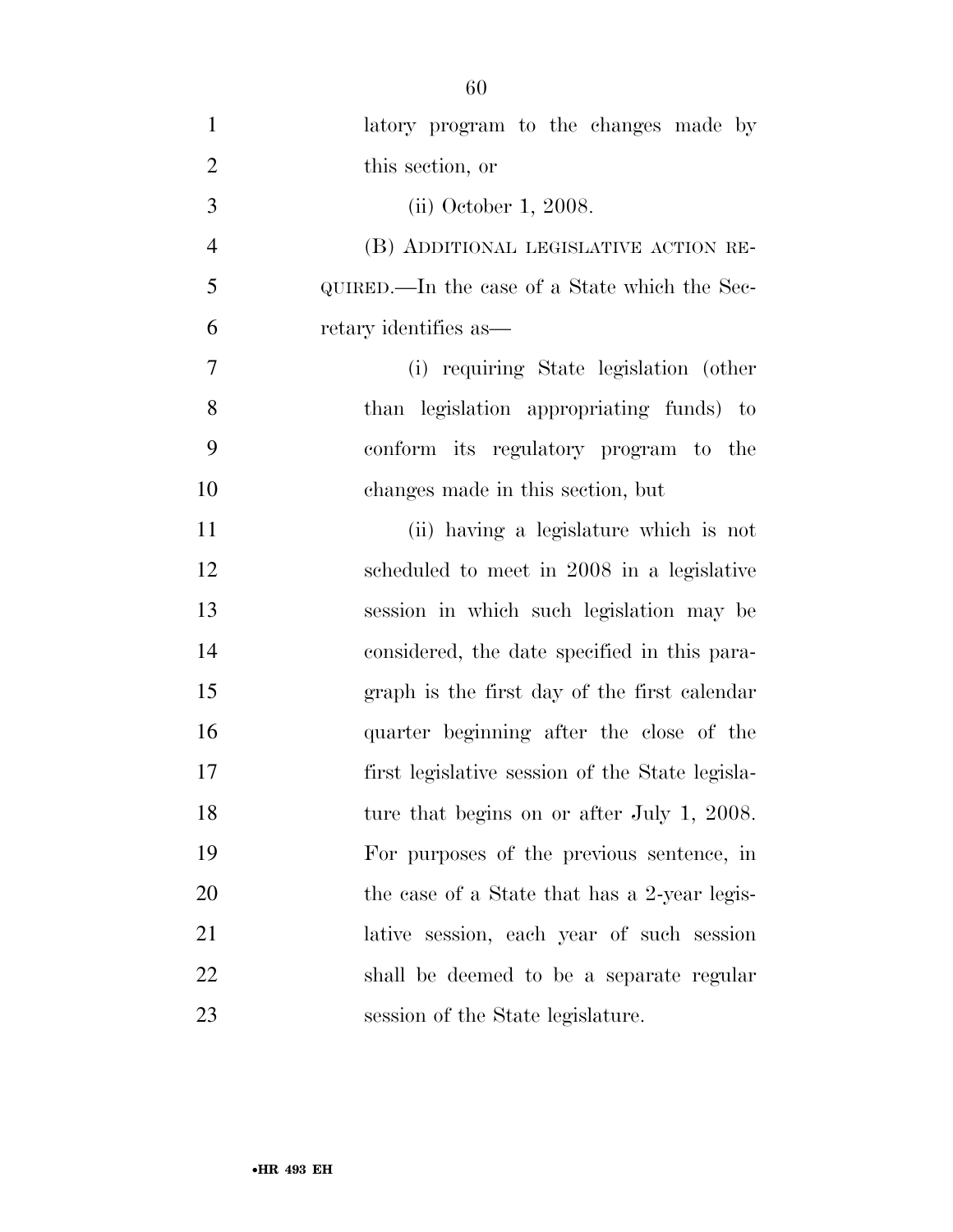latory program to the changes made by this section, or

(ii) October 1, 2008.

(B) ADDITIONAL LEGISLATIVE ACTION REQUIRED.—In the case of a State which the Secretary identifies as—

(i) requiring State legislation (other than legislation appropriating funds) to conform its regulatory program to the changes made in this section, but

(ii) having a legislature which is not scheduled to meet in 2008 in a legislative session in which such legislation may be considered, the date specified in this paragraph is the first day of the first calendar quarter beginning after the close of the first legislative session of the State legislature that begins on or after July 1, 2008. For purposes of the previous sentence, in the case of a State that has a 2-year legislative session, each year of such session shall be deemed to be a separate regular session of the State legislature.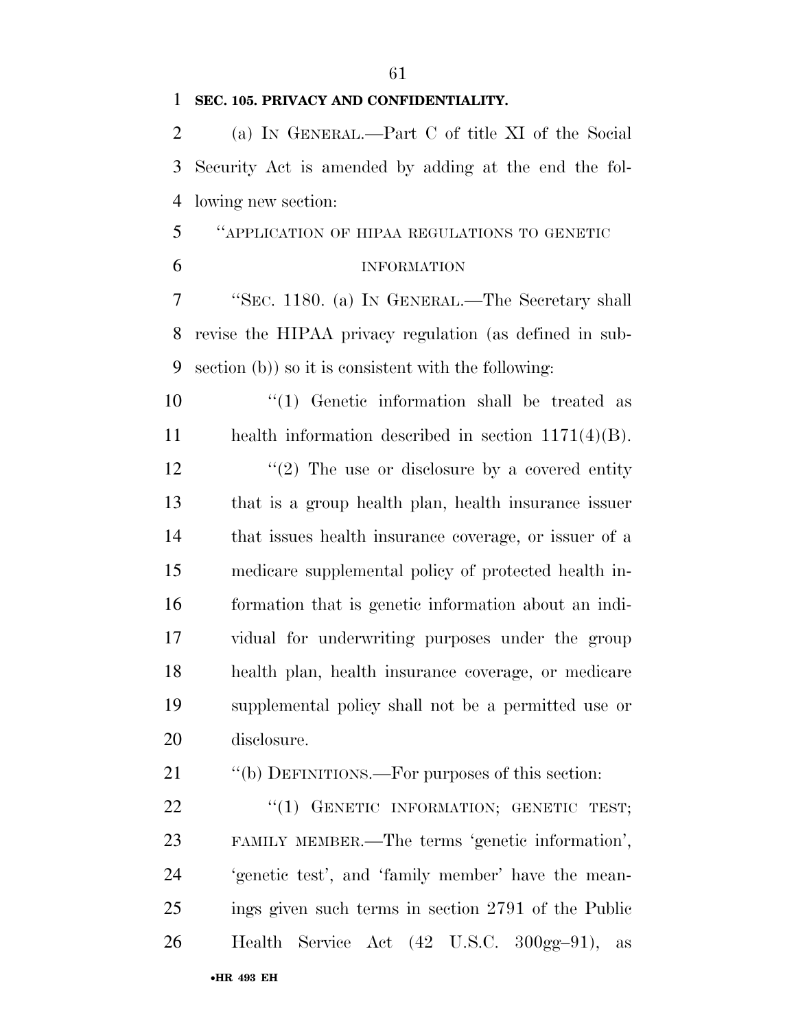**SEC. 105. PRIVACY AND CONFIDENTIALITY.**

(a) IN GENERAL.—Part C of title XI of the Social Security Act is amended by adding at the end the following new section:

"APPLICATION OF HIPAA REGULATIONS TO GENETIC INFORMATION

"SEC. 1180. (a) IN GENERAL.—The Secretary shall revise the HIPAA privacy regulation (as defined in subsection (b)) so it is consistent with the following:

"(1) Genetic information shall be treated as health information described in section 1171(4)(B).

"(2) The use or disclosure by a covered entity that is a group health plan, health insurance issuer that issues health insurance coverage, or issuer of a medicare supplemental policy of protected health information that is genetic information about an individual for underwriting purposes under the group health plan, health insurance coverage, or medicare supplemental policy shall not be a permitted use or disclosure.

"(b) DEFINITIONS.—For purposes of this section:

"(1) GENETIC INFORMATION; GENETIC TEST; FAMILY MEMBER.—The terms 'genetic information', 'genetic test', and 'family member' have the meanings given such terms in section 2791 of the Public Health Service Act (42 U.S.C. 300gg–91), as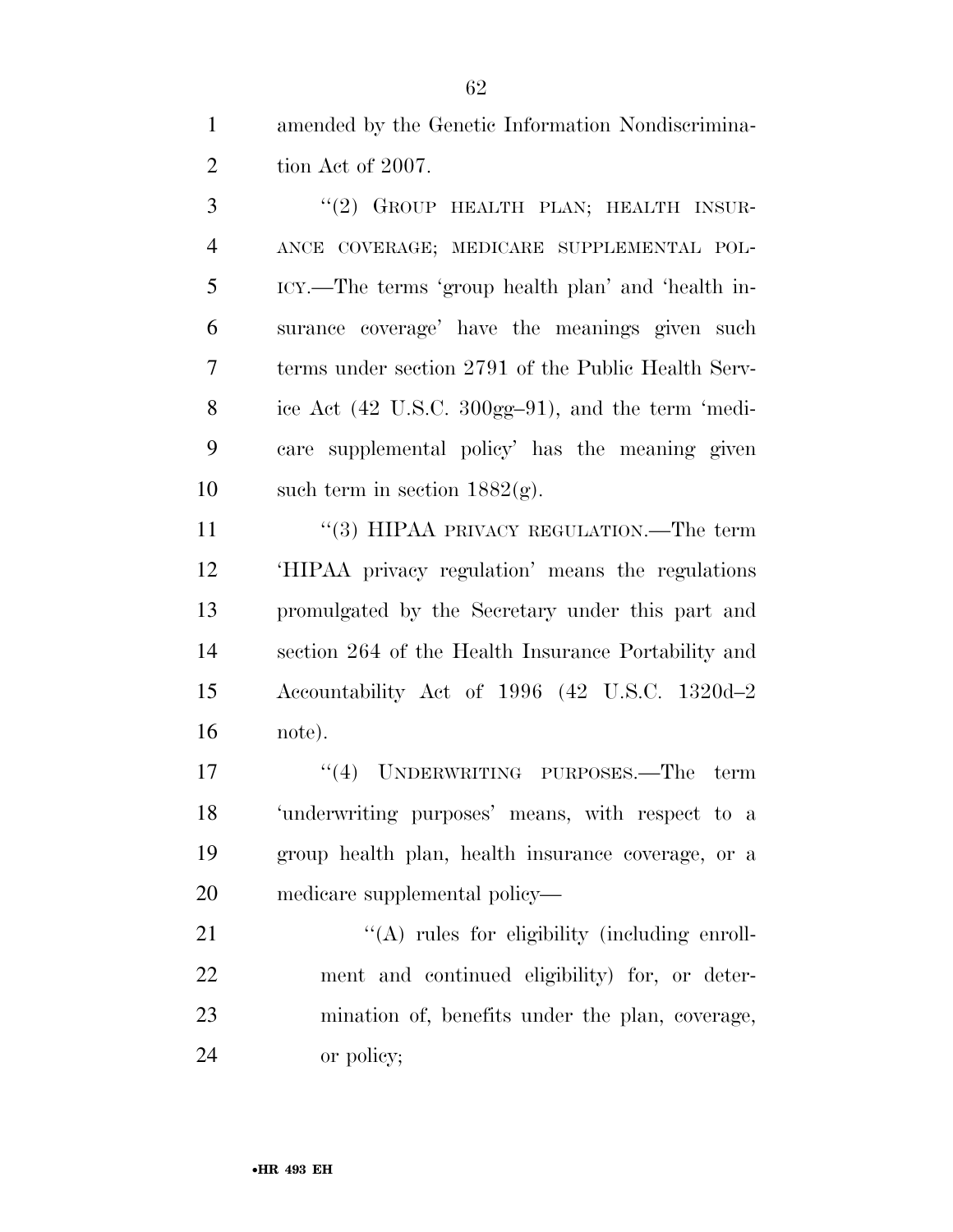amended by the Genetic Information Nondiscrimination Act of 2007.

''(2) GROUP HEALTH PLAN; HEALTH INSURANCE COVERAGE; MEDICARE SUPPLEMENTAL POLICY.—The terms 'group health plan' and 'health insurance coverage' have the meanings given such terms under section 2791 of the Public Health Service Act (42 U.S.C. 300gg–91), and the term 'medicare supplemental policy' has the meaning given such term in section 1882(g).

''(3) HIPAA PRIVACY REGULATION.—The term 'HIPAA privacy regulation' means the regulations promulgated by the Secretary under this part and section 264 of the Health Insurance Portability and Accountability Act of 1996 (42 U.S.C. 1320d–2 note).

''(4) UNDERWRITING PURPOSES.—The term 'underwriting purposes' means, with respect to a group health plan, health insurance coverage, or a medicare supplemental policy—

''(A) rules for eligibility (including enrollment and continued eligibility) for, or determination of, benefits under the plan, coverage, or policy;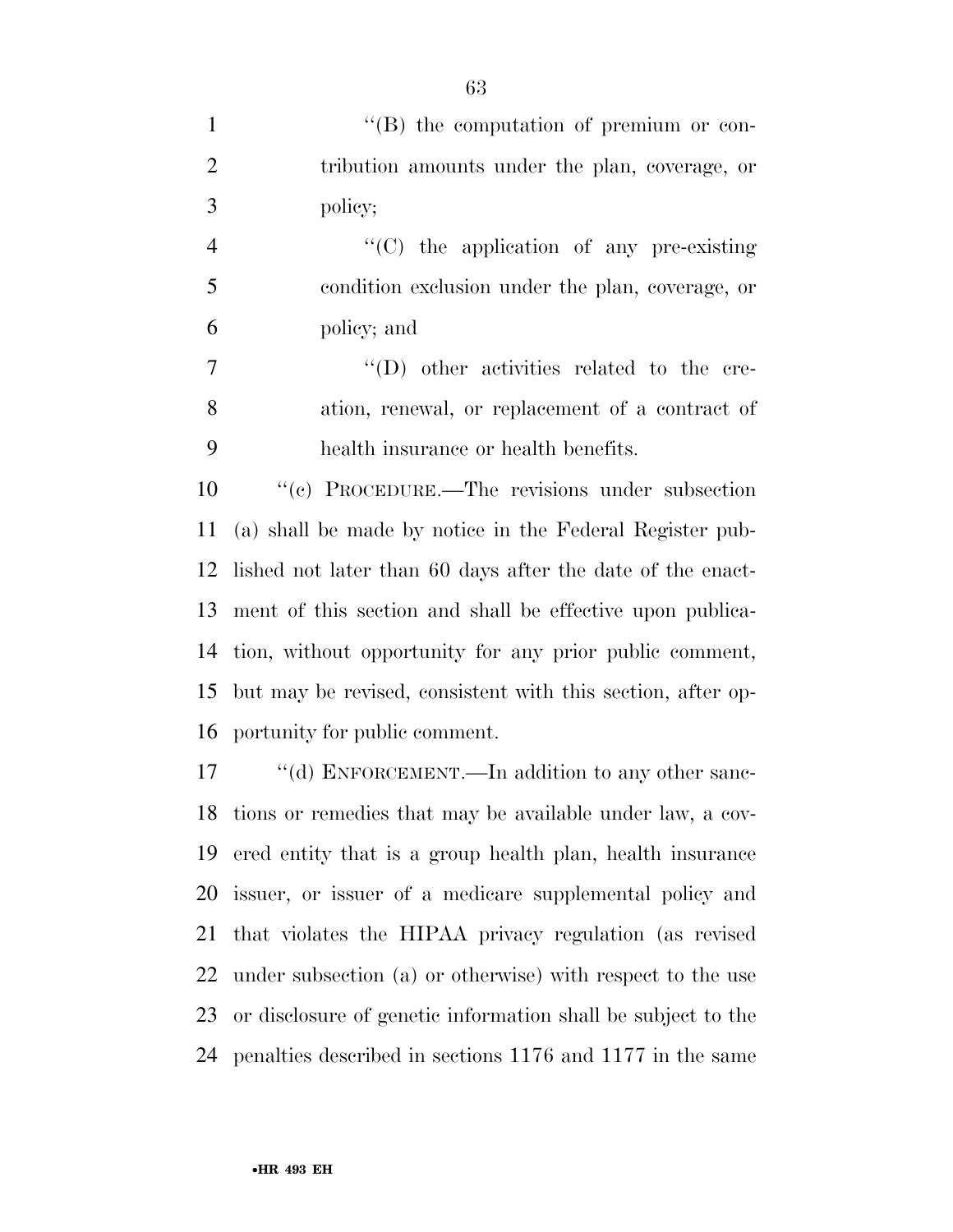''(B) the computation of premium or contribution amounts under the plan, coverage, or policy;

''(C) the application of any pre-existing condition exclusion under the plan, coverage, or policy; and

''(D) other activities related to the creation, renewal, or replacement of a contract of health insurance or health benefits.

''(c) PROCEDURE.—The revisions under subsection (a) shall be made by notice in the Federal Register published not later than 60 days after the date of the enactment of this section and shall be effective upon publication, without opportunity for any prior public comment, but may be revised, consistent with this section, after opportunity for public comment.

''(d) ENFORCEMENT.—In addition to any other sanctions or remedies that may be available under law, a covered entity that is a group health plan, health insurance issuer, or issuer of a medicare supplemental policy and that violates the HIPAA privacy regulation (as revised under subsection (a) or otherwise) with respect to the use or disclosure of genetic information shall be subject to the penalties described in sections 1176 and 1177 in the same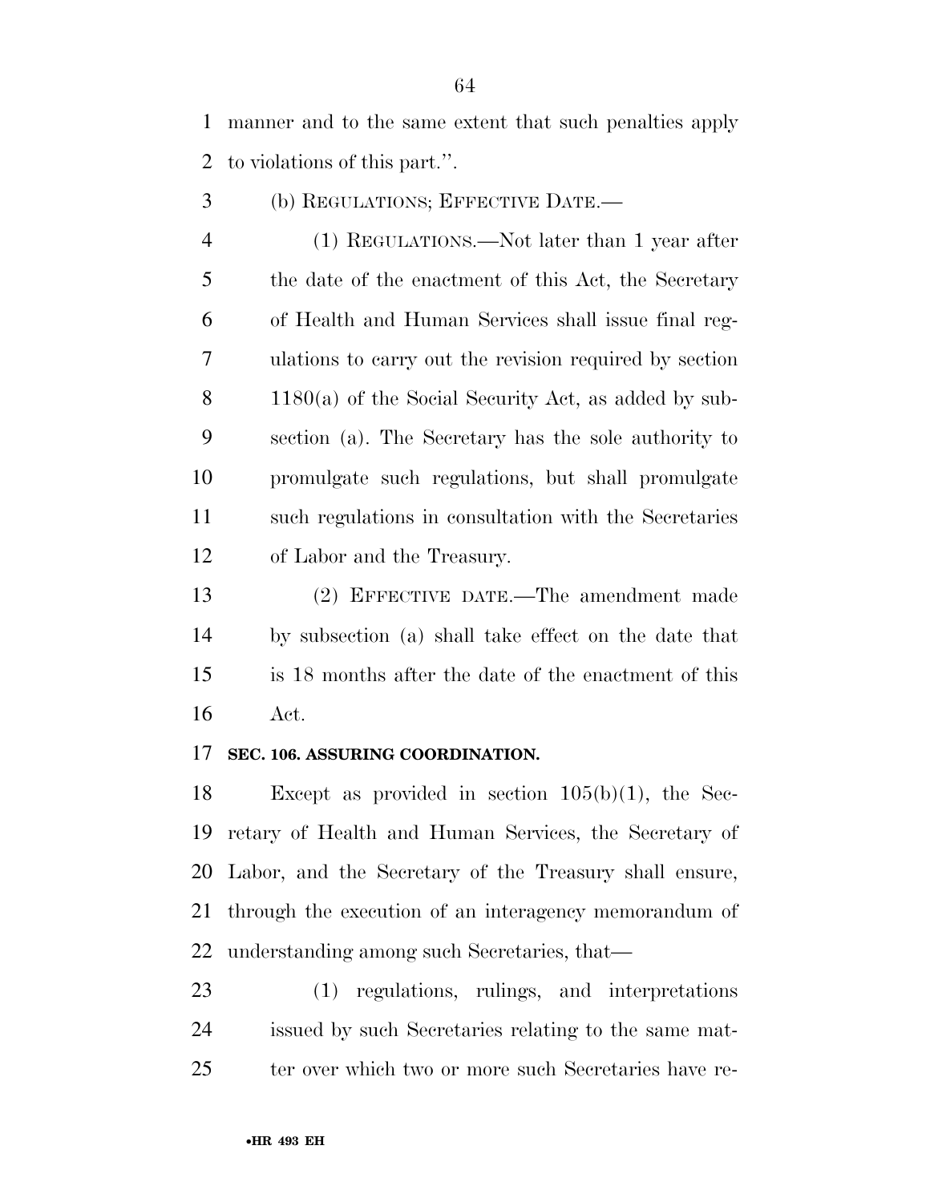manner and to the same extent that such penalties apply to violations of this part.''.

(b) REGULATIONS; EFFECTIVE DATE.—

(1) REGULATIONS.—Not later than 1 year after the date of the enactment of this Act, the Secretary of Health and Human Services shall issue final regulations to carry out the revision required by section 1180(a) of the Social Security Act, as added by subsection (a). The Secretary has the sole authority to promulgate such regulations, but shall promulgate such regulations in consultation with the Secretaries of Labor and the Treasury.

(2) EFFECTIVE DATE.—The amendment made by subsection (a) shall take effect on the date that is 18 months after the date of the enactment of this Act.

**SEC. 106. ASSURING COORDINATION.**

Except as provided in section 105(b)(1), the Secretary of Health and Human Services, the Secretary of Labor, and the Secretary of the Treasury shall ensure, through the execution of an interagency memorandum of understanding among such Secretaries, that—

(1) regulations, rulings, and interpretations issued by such Secretaries relating to the same matter over which two or more such Secretaries have re-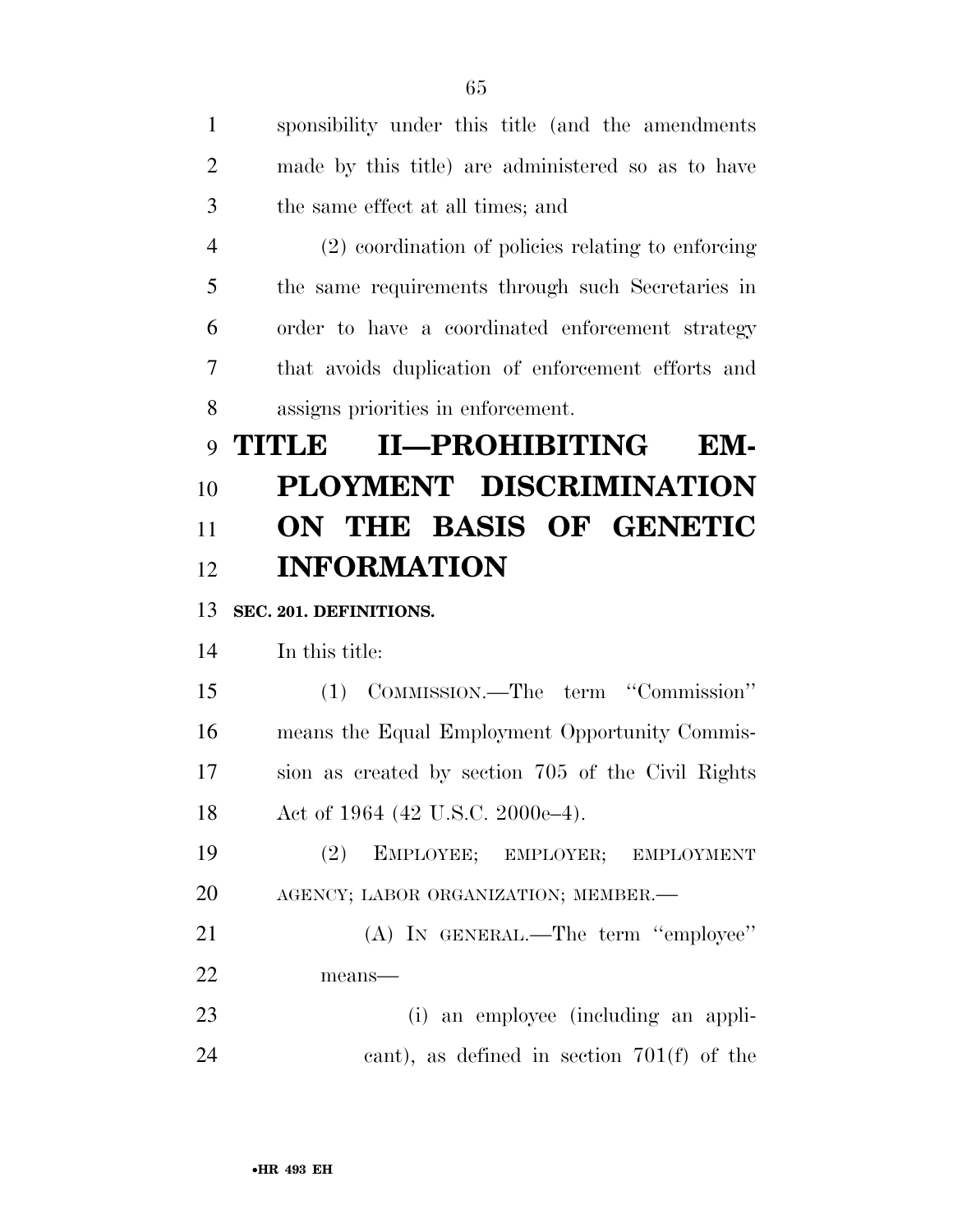sponsibility under this title (and the amendments made by this title) are administered so as to have the same effect at all times; and

(2) coordination of policies relating to enforcing the same requirements through such Secretaries in order to have a coordinated enforcement strategy that avoids duplication of enforcement efforts and assigns priorities in enforcement.

# TITLE II—PROHIBITING EMPLOYMENT DISCRIMINATION ON THE BASIS OF GENETIC INFORMATION

## SEC. 201. DEFINITIONS.

In this title:

(1) COMMISSION.—The term ''Commission'' means the Equal Employment Opportunity Commission as created by section 705 of the Civil Rights Act of 1964 (42 U.S.C. 2000e–4).

(2) EMPLOYEE; EMPLOYER; EMPLOYMENT AGENCY; LABOR ORGANIZATION; MEMBER.—

(A) IN GENERAL.—The term ''employee'' means—

(i) an employee (including an applicant), as defined in section 701(f) of the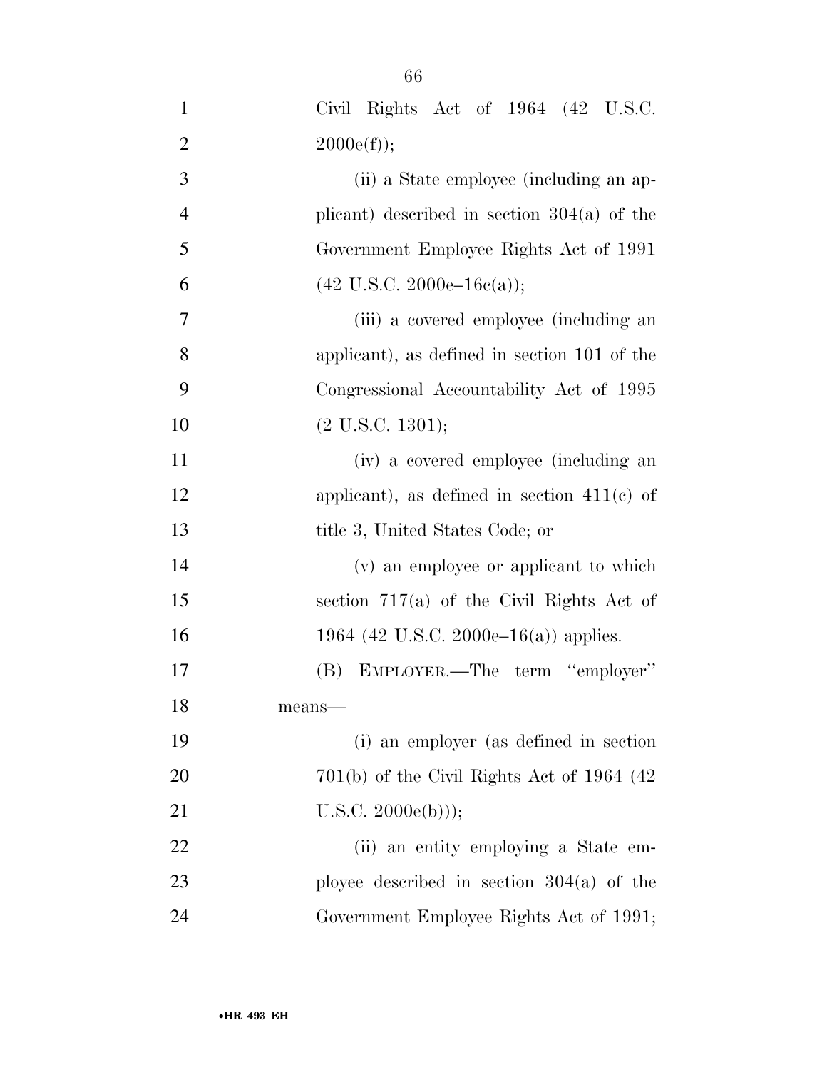Civil Rights Act of 1964 (42 U.S.C. 2000e(f));

(ii) a State employee (including an applicant) described in section 304(a) of the Government Employee Rights Act of 1991 (42 U.S.C. 2000e–16c(a));

(iii) a covered employee (including an applicant), as defined in section 101 of the Congressional Accountability Act of 1995 (2 U.S.C. 1301);

(iv) a covered employee (including an applicant), as defined in section 411(c) of title 3, United States Code; or

(v) an employee or applicant to which section 717(a) of the Civil Rights Act of 1964 (42 U.S.C. 2000e–16(a)) applies.

(B) EMPLOYER.—The term "employer" means—

(i) an employer (as defined in section 701(b) of the Civil Rights Act of 1964 (42 U.S.C. 2000e(b)));

(ii) an entity employing a State employee described in section 304(a) of the Government Employee Rights Act of 1991;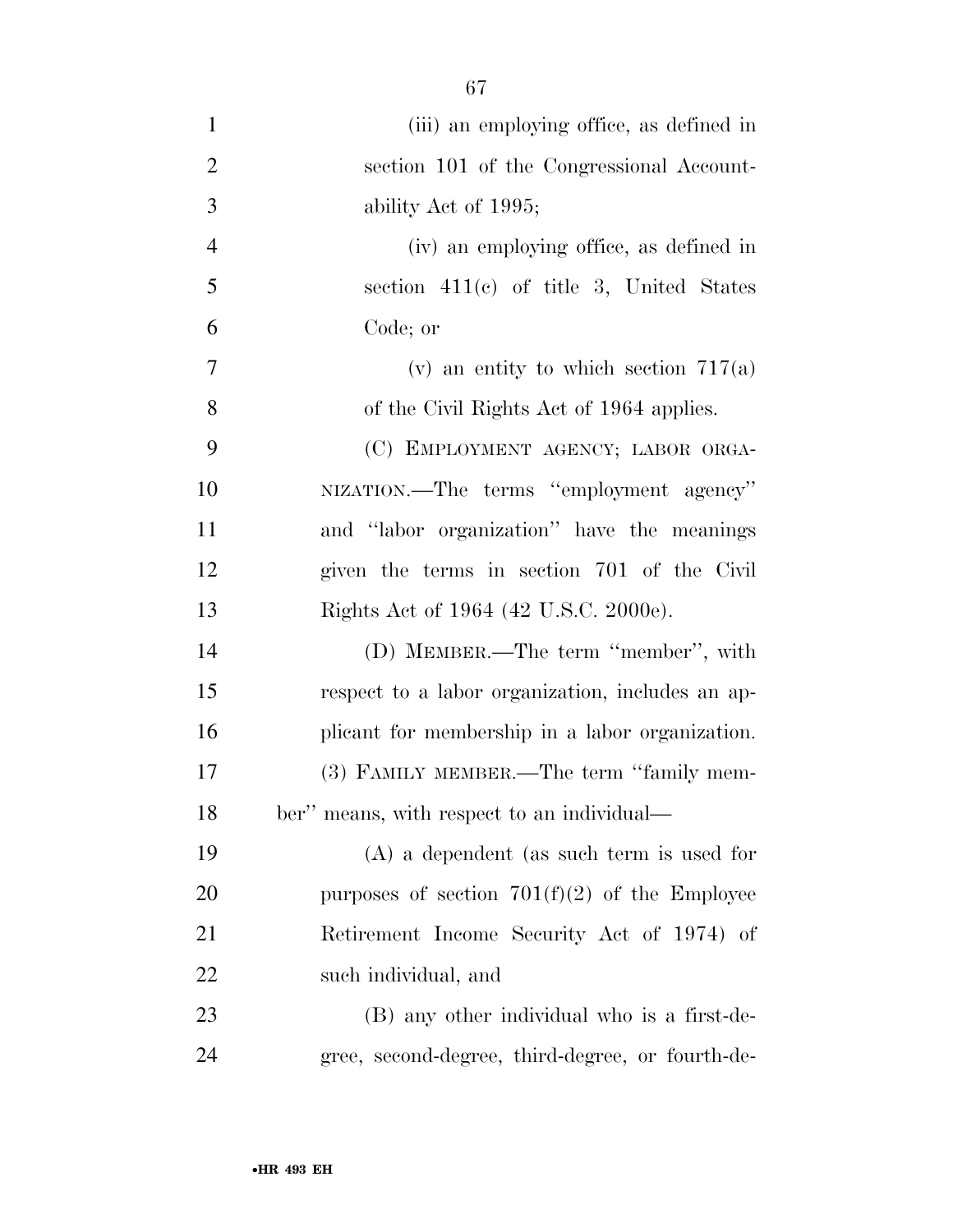(iii) an employing office, as defined in section 101 of the Congressional Accountability Act of 1995;

(iv) an employing office, as defined in section 411(c) of title 3, United States Code; or

(v) an entity to which section 717(a) of the Civil Rights Act of 1964 applies.

(C) EMPLOYMENT AGENCY; LABOR ORGANIZATION.—The terms ''employment agency'' and ''labor organization'' have the meanings given the terms in section 701 of the Civil Rights Act of 1964 (42 U.S.C. 2000e).

(D) MEMBER.—The term ''member'', with respect to a labor organization, includes an applicant for membership in a labor organization.

(3) FAMILY MEMBER.—The term ''family member'' means, with respect to an individual—

(A) a dependent (as such term is used for purposes of section 701(f)(2) of the Employee Retirement Income Security Act of 1974) of such individual, and

(B) any other individual who is a first-degree, second-degree, third-degree, or fourth-de-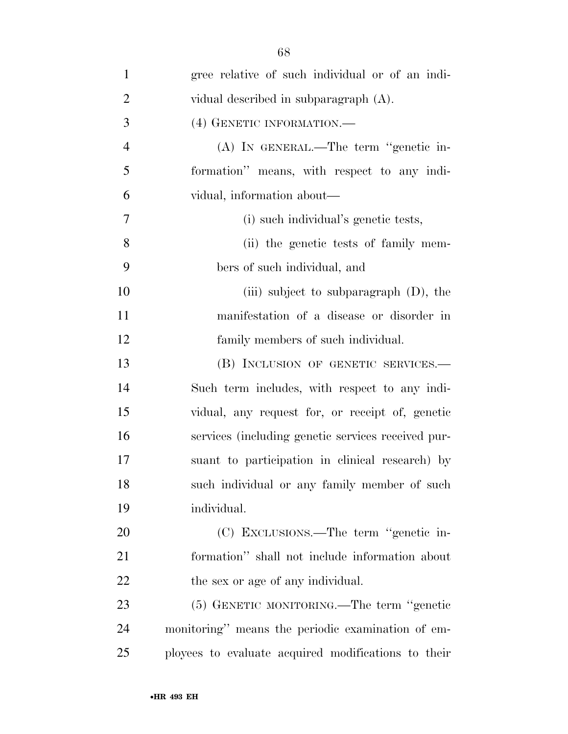gree relative of such individual or of an individual described in subparagraph (A).

(4) GENETIC INFORMATION.—

(A) IN GENERAL.—The term ''genetic information'' means, with respect to any individual, information about—

(i) such individual's genetic tests,

(ii) the genetic tests of family members of such individual, and

(iii) subject to subparagraph (D), the manifestation of a disease or disorder in family members of such individual.

(B) INCLUSION OF GENETIC SERVICES.—Such term includes, with respect to any individual, any request for, or receipt of, genetic services (including genetic services received pursuant to participation in clinical research) by such individual or any family member of such individual.

(C) EXCLUSIONS.—The term ''genetic information'' shall not include information about the sex or age of any individual.

(5) GENETIC MONITORING.—The term ''genetic monitoring'' means the periodic examination of employees to evaluate acquired modifications to their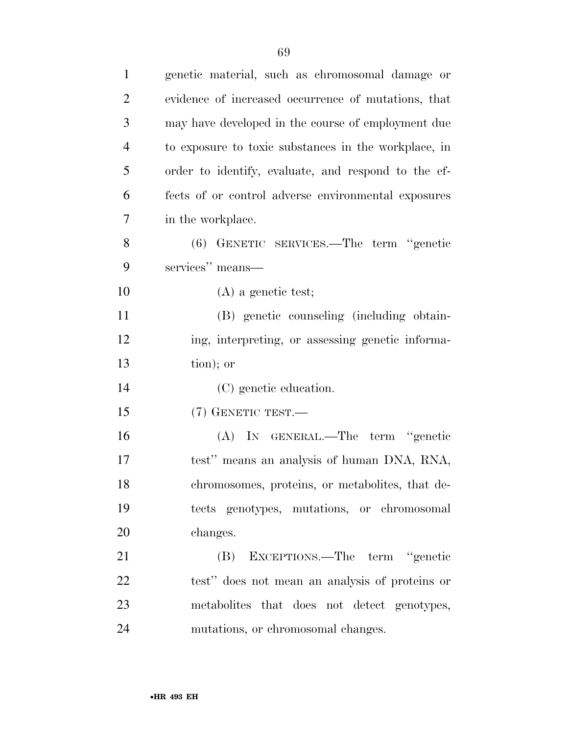genetic material, such as chromosomal damage or evidence of increased occurrence of mutations, that may have developed in the course of employment due to exposure to toxic substances in the workplace, in order to identify, evaluate, and respond to the effects of or control adverse environmental exposures in the workplace.

(6) GENETIC SERVICES.—The term "genetic services" means—

(A) a genetic test;

(B) genetic counseling (including obtaining, interpreting, or assessing genetic information); or

(C) genetic education.

(7) GENETIC TEST.—

(A) IN GENERAL.—The term "genetic test" means an analysis of human DNA, RNA, chromosomes, proteins, or metabolites, that detects genotypes, mutations, or chromosomal changes.

(B) EXCEPTIONS.—The term "genetic test" does not mean an analysis of proteins or metabolites that does not detect genotypes, mutations, or chromosomal changes.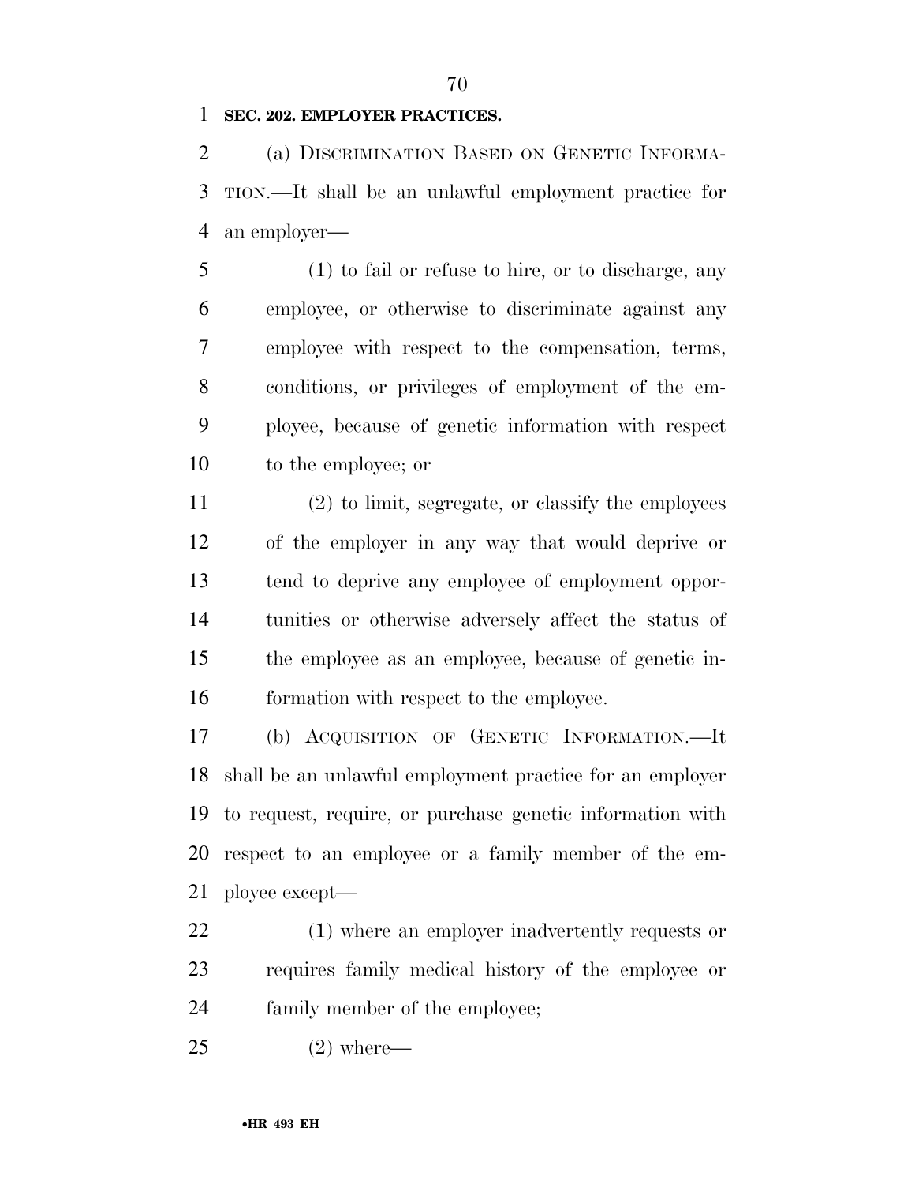### SEC. 202. EMPLOYER PRACTICES.

(a) DISCRIMINATION BASED ON GENETIC INFORMATION.—It shall be an unlawful employment practice for an employer—

(1) to fail or refuse to hire, or to discharge, any employee, or otherwise to discriminate against any employee with respect to the compensation, terms, conditions, or privileges of employment of the employee, because of genetic information with respect to the employee; or

(2) to limit, segregate, or classify the employees of the employer in any way that would deprive or tend to deprive any employee of employment opportunities or otherwise adversely affect the status of the employee as an employee, because of genetic information with respect to the employee.

(b) ACQUISITION OF GENETIC INFORMATION.—It shall be an unlawful employment practice for an employer to request, require, or purchase genetic information with respect to an employee or a family member of the employee except—

(1) where an employer inadvertently requests or requires family medical history of the employee or family member of the employee;

(2) where—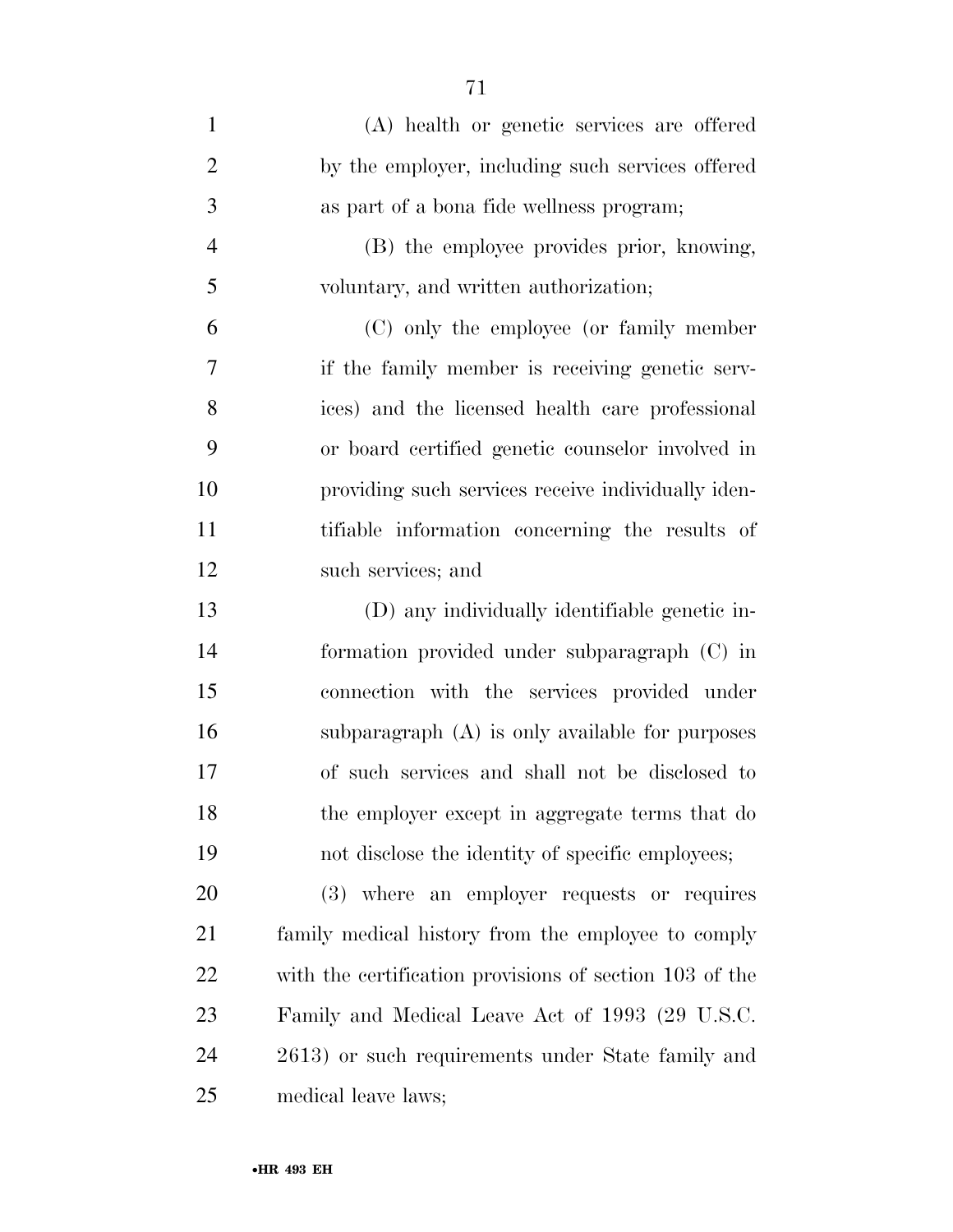(A) health or genetic services are offered by the employer, including such services offered as part of a bona fide wellness program;

(B) the employee provides prior, knowing, voluntary, and written authorization;

(C) only the employee (or family member if the family member is receiving genetic services) and the licensed health care professional or board certified genetic counselor involved in providing such services receive individually identifiable information concerning the results of such services; and

(D) any individually identifiable genetic information provided under subparagraph (C) in connection with the services provided under subparagraph (A) is only available for purposes of such services and shall not be disclosed to the employer except in aggregate terms that do not disclose the identity of specific employees;

(3) where an employer requests or requires family medical history from the employee to comply with the certification provisions of section 103 of the Family and Medical Leave Act of 1993 (29 U.S.C. 2613) or such requirements under State family and medical leave laws;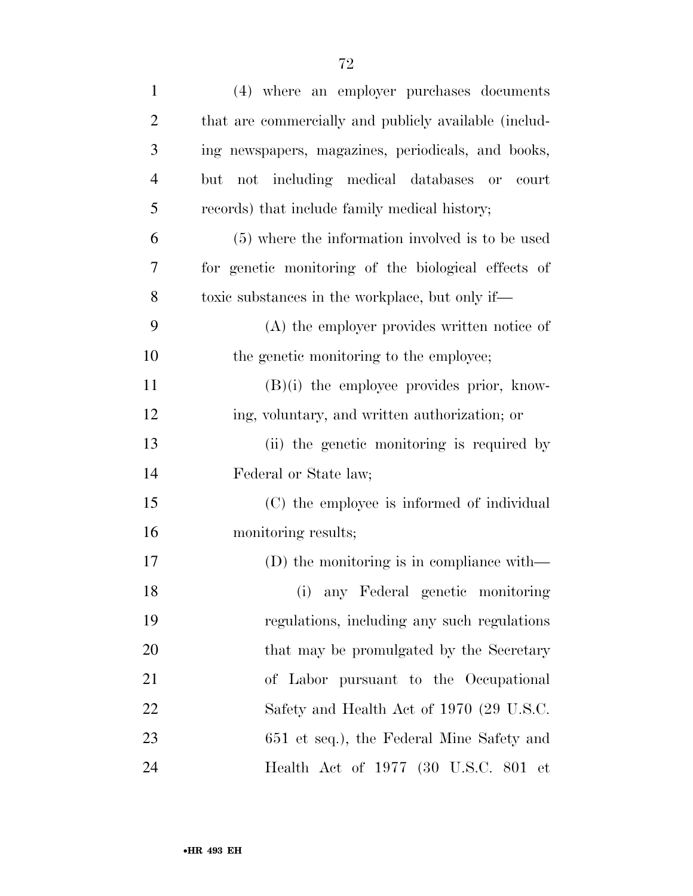(4) where an employer purchases documents that are commercially and publicly available (including newspapers, magazines, periodicals, and books, but not including medical databases or court records) that include family medical history;

(5) where the information involved is to be used for genetic monitoring of the biological effects of toxic substances in the workplace, but only if—

(A) the employer provides written notice of the genetic monitoring to the employee;

(B)(i) the employee provides prior, knowing, voluntary, and written authorization; or

(ii) the genetic monitoring is required by Federal or State law;

(C) the employee is informed of individual monitoring results;

(D) the monitoring is in compliance with—

(i) any Federal genetic monitoring regulations, including any such regulations that may be promulgated by the Secretary of Labor pursuant to the Occupational Safety and Health Act of 1970 (29 U.S.C. 651 et seq.), the Federal Mine Safety and Health Act of 1977 (30 U.S.C. 801 et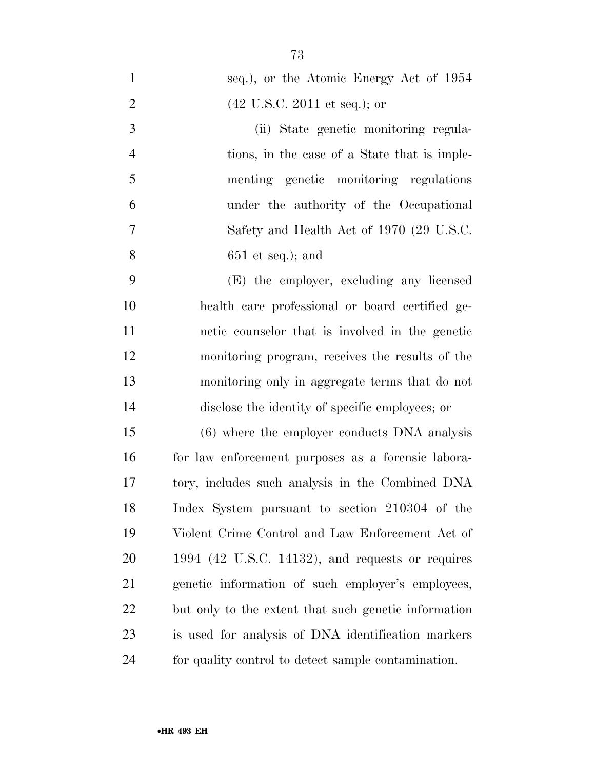seq.), or the Atomic Energy Act of 1954 (42 U.S.C. 2011 et seq.); or

(ii) State genetic monitoring regulations, in the case of a State that is implementing genetic monitoring regulations under the authority of the Occupational Safety and Health Act of 1970 (29 U.S.C. 651 et seq.); and

(E) the employer, excluding any licensed health care professional or board certified genetic counselor that is involved in the genetic monitoring program, receives the results of the monitoring only in aggregate terms that do not disclose the identity of specific employees; or

(6) where the employer conducts DNA analysis for law enforcement purposes as a forensic laboratory, includes such analysis in the Combined DNA Index System pursuant to section 210304 of the Violent Crime Control and Law Enforcement Act of 1994 (42 U.S.C. 14132), and requests or requires genetic information of such employer's employees, but only to the extent that such genetic information is used for analysis of DNA identification markers for quality control to detect sample contamination.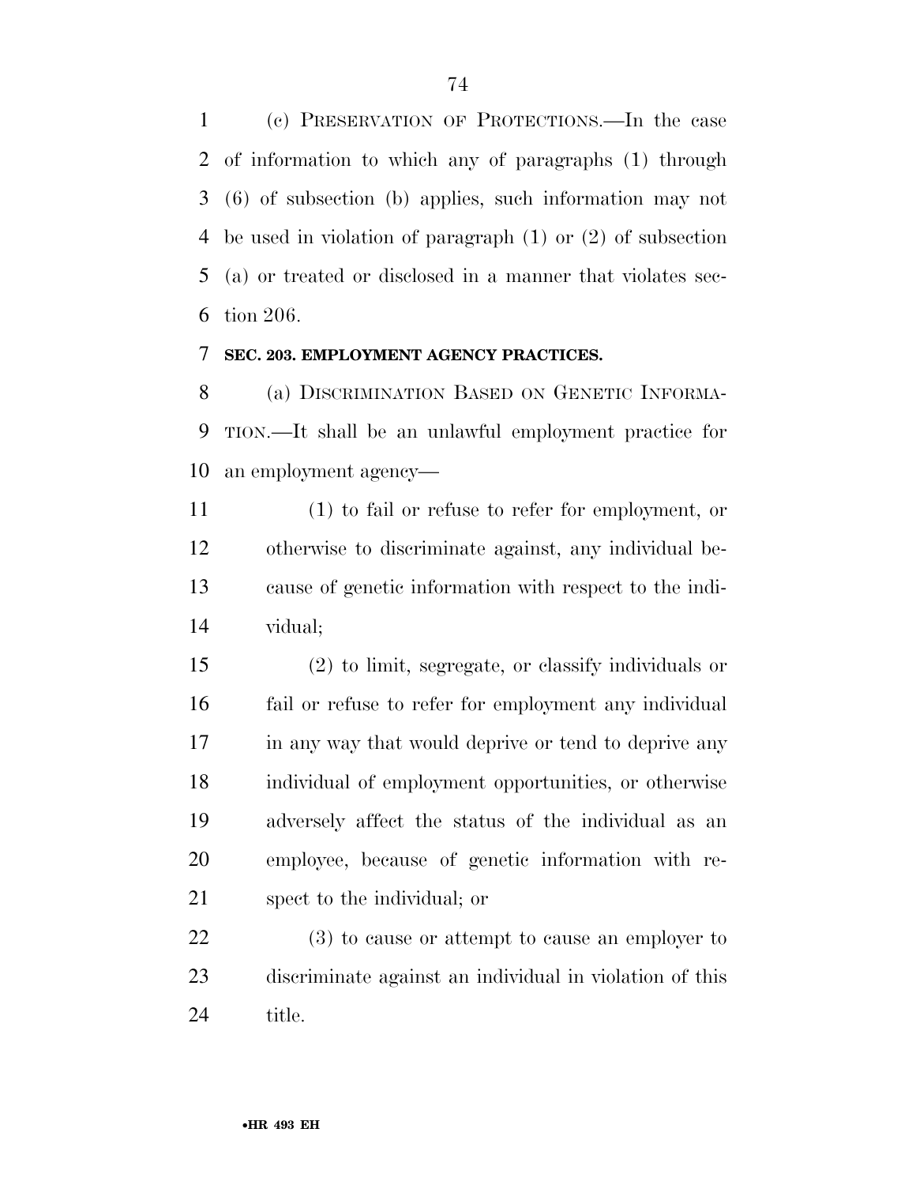(c) PRESERVATION OF PROTECTIONS.—In the case of information to which any of paragraphs (1) through (6) of subsection (b) applies, such information may not be used in violation of paragraph (1) or (2) of subsection (a) or treated or disclosed in a manner that violates section 206.

### SEC. 203. EMPLOYMENT AGENCY PRACTICES.

(a) DISCRIMINATION BASED ON GENETIC INFORMATION.—It shall be an unlawful employment practice for an employment agency—

(1) to fail or refuse to refer for employment, or otherwise to discriminate against, any individual because of genetic information with respect to the individual;

(2) to limit, segregate, or classify individuals or fail or refuse to refer for employment any individual in any way that would deprive or tend to deprive any individual of employment opportunities, or otherwise adversely affect the status of the individual as an employee, because of genetic information with respect to the individual; or

(3) to cause or attempt to cause an employer to discriminate against an individual in violation of this title.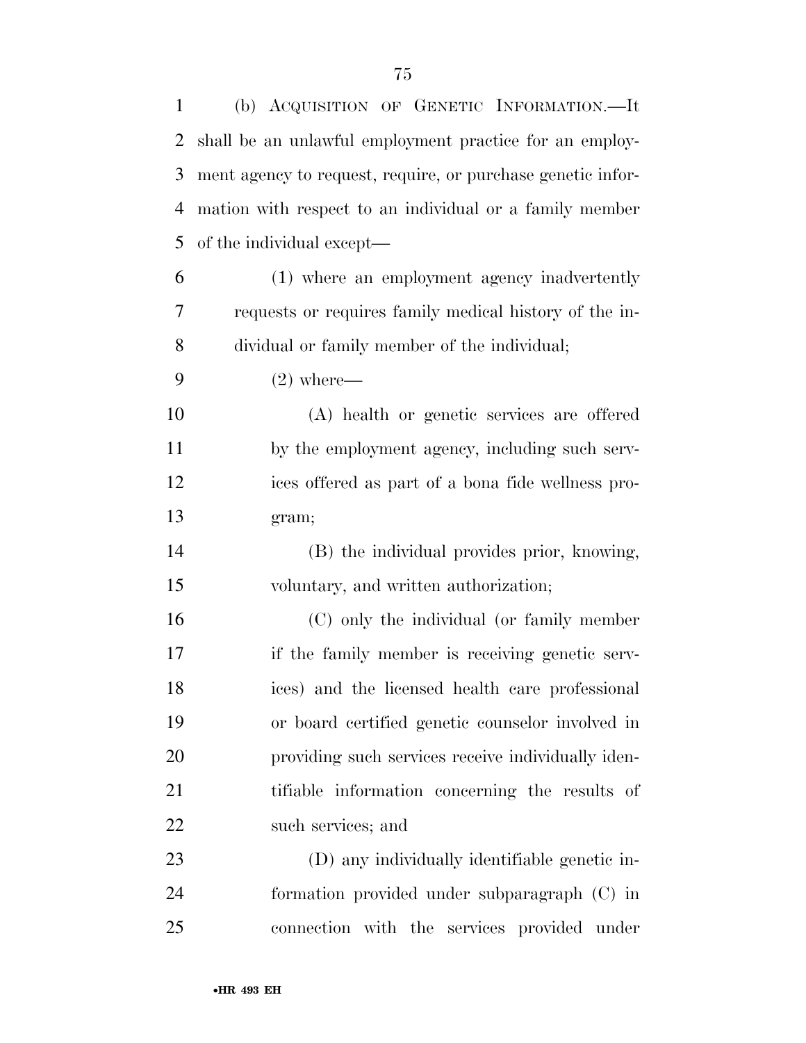(b) Acquisition of Genetic Information.—It shall be an unlawful employment practice for an employment agency to request, require, or purchase genetic information with respect to an individual or a family member of the individual except—

(1) where an employment agency inadvertently requests or requires family medical history of the individual or family member of the individual;

(2) where—

(A) health or genetic services are offered by the employment agency, including such services offered as part of a bona fide wellness program;

(B) the individual provides prior, knowing, voluntary, and written authorization;

(C) only the individual (or family member if the family member is receiving genetic services) and the licensed health care professional or board certified genetic counselor involved in providing such services receive individually identifiable information concerning the results of such services; and

(D) any individually identifiable genetic information provided under subparagraph (C) in connection with the services provided under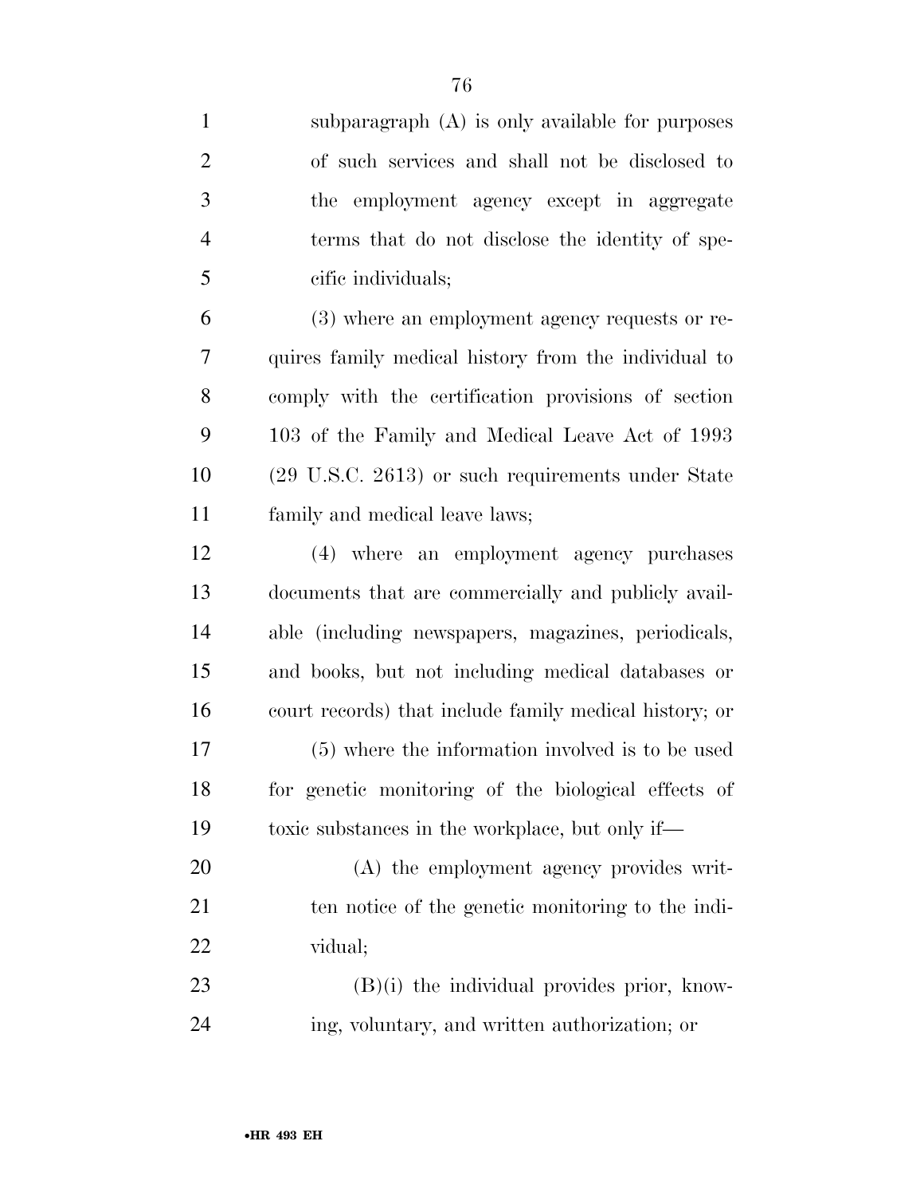subparagraph (A) is only available for purposes of such services and shall not be disclosed to the employment agency except in aggregate terms that do not disclose the identity of specific individuals;

(3) where an employment agency requests or requires family medical history from the individual to comply with the certification provisions of section 103 of the Family and Medical Leave Act of 1993 (29 U.S.C. 2613) or such requirements under State family and medical leave laws;

(4) where an employment agency purchases documents that are commercially and publicly available (including newspapers, magazines, periodicals, and books, but not including medical databases or court records) that include family medical history; or

(5) where the information involved is to be used for genetic monitoring of the biological effects of toxic substances in the workplace, but only if—

(A) the employment agency provides written notice of the genetic monitoring to the individual;

(B)(i) the individual provides prior, knowing, voluntary, and written authorization; or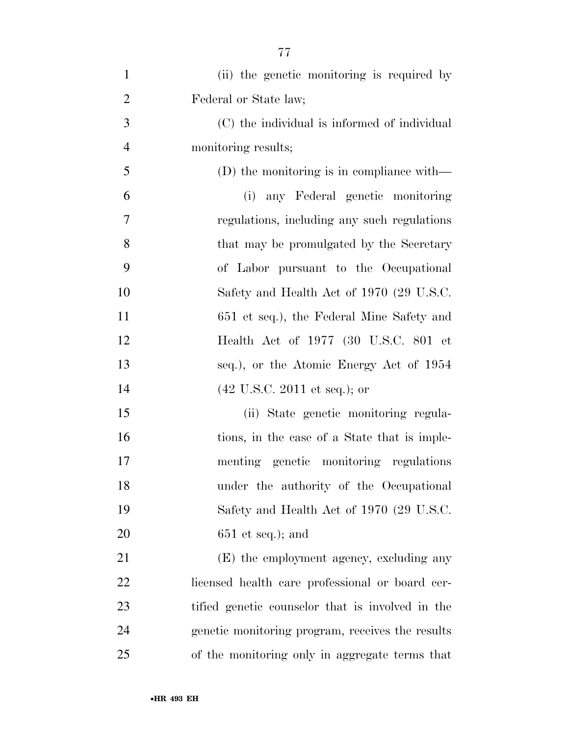(ii) the genetic monitoring is required by Federal or State law;

(C) the individual is informed of individual monitoring results;

(D) the monitoring is in compliance with—

(i) any Federal genetic monitoring regulations, including any such regulations that may be promulgated by the Secretary of Labor pursuant to the Occupational Safety and Health Act of 1970 (29 U.S.C. 651 et seq.), the Federal Mine Safety and Health Act of 1977 (30 U.S.C. 801 et seq.), or the Atomic Energy Act of 1954 (42 U.S.C. 2011 et seq.); or

(ii) State genetic monitoring regulations, in the case of a State that is implementing genetic monitoring regulations under the authority of the Occupational Safety and Health Act of 1970 (29 U.S.C. 651 et seq.); and

(E) the employment agency, excluding any licensed health care professional or board certified genetic counselor that is involved in the genetic monitoring program, receives the results of the monitoring only in aggregate terms that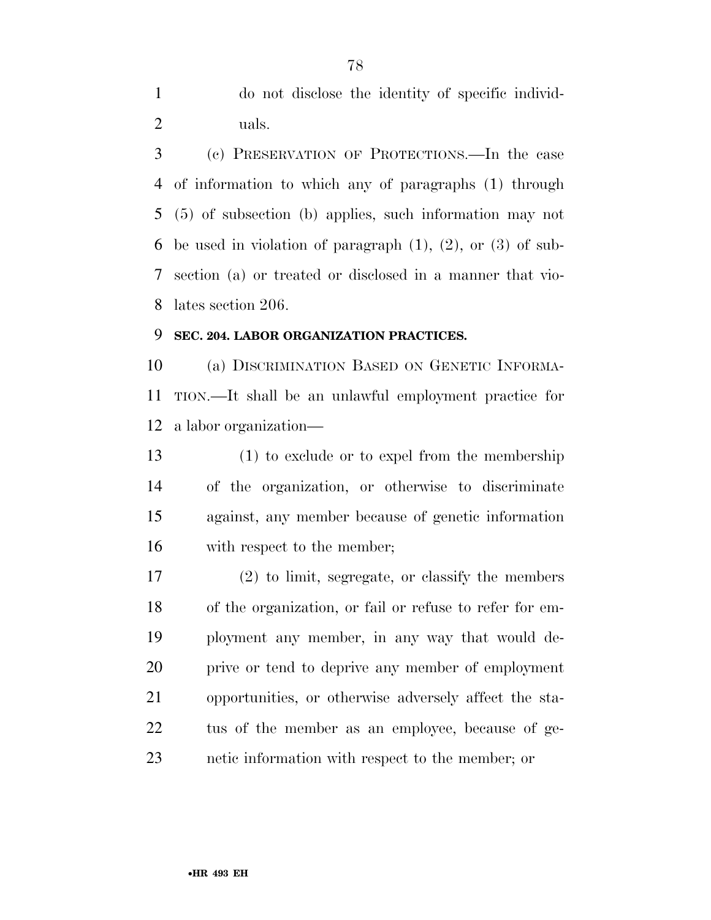do not disclose the identity of specific individuals.

(c) PRESERVATION OF PROTECTIONS.—In the case of information to which any of paragraphs (1) through (5) of subsection (b) applies, such information may not be used in violation of paragraph (1), (2), or (3) of subsection (a) or treated or disclosed in a manner that violates section 206.

**SEC. 204. LABOR ORGANIZATION PRACTICES.**

(a) DISCRIMINATION BASED ON GENETIC INFORMATION.—It shall be an unlawful employment practice for a labor organization—

(1) to exclude or to expel from the membership of the organization, or otherwise to discriminate against, any member because of genetic information with respect to the member;

(2) to limit, segregate, or classify the members of the organization, or fail or refuse to refer for employment any member, in any way that would deprive or tend to deprive any member of employment opportunities, or otherwise adversely affect the status of the member as an employee, because of genetic information with respect to the member; or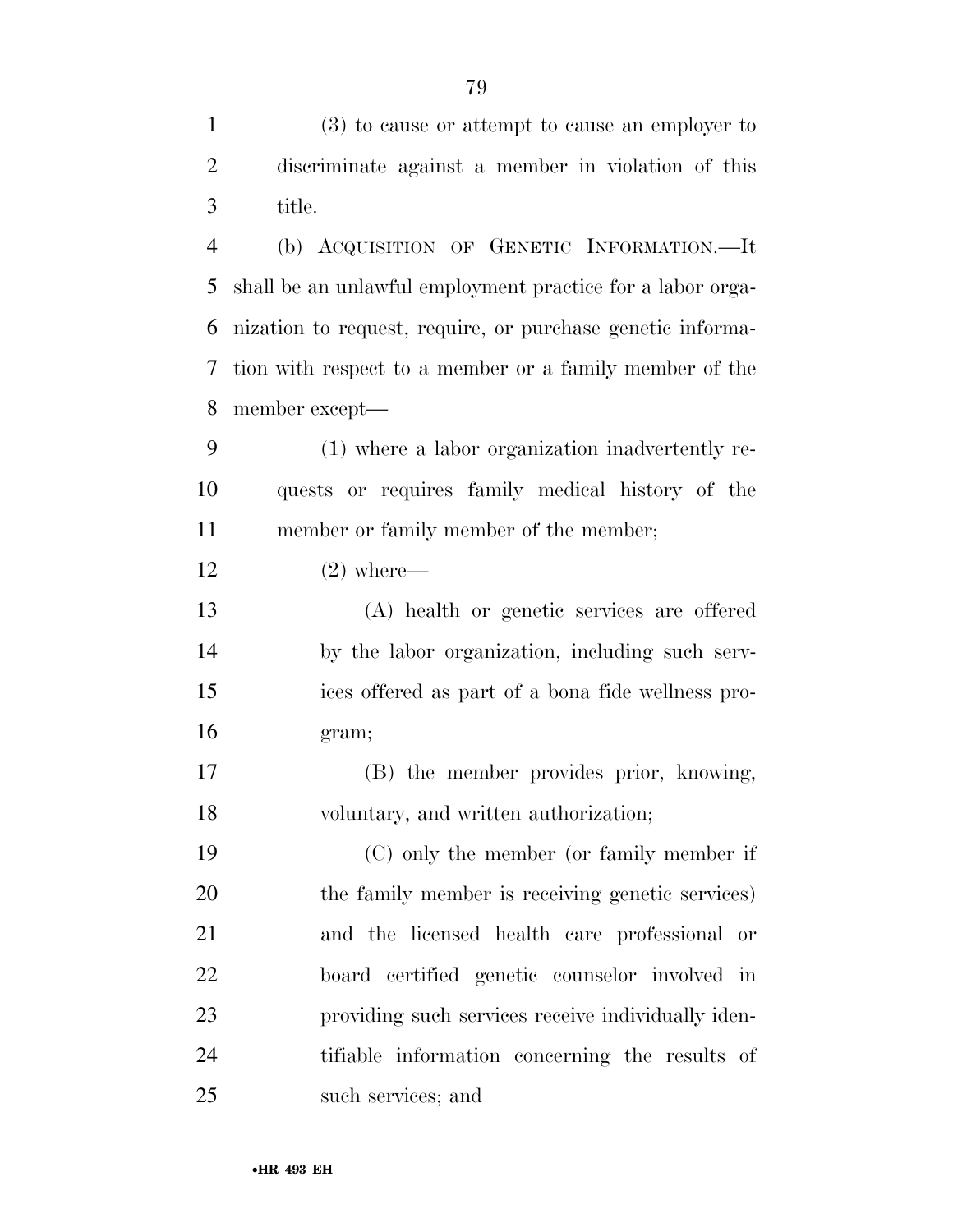(3) to cause or attempt to cause an employer to discriminate against a member in violation of this title.

(b) ACQUISITION OF GENETIC INFORMATION.—It shall be an unlawful employment practice for a labor organization to request, require, or purchase genetic information with respect to a member or a family member of the member except—

(1) where a labor organization inadvertently requests or requires family medical history of the member or family member of the member;

(2) where—

(A) health or genetic services are offered by the labor organization, including such services offered as part of a bona fide wellness program;

(B) the member provides prior, knowing, voluntary, and written authorization;

(C) only the member (or family member if the family member is receiving genetic services) and the licensed health care professional or board certified genetic counselor involved in providing such services receive individually identifiable information concerning the results of such services; and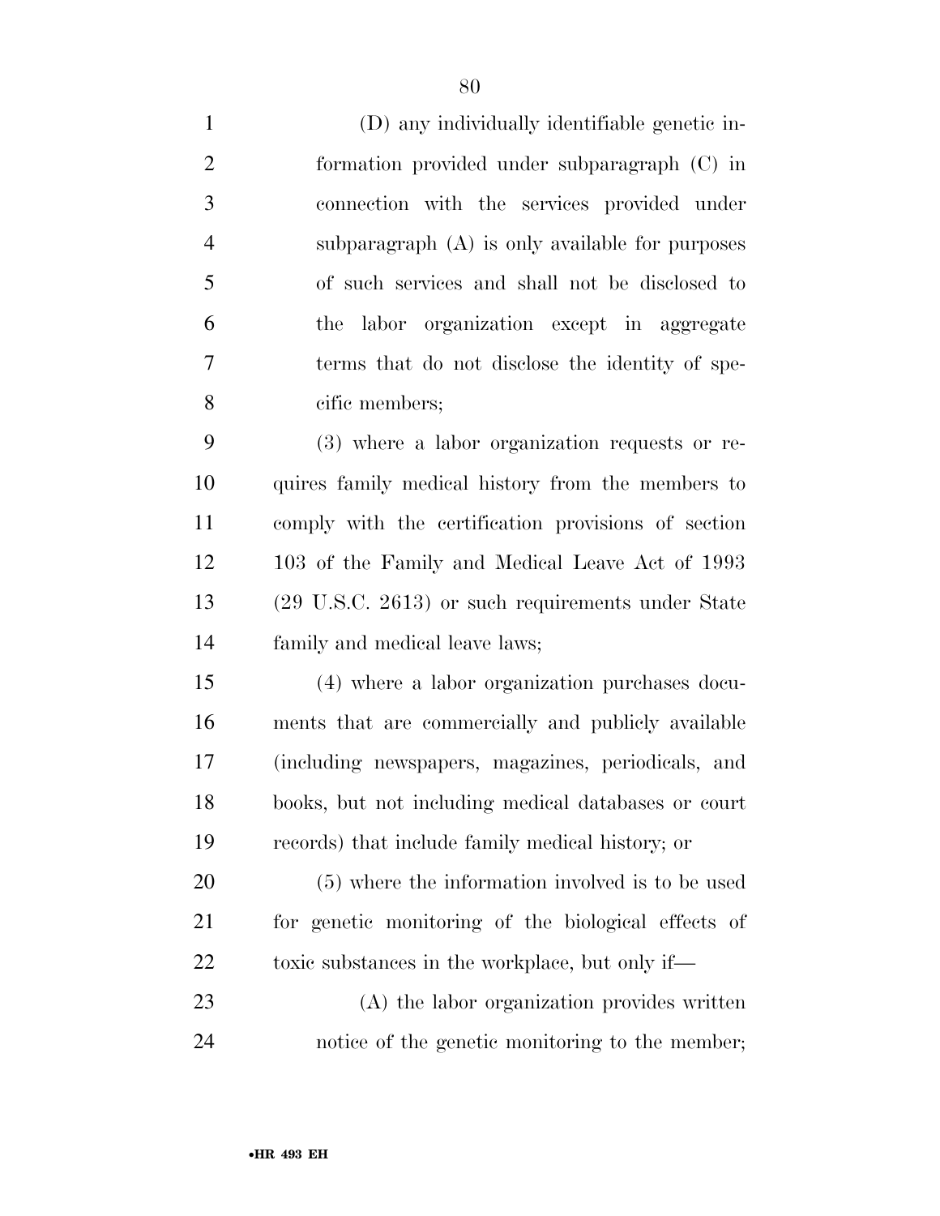(D) any individually identifiable genetic information provided under subparagraph (C) in connection with the services provided under subparagraph (A) is only available for purposes of such services and shall not be disclosed to the labor organization except in aggregate terms that do not disclose the identity of specific members;

(3) where a labor organization requests or requires family medical history from the members to comply with the certification provisions of section 103 of the Family and Medical Leave Act of 1993 (29 U.S.C. 2613) or such requirements under State family and medical leave laws;

(4) where a labor organization purchases documents that are commercially and publicly available (including newspapers, magazines, periodicals, and books, but not including medical databases or court records) that include family medical history; or

(5) where the information involved is to be used for genetic monitoring of the biological effects of toxic substances in the workplace, but only if—

(A) the labor organization provides written notice of the genetic monitoring to the member;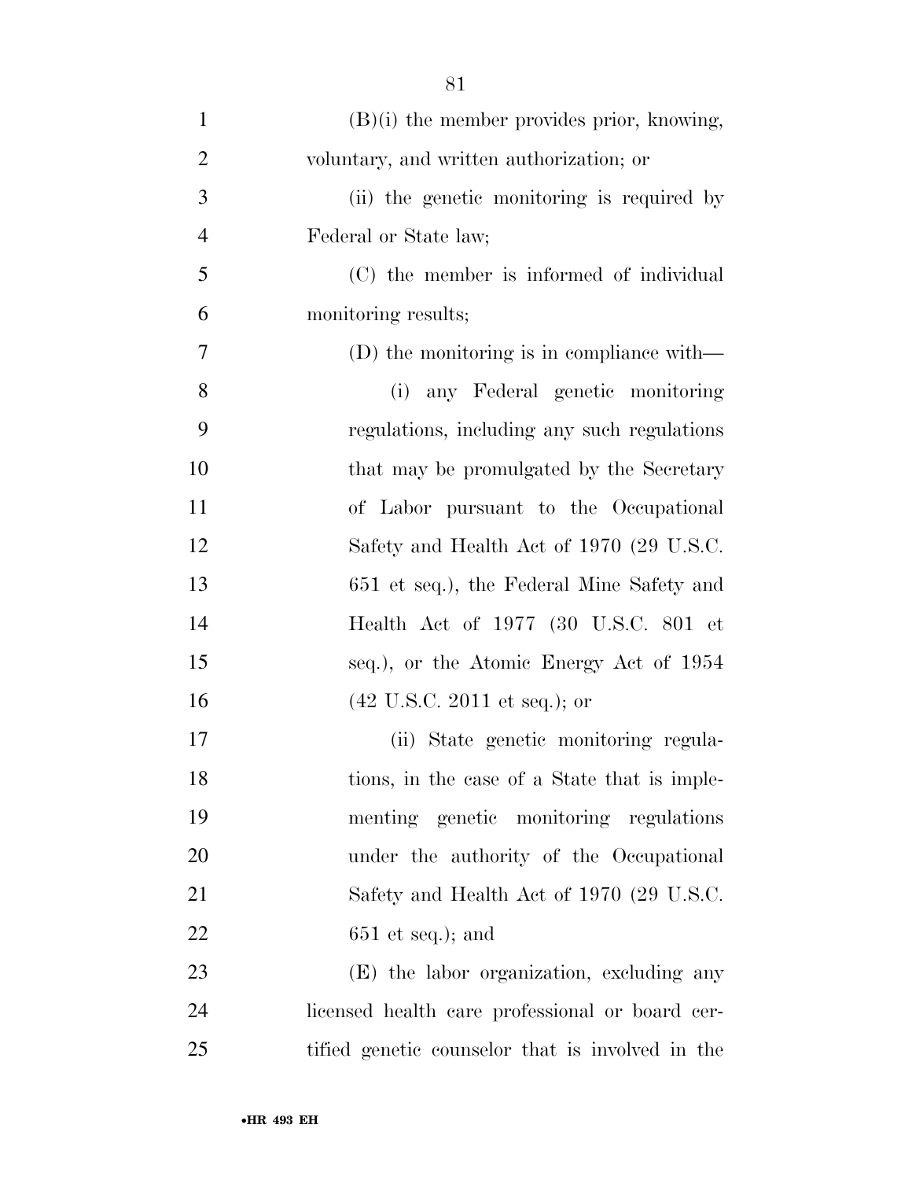(B)(i) the member provides prior, knowing, voluntary, and written authorization; or

(ii) the genetic monitoring is required by Federal or State law;

(C) the member is informed of individual monitoring results;

(D) the monitoring is in compliance with—

(i) any Federal genetic monitoring regulations, including any such regulations that may be promulgated by the Secretary of Labor pursuant to the Occupational Safety and Health Act of 1970 (29 U.S.C. 651 et seq.), the Federal Mine Safety and Health Act of 1977 (30 U.S.C. 801 et seq.), or the Atomic Energy Act of 1954 (42 U.S.C. 2011 et seq.); or

(ii) State genetic monitoring regulations, in the case of a State that is implementing genetic monitoring regulations under the authority of the Occupational Safety and Health Act of 1970 (29 U.S.C. 651 et seq.); and

(E) the labor organization, excluding any licensed health care professional or board certified genetic counselor that is involved in the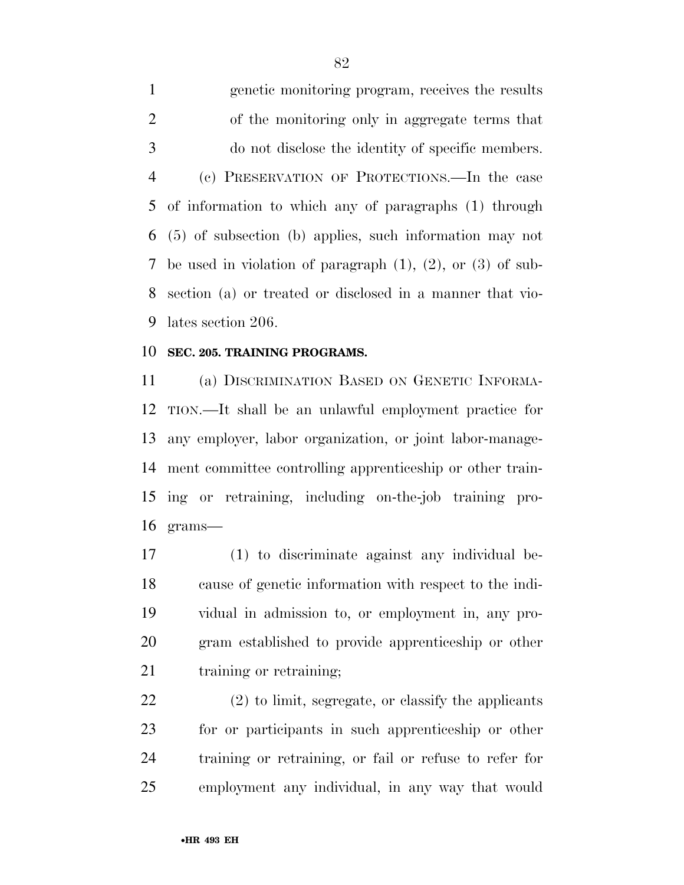genetic monitoring program, receives the results of the monitoring only in aggregate terms that do not disclose the identity of specific members.

(c) PRESERVATION OF PROTECTIONS.—In the case of information to which any of paragraphs (1) through (5) of subsection (b) applies, such information may not be used in violation of paragraph (1), (2), or (3) of subsection (a) or treated or disclosed in a manner that violates section 206.

**SEC. 205. TRAINING PROGRAMS.**

(a) DISCRIMINATION BASED ON GENETIC INFORMATION.—It shall be an unlawful employment practice for any employer, labor organization, or joint labor-management committee controlling apprenticeship or other training or retraining, including on-the-job training programs—

(1) to discriminate against any individual because of genetic information with respect to the individual in admission to, or employment in, any program established to provide apprenticeship or other training or retraining;

(2) to limit, segregate, or classify the applicants for or participants in such apprenticeship or other training or retraining, or fail or refuse to refer for employment any individual, in any way that would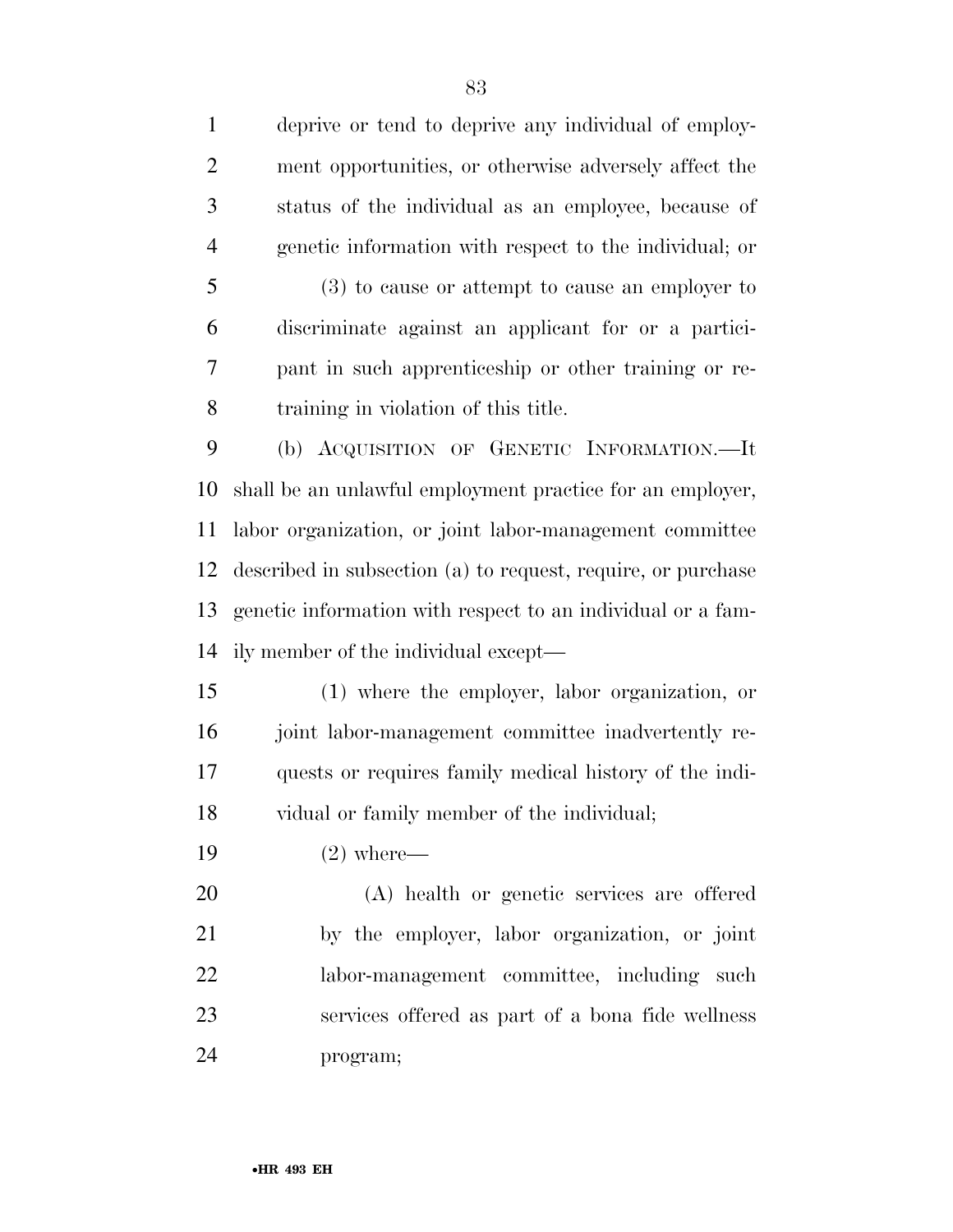deprive or tend to deprive any individual of employment opportunities, or otherwise adversely affect the status of the individual as an employee, because of genetic information with respect to the individual; or

(3) to cause or attempt to cause an employer to discriminate against an applicant for or a participant in such apprenticeship or other training or retraining in violation of this title.

(b) ACQUISITION OF GENETIC INFORMATION.—It shall be an unlawful employment practice for an employer, labor organization, or joint labor-management committee described in subsection (a) to request, require, or purchase genetic information with respect to an individual or a family member of the individual except—

(1) where the employer, labor organization, or joint labor-management committee inadvertently requests or requires family medical history of the individual or family member of the individual;

(2) where—

(A) health or genetic services are offered by the employer, labor organization, or joint labor-management committee, including such services offered as part of a bona fide wellness program;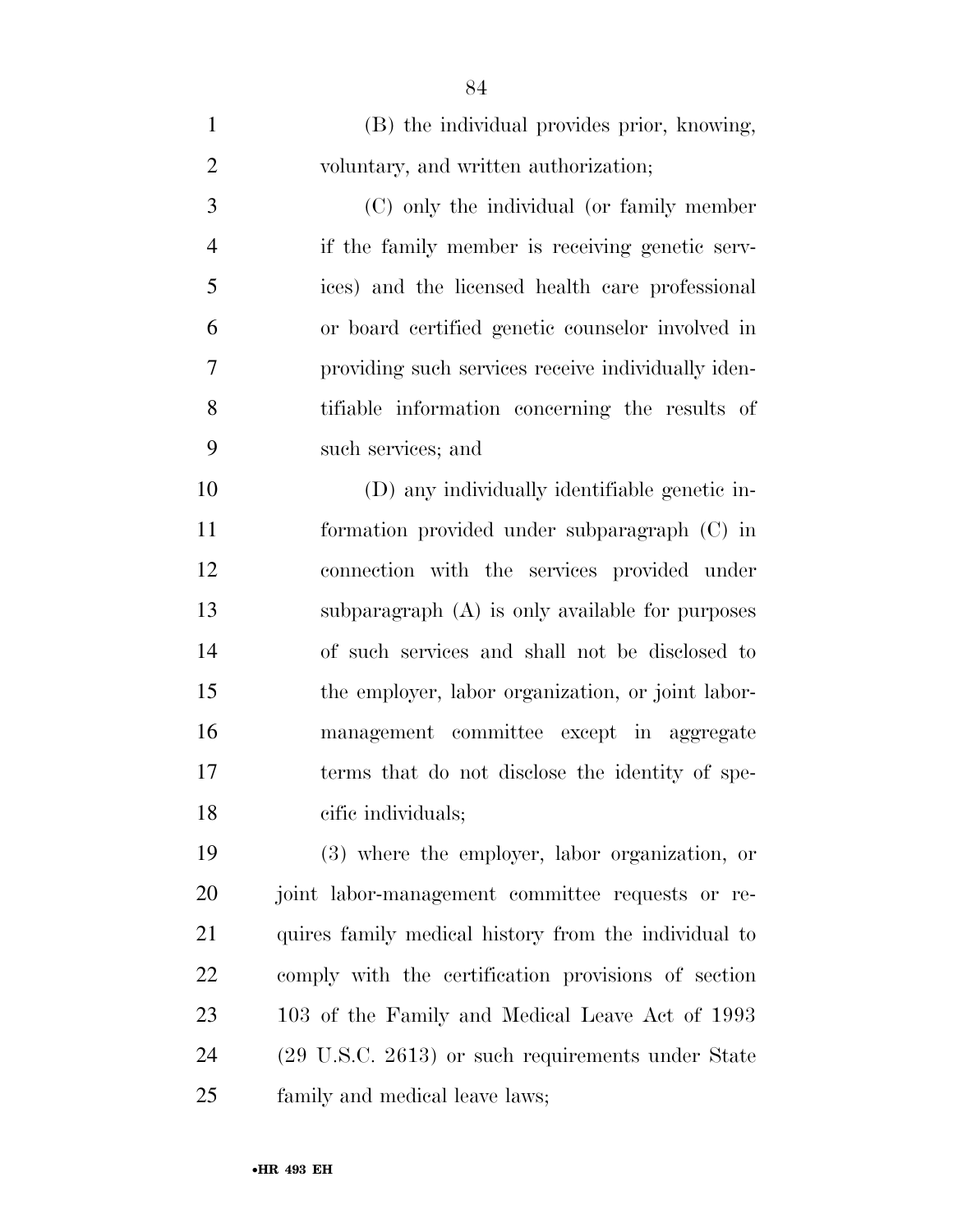(B) the individual provides prior, knowing, voluntary, and written authorization;

(C) only the individual (or family member if the family member is receiving genetic services) and the licensed health care professional or board certified genetic counselor involved in providing such services receive individually identifiable information concerning the results of such services; and

(D) any individually identifiable genetic information provided under subparagraph (C) in connection with the services provided under subparagraph (A) is only available for purposes of such services and shall not be disclosed to the employer, labor organization, or joint labor-management committee except in aggregate terms that do not disclose the identity of specific individuals;

(3) where the employer, labor organization, or joint labor-management committee requests or requires family medical history from the individual to comply with the certification provisions of section 103 of the Family and Medical Leave Act of 1993 (29 U.S.C. 2613) or such requirements under State family and medical leave laws;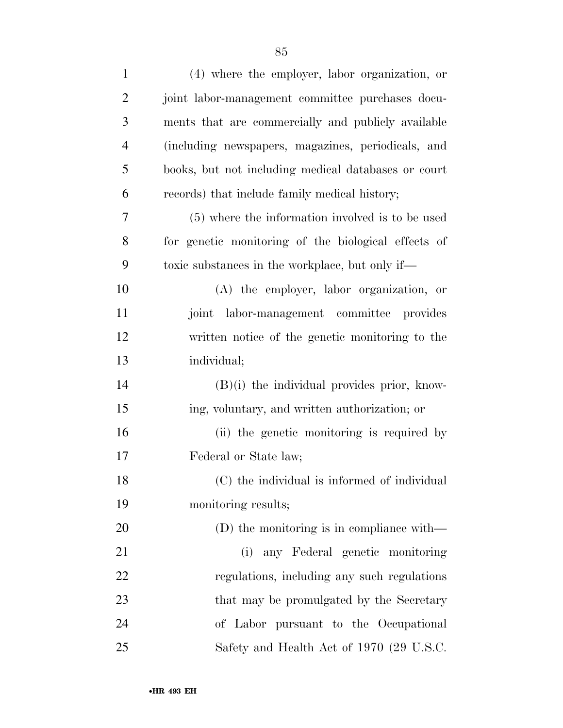(4) where the employer, labor organization, or joint labor-management committee purchases documents that are commercially and publicly available (including newspapers, magazines, periodicals, and books, but not including medical databases or court records) that include family medical history;

(5) where the information involved is to be used for genetic monitoring of the biological effects of toxic substances in the workplace, but only if—

(A) the employer, labor organization, or joint labor-management committee provides written notice of the genetic monitoring to the individual;

(B)(i) the individual provides prior, knowing, voluntary, and written authorization; or

(ii) the genetic monitoring is required by Federal or State law;

(C) the individual is informed of individual monitoring results;

(D) the monitoring is in compliance with—

(i) any Federal genetic monitoring regulations, including any such regulations that may be promulgated by the Secretary of Labor pursuant to the Occupational Safety and Health Act of 1970 (29 U.S.C.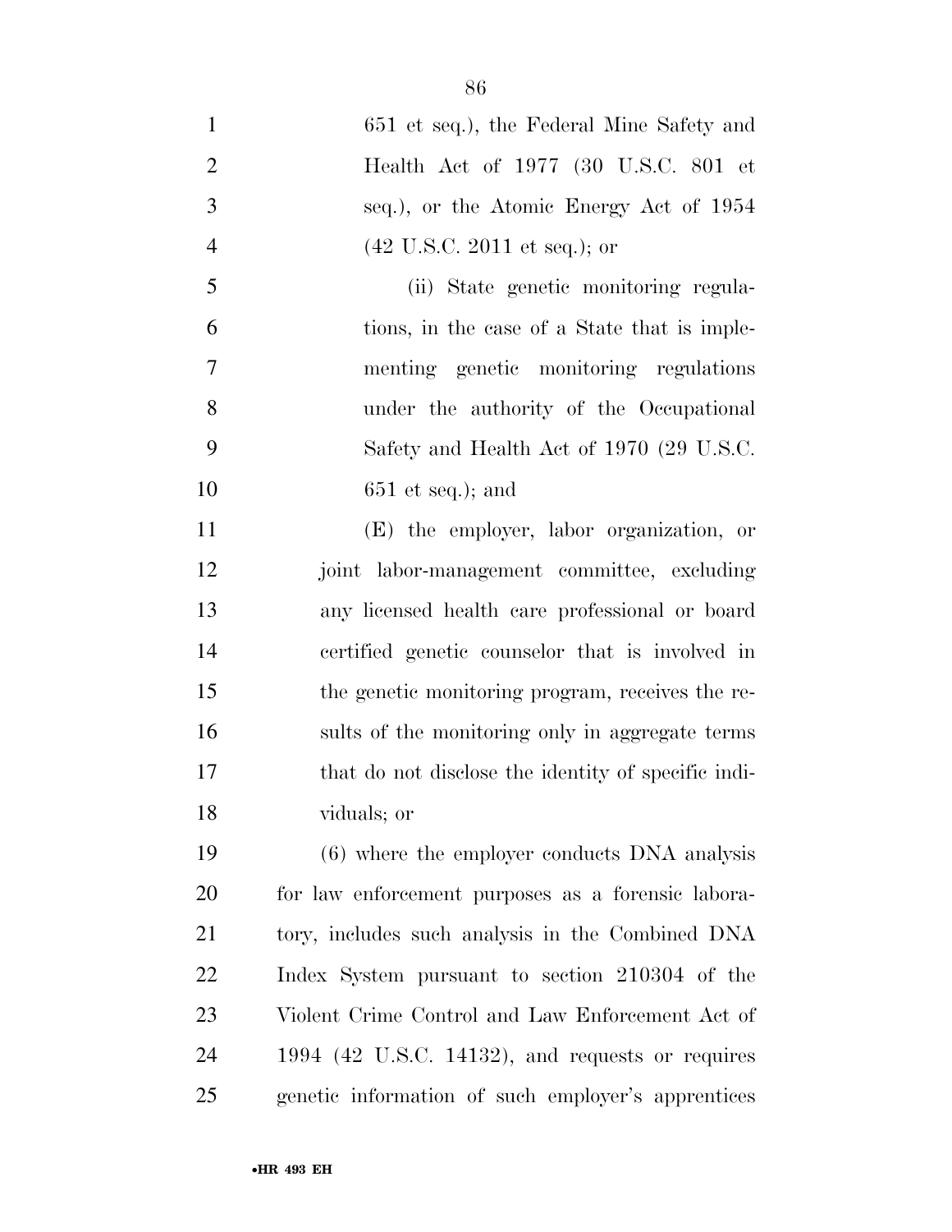651 et seq.), the Federal Mine Safety and Health Act of 1977 (30 U.S.C. 801 et seq.), or the Atomic Energy Act of 1954 (42 U.S.C. 2011 et seq.); or

(ii) State genetic monitoring regulations, in the case of a State that is implementing genetic monitoring regulations under the authority of the Occupational Safety and Health Act of 1970 (29 U.S.C. 651 et seq.); and

(E) the employer, labor organization, or joint labor-management committee, excluding any licensed health care professional or board certified genetic counselor that is involved in the genetic monitoring program, receives the results of the monitoring only in aggregate terms that do not disclose the identity of specific individuals; or

(6) where the employer conducts DNA analysis for law enforcement purposes as a forensic laboratory, includes such analysis in the Combined DNA Index System pursuant to section 210304 of the Violent Crime Control and Law Enforcement Act of 1994 (42 U.S.C. 14132), and requests or requires genetic information of such employer's apprentices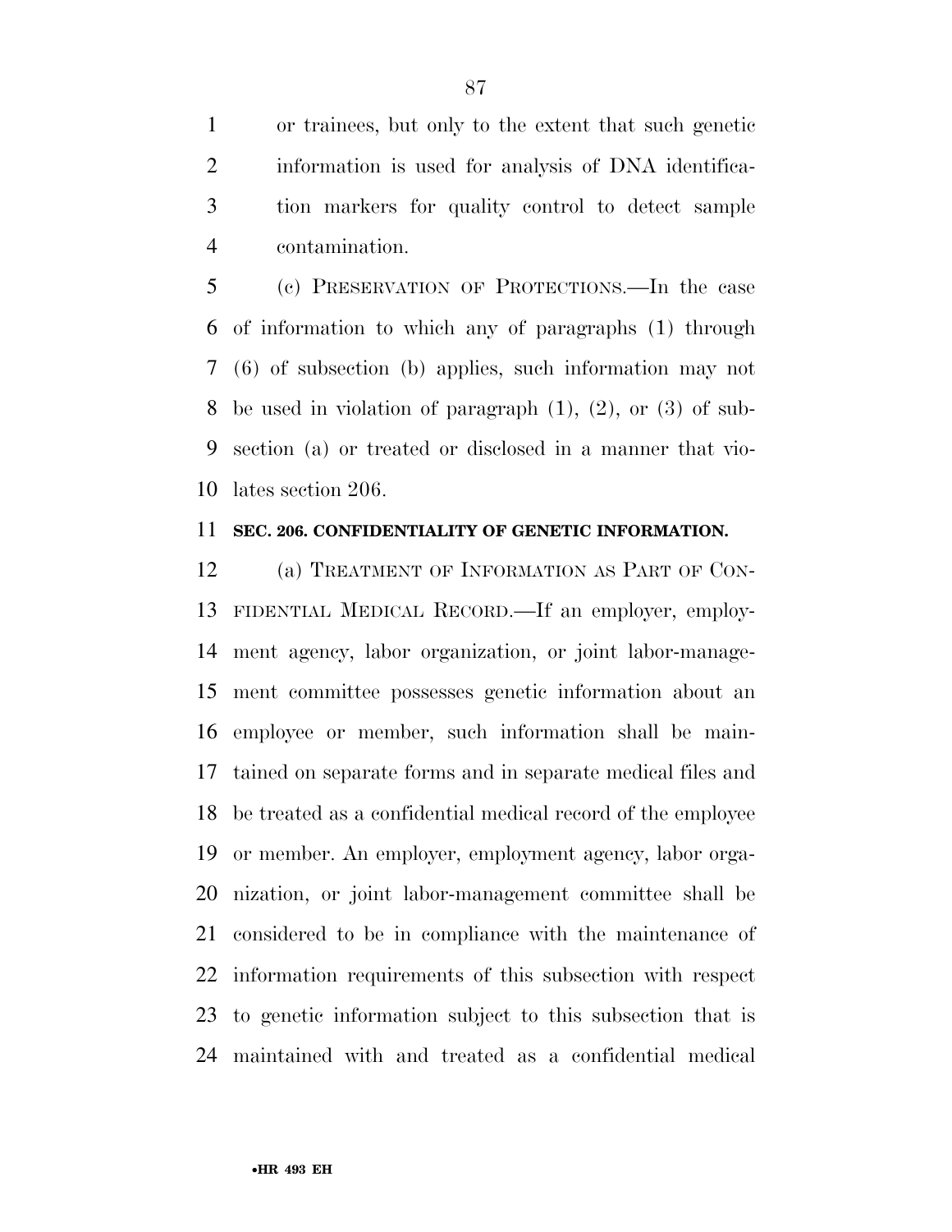or trainees, but only to the extent that such genetic information is used for analysis of DNA identification markers for quality control to detect sample contamination.

(c) PRESERVATION OF PROTECTIONS.—In the case of information to which any of paragraphs (1) through (6) of subsection (b) applies, such information may not be used in violation of paragraph (1), (2), or (3) of subsection (a) or treated or disclosed in a manner that violates section 206.

**SEC. 206. CONFIDENTIALITY OF GENETIC INFORMATION.**

(a) TREATMENT OF INFORMATION AS PART OF CONFIDENTIAL MEDICAL RECORD.—If an employer, employment agency, labor organization, or joint labor-management committee possesses genetic information about an employee or member, such information shall be maintained on separate forms and in separate medical files and be treated as a confidential medical record of the employee or member. An employer, employment agency, labor organization, or joint labor-management committee shall be considered to be in compliance with the maintenance of information requirements of this subsection with respect to genetic information subject to this subsection that is maintained with and treated as a confidential medical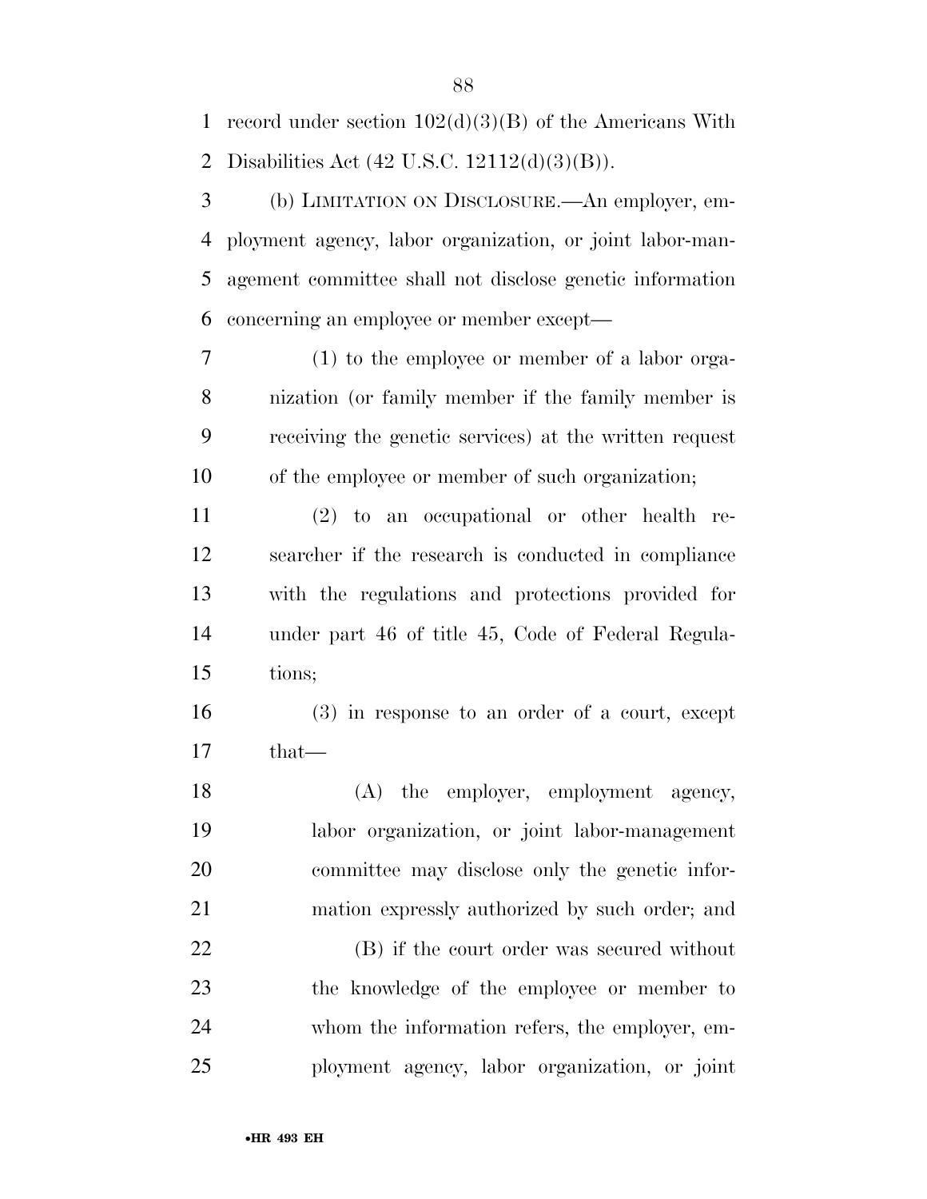record under section 102(d)(3)(B) of the Americans With Disabilities Act (42 U.S.C. 12112(d)(3)(B)).

(b) LIMITATION ON DISCLOSURE.—An employer, employment agency, labor organization, or joint labor-management committee shall not disclose genetic information concerning an employee or member except—

(1) to the employee or member of a labor organization (or family member if the family member is receiving the genetic services) at the written request of the employee or member of such organization;

(2) to an occupational or other health researcher if the research is conducted in compliance with the regulations and protections provided for under part 46 of title 45, Code of Federal Regulations;

(3) in response to an order of a court, except that—

(A) the employer, employment agency, labor organization, or joint labor-management committee may disclose only the genetic information expressly authorized by such order; and

(B) if the court order was secured without the knowledge of the employee or member to whom the information refers, the employer, employment agency, labor organization, or joint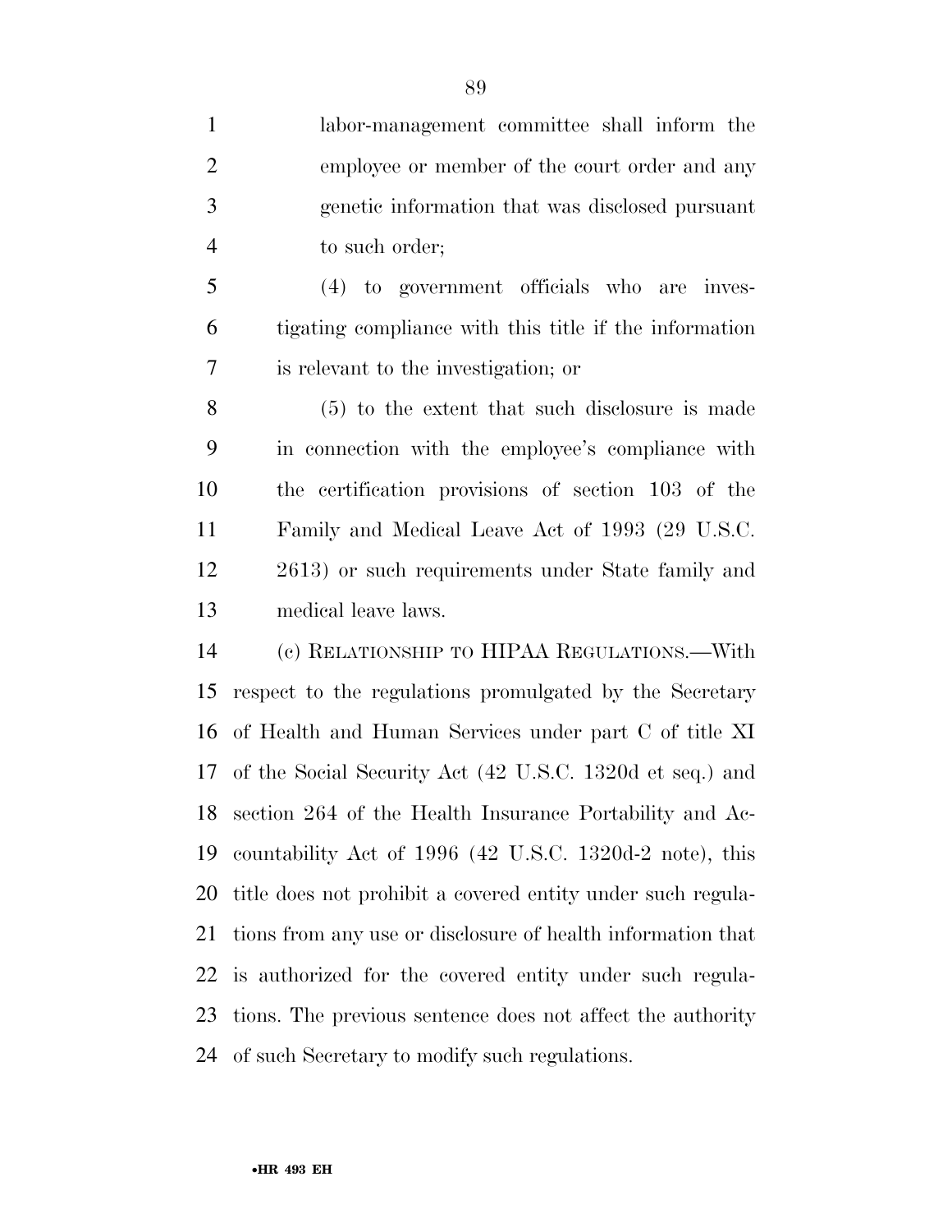labor-management committee shall inform the employee or member of the court order and any genetic information that was disclosed pursuant to such order;

(4) to government officials who are investigating compliance with this title if the information is relevant to the investigation; or

(5) to the extent that such disclosure is made in connection with the employee's compliance with the certification provisions of section 103 of the Family and Medical Leave Act of 1993 (29 U.S.C. 2613) or such requirements under State family and medical leave laws.

(c) RELATIONSHIP TO HIPAA REGULATIONS.—With respect to the regulations promulgated by the Secretary of Health and Human Services under part C of title XI of the Social Security Act (42 U.S.C. 1320d et seq.) and section 264 of the Health Insurance Portability and Accountability Act of 1996 (42 U.S.C. 1320d-2 note), this title does not prohibit a covered entity under such regulations from any use or disclosure of health information that is authorized for the covered entity under such regulations. The previous sentence does not affect the authority of such Secretary to modify such regulations.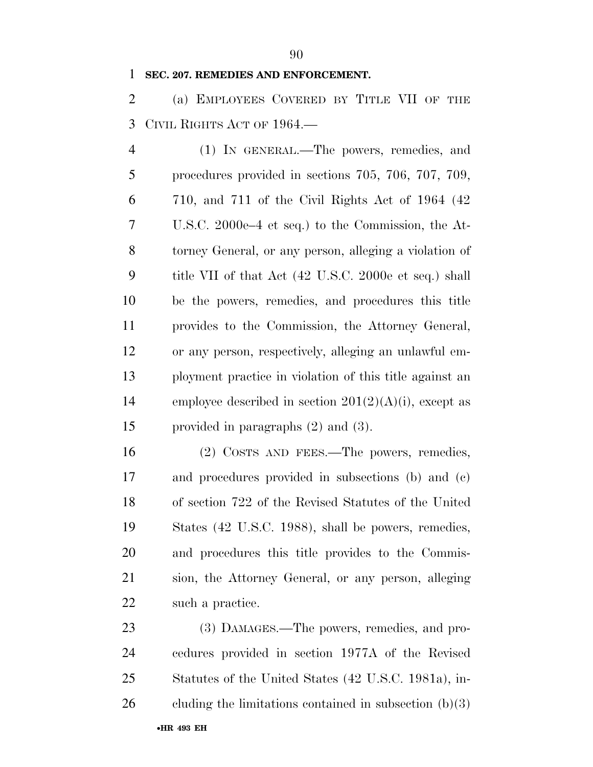**SEC. 207. REMEDIES AND ENFORCEMENT.**

(a) EMPLOYEES COVERED BY TITLE VII OF THE CIVIL RIGHTS ACT OF 1964.—

(1) IN GENERAL.—The powers, remedies, and procedures provided in sections 705, 706, 707, 709, 710, and 711 of the Civil Rights Act of 1964 (42 U.S.C. 2000e–4 et seq.) to the Commission, the Attorney General, or any person, alleging a violation of title VII of that Act (42 U.S.C. 2000e et seq.) shall be the powers, remedies, and procedures this title provides to the Commission, the Attorney General, or any person, respectively, alleging an unlawful employment practice in violation of this title against an employee described in section 201(2)(A)(i), except as provided in paragraphs (2) and (3).

(2) COSTS AND FEES.—The powers, remedies, and procedures provided in subsections (b) and (c) of section 722 of the Revised Statutes of the United States (42 U.S.C. 1988), shall be powers, remedies, and procedures this title provides to the Commission, the Attorney General, or any person, alleging such a practice.

(3) DAMAGES.—The powers, remedies, and procedures provided in section 1977A of the Revised Statutes of the United States (42 U.S.C. 1981a), including the limitations contained in subsection (b)(3)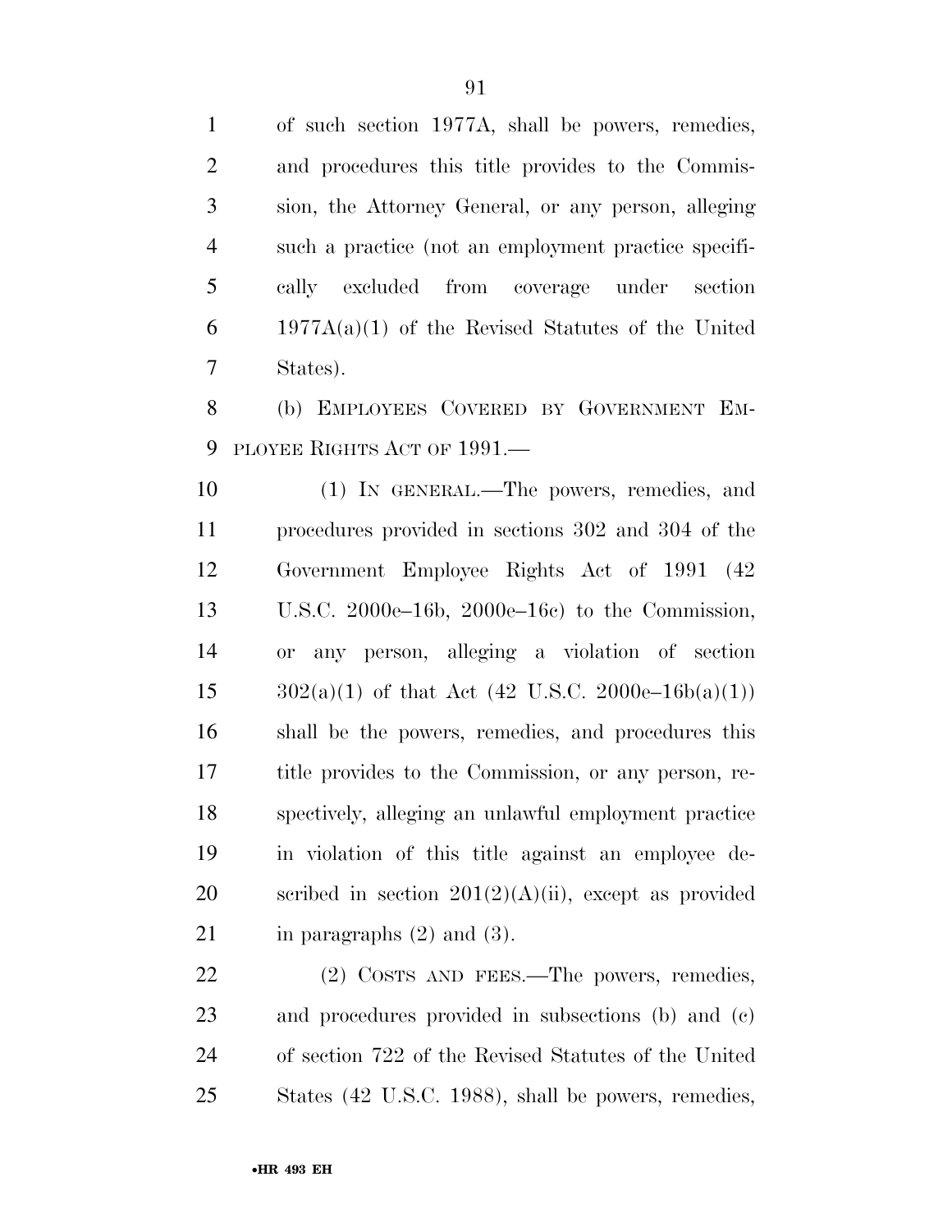of such section 1977A, shall be powers, remedies, and procedures this title provides to the Commission, the Attorney General, or any person, alleging such a practice (not an employment practice specifically excluded from coverage under section 1977A(a)(1) of the Revised Statutes of the United States).

(b) EMPLOYEES COVERED BY GOVERNMENT EMPLOYEE RIGHTS ACT OF 1991.—

(1) IN GENERAL.—The powers, remedies, and procedures provided in sections 302 and 304 of the Government Employee Rights Act of 1991 (42 U.S.C. 2000e–16b, 2000e–16c) to the Commission, or any person, alleging a violation of section 302(a)(1) of that Act (42 U.S.C. 2000e–16b(a)(1)) shall be the powers, remedies, and procedures this title provides to the Commission, or any person, respectively, alleging an unlawful employment practice in violation of this title against an employee described in section 201(2)(A)(ii), except as provided in paragraphs (2) and (3).

(2) COSTS AND FEES.—The powers, remedies, and procedures provided in subsections (b) and (c) of section 722 of the Revised Statutes of the United States (42 U.S.C. 1988), shall be powers, remedies,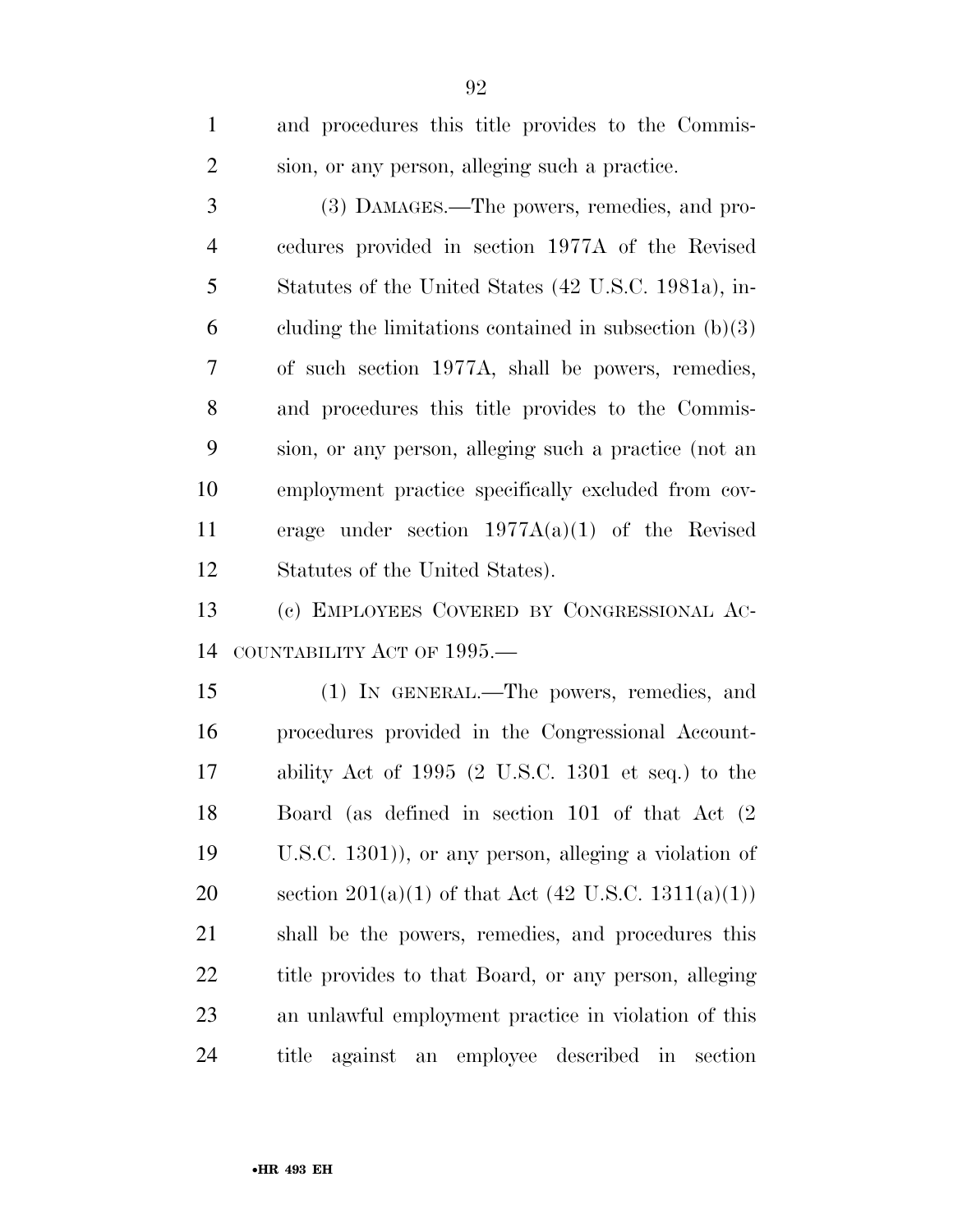and procedures this title provides to the Commission, or any person, alleging such a practice.

(3) DAMAGES.—The powers, remedies, and procedures provided in section 1977A of the Revised Statutes of the United States (42 U.S.C. 1981a), including the limitations contained in subsection (b)(3) of such section 1977A, shall be powers, remedies, and procedures this title provides to the Commission, or any person, alleging such a practice (not an employment practice specifically excluded from coverage under section 1977A(a)(1) of the Revised Statutes of the United States).

(c) EMPLOYEES COVERED BY CONGRESSIONAL ACCOUNTABILITY ACT OF 1995.—

(1) IN GENERAL.—The powers, remedies, and procedures provided in the Congressional Accountability Act of 1995 (2 U.S.C. 1301 et seq.) to the Board (as defined in section 101 of that Act (2 U.S.C. 1301)), or any person, alleging a violation of section 201(a)(1) of that Act (42 U.S.C. 1311(a)(1)) shall be the powers, remedies, and procedures this title provides to that Board, or any person, alleging an unlawful employment practice in violation of this title against an employee described in section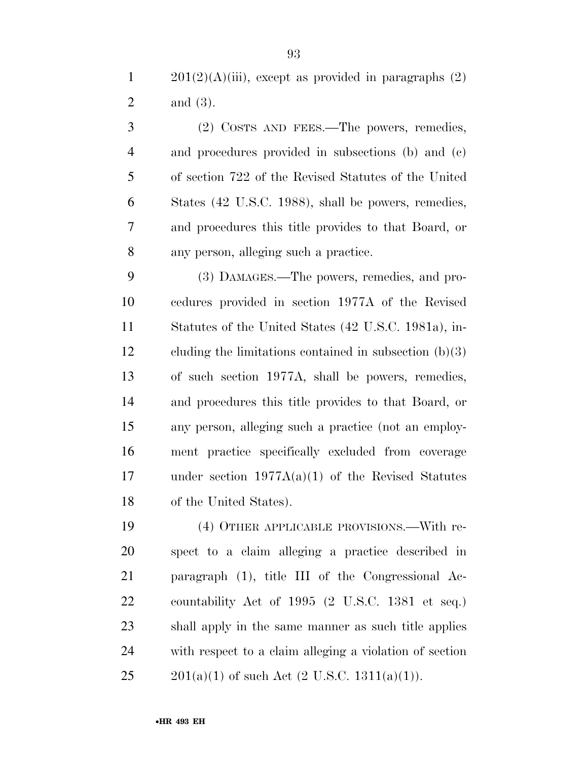201(2)(A)(iii), except as provided in paragraphs (2) and (3).

(2) COSTS AND FEES.—The powers, remedies, and procedures provided in subsections (b) and (c) of section 722 of the Revised Statutes of the United States (42 U.S.C. 1988), shall be powers, remedies, and procedures this title provides to that Board, or any person, alleging such a practice.

(3) DAMAGES.—The powers, remedies, and procedures provided in section 1977A of the Revised Statutes of the United States (42 U.S.C. 1981a), including the limitations contained in subsection (b)(3) of such section 1977A, shall be powers, remedies, and procedures this title provides to that Board, or any person, alleging such a practice (not an employment practice specifically excluded from coverage under section 1977A(a)(1) of the Revised Statutes of the United States).

(4) OTHER APPLICABLE PROVISIONS.—With respect to a claim alleging a practice described in paragraph (1), title III of the Congressional Accountability Act of 1995 (2 U.S.C. 1381 et seq.) shall apply in the same manner as such title applies with respect to a claim alleging a violation of section 201(a)(1) of such Act (2 U.S.C. 1311(a)(1)).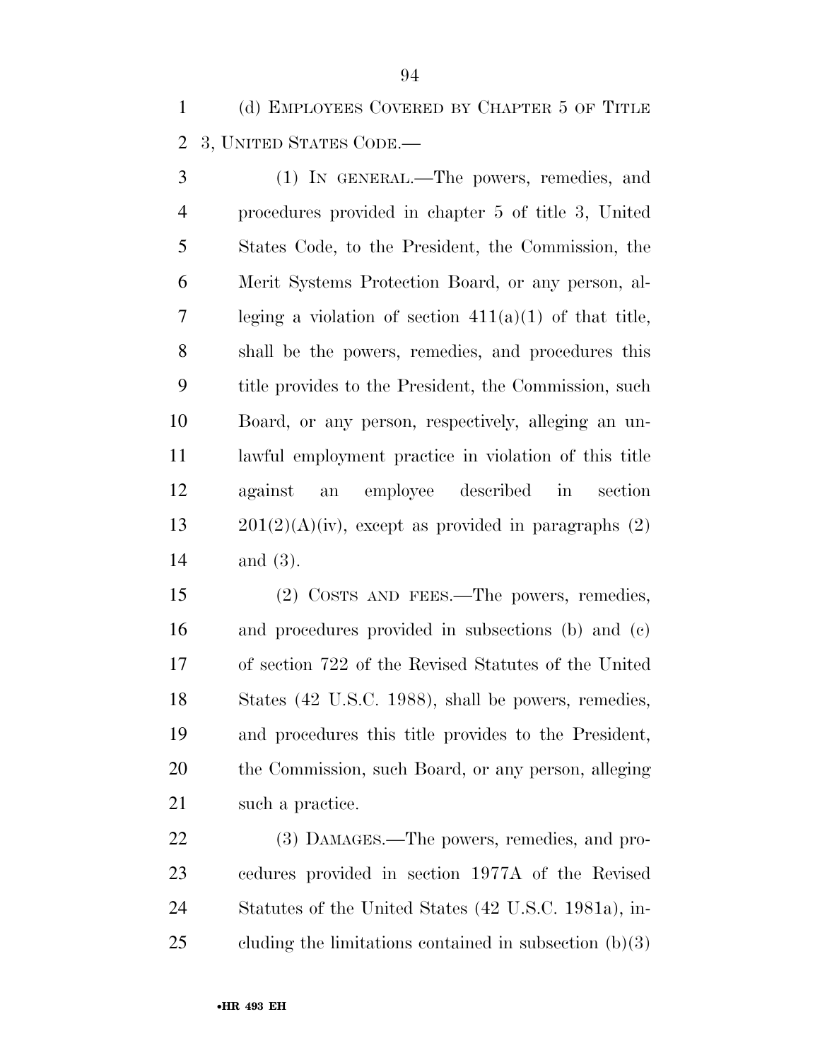(d) EMPLOYEES COVERED BY CHAPTER 5 OF TITLE 3, UNITED STATES CODE.—

(1) IN GENERAL.—The powers, remedies, and procedures provided in chapter 5 of title 3, United States Code, to the President, the Commission, the Merit Systems Protection Board, or any person, alleging a violation of section 411(a)(1) of that title, shall be the powers, remedies, and procedures this title provides to the President, the Commission, such Board, or any person, respectively, alleging an unlawful employment practice in violation of this title against an employee described in section 201(2)(A)(iv), except as provided in paragraphs (2) and (3).

(2) COSTS AND FEES.—The powers, remedies, and procedures provided in subsections (b) and (c) of section 722 of the Revised Statutes of the United States (42 U.S.C. 1988), shall be powers, remedies, and procedures this title provides to the President, the Commission, such Board, or any person, alleging such a practice.

(3) DAMAGES.—The powers, remedies, and procedures provided in section 1977A of the Revised Statutes of the United States (42 U.S.C. 1981a), including the limitations contained in subsection (b)(3)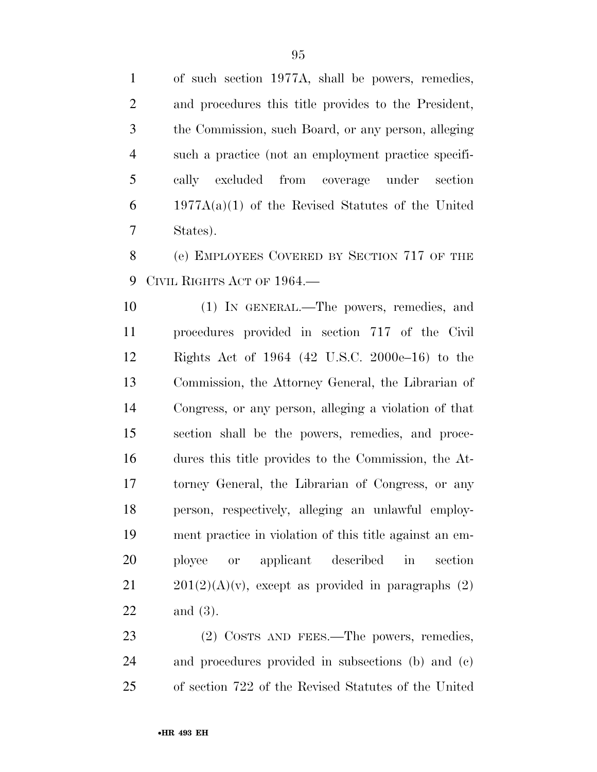of such section 1977A, shall be powers, remedies, and procedures this title provides to the President, the Commission, such Board, or any person, alleging such a practice (not an employment practice specifically excluded from coverage under section 1977A(a)(1) of the Revised Statutes of the United States).

(e) EMPLOYEES COVERED BY SECTION 717 OF THE CIVIL RIGHTS ACT OF 1964.—

(1) IN GENERAL.—The powers, remedies, and procedures provided in section 717 of the Civil Rights Act of 1964 (42 U.S.C. 2000e–16) to the Commission, the Attorney General, the Librarian of Congress, or any person, alleging a violation of that section shall be the powers, remedies, and procedures this title provides to the Commission, the Attorney General, the Librarian of Congress, or any person, respectively, alleging an unlawful employment practice in violation of this title against an employee or applicant described in section 201(2)(A)(v), except as provided in paragraphs (2) and (3).

(2) COSTS AND FEES.—The powers, remedies, and procedures provided in subsections (b) and (c) of section 722 of the Revised Statutes of the United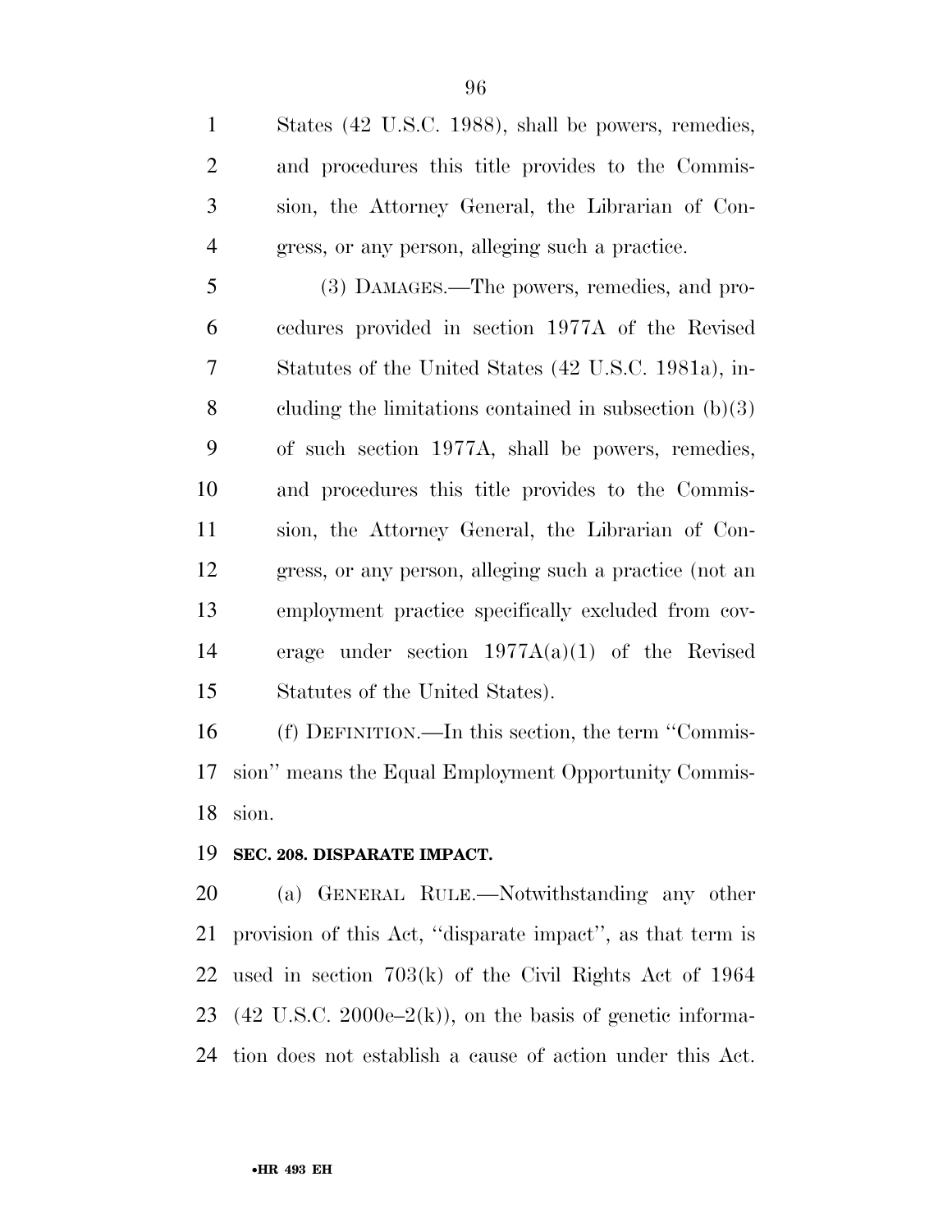States (42 U.S.C. 1988), shall be powers, remedies, and procedures this title provides to the Commission, the Attorney General, the Librarian of Congress, or any person, alleging such a practice.

(3) DAMAGES.—The powers, remedies, and procedures provided in section 1977A of the Revised Statutes of the United States (42 U.S.C. 1981a), including the limitations contained in subsection (b)(3) of such section 1977A, shall be powers, remedies, and procedures this title provides to the Commission, the Attorney General, the Librarian of Congress, or any person, alleging such a practice (not an employment practice specifically excluded from coverage under section 1977A(a)(1) of the Revised Statutes of the United States).

(f) DEFINITION.—In this section, the term ''Commission'' means the Equal Employment Opportunity Commission.

**SEC. 208. DISPARATE IMPACT.**

(a) GENERAL RULE.—Notwithstanding any other provision of this Act, ''disparate impact'', as that term is used in section 703(k) of the Civil Rights Act of 1964 (42 U.S.C. 2000e–2(k)), on the basis of genetic information does not establish a cause of action under this Act.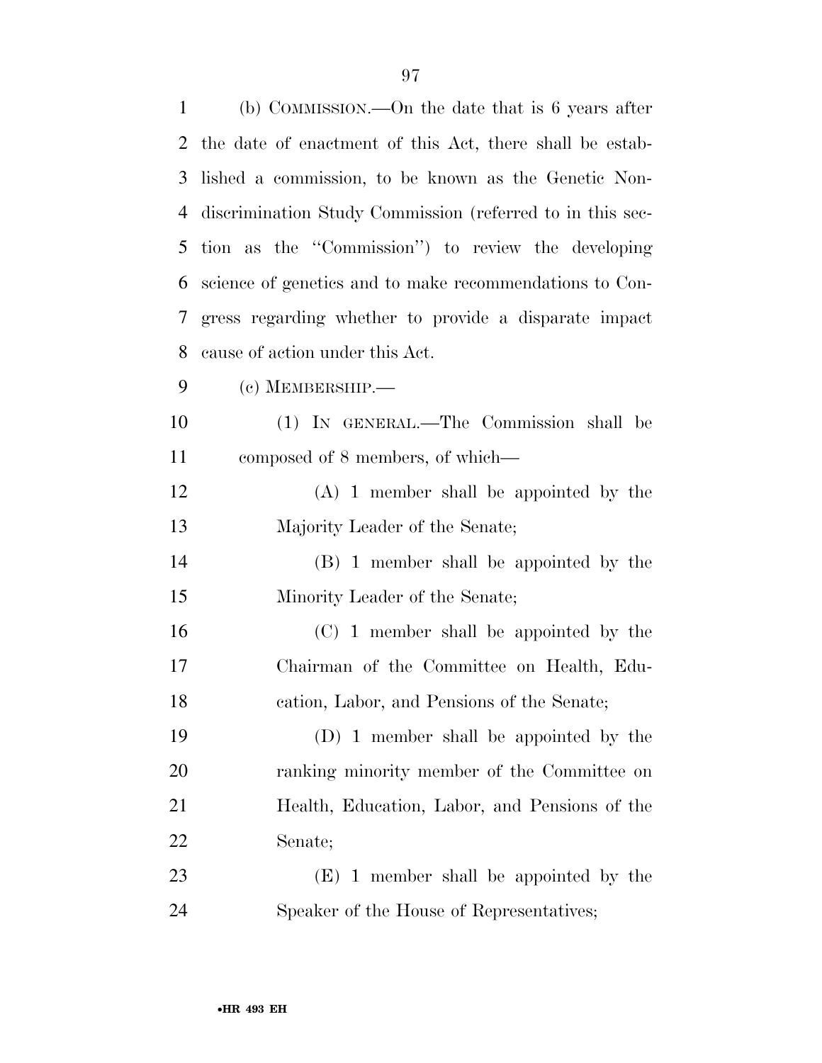(b) COMMISSION.—On the date that is 6 years after the date of enactment of this Act, there shall be established a commission, to be known as the Genetic Nondiscrimination Study Commission (referred to in this section as the "Commission") to review the developing science of genetics and to make recommendations to Congress regarding whether to provide a disparate impact cause of action under this Act.

(c) MEMBERSHIP.—

(1) IN GENERAL.—The Commission shall be composed of 8 members, of which—

(A) 1 member shall be appointed by the Majority Leader of the Senate;

(B) 1 member shall be appointed by the Minority Leader of the Senate;

(C) 1 member shall be appointed by the Chairman of the Committee on Health, Education, Labor, and Pensions of the Senate;

(D) 1 member shall be appointed by the ranking minority member of the Committee on Health, Education, Labor, and Pensions of the Senate;

(E) 1 member shall be appointed by the Speaker of the House of Representatives;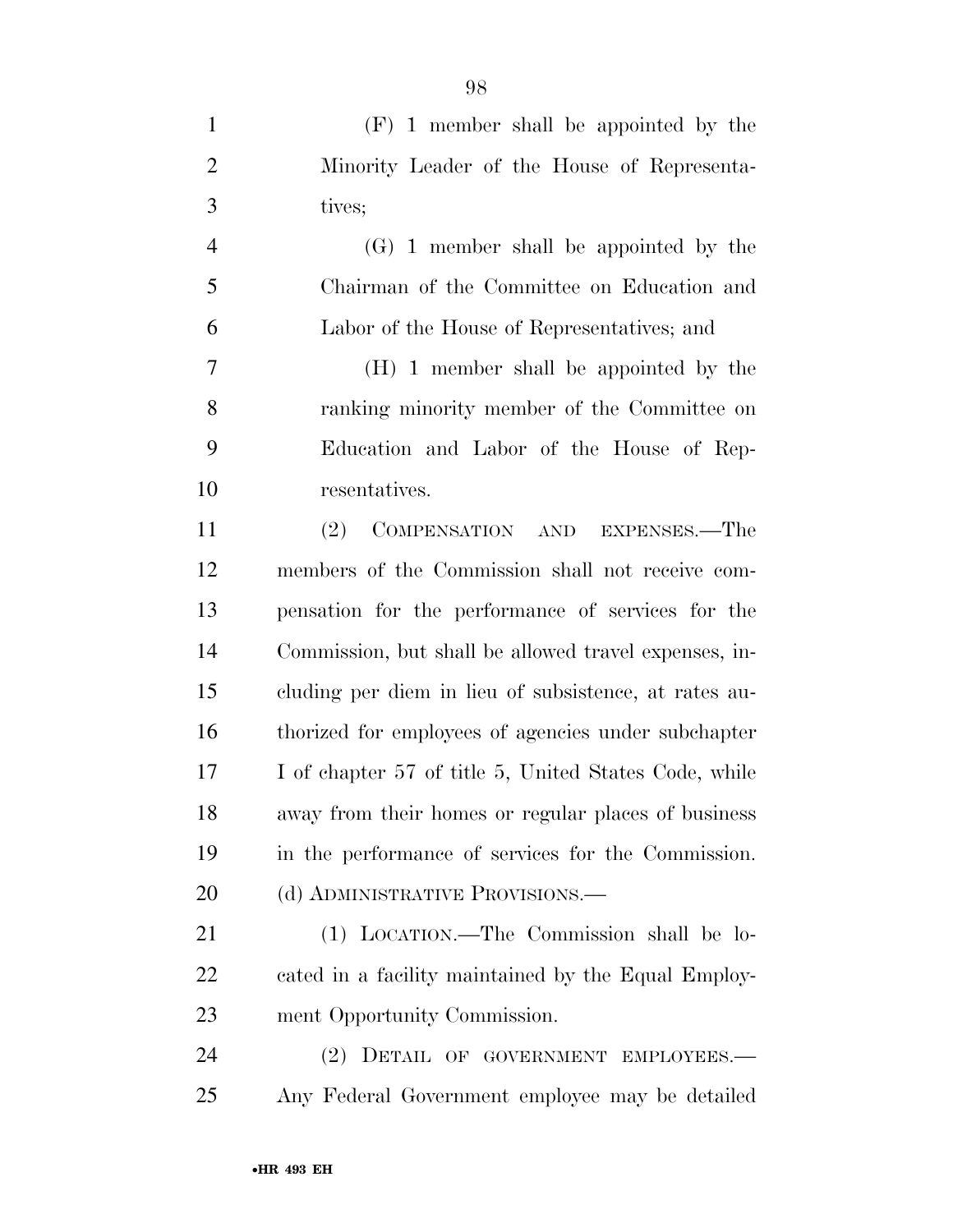(F) 1 member shall be appointed by the Minority Leader of the House of Representatives;

(G) 1 member shall be appointed by the Chairman of the Committee on Education and Labor of the House of Representatives; and

(H) 1 member shall be appointed by the ranking minority member of the Committee on Education and Labor of the House of Representatives.

(2) COMPENSATION AND EXPENSES.—The members of the Commission shall not receive compensation for the performance of services for the Commission, but shall be allowed travel expenses, including per diem in lieu of subsistence, at rates authorized for employees of agencies under subchapter I of chapter 57 of title 5, United States Code, while away from their homes or regular places of business in the performance of services for the Commission.

(d) ADMINISTRATIVE PROVISIONS.—

(1) LOCATION.—The Commission shall be located in a facility maintained by the Equal Employment Opportunity Commission.

(2) DETAIL OF GOVERNMENT EMPLOYEES.—Any Federal Government employee may be detailed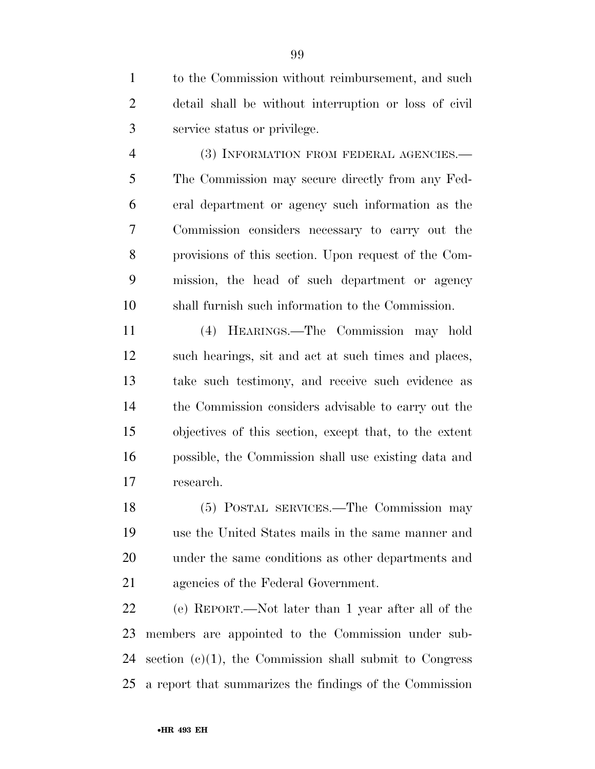to the Commission without reimbursement, and such detail shall be without interruption or loss of civil service status or privilege.

(3) INFORMATION FROM FEDERAL AGENCIES.—The Commission may secure directly from any Federal department or agency such information as the Commission considers necessary to carry out the provisions of this section. Upon request of the Commission, the head of such department or agency shall furnish such information to the Commission.

(4) HEARINGS.—The Commission may hold such hearings, sit and act at such times and places, take such testimony, and receive such evidence as the Commission considers advisable to carry out the objectives of this section, except that, to the extent possible, the Commission shall use existing data and research.

(5) POSTAL SERVICES.—The Commission may use the United States mails in the same manner and under the same conditions as other departments and agencies of the Federal Government.

(e) REPORT.—Not later than 1 year after all of the members are appointed to the Commission under subsection (c)(1), the Commission shall submit to Congress a report that summarizes the findings of the Commission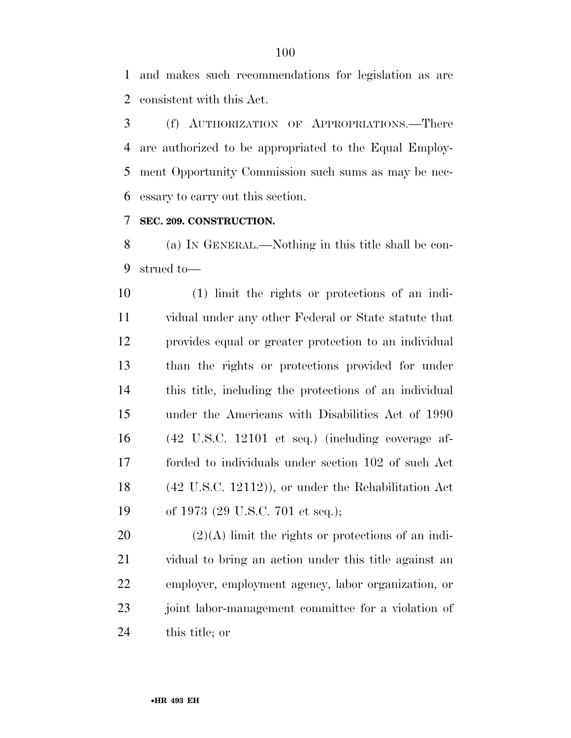and makes such recommendations for legislation as are consistent with this Act.

(f) AUTHORIZATION OF APPROPRIATIONS.—There are authorized to be appropriated to the Equal Employment Opportunity Commission such sums as may be necessary to carry out this section.

**SEC. 209. CONSTRUCTION.**

(a) IN GENERAL.—Nothing in this title shall be construed to—

(1) limit the rights or protections of an individual under any other Federal or State statute that provides equal or greater protection to an individual than the rights or protections provided for under this title, including the protections of an individual under the Americans with Disabilities Act of 1990 (42 U.S.C. 12101 et seq.) (including coverage afforded to individuals under section 102 of such Act (42 U.S.C. 12112)), or under the Rehabilitation Act of 1973 (29 U.S.C. 701 et seq.);

(2)(A) limit the rights or protections of an individual to bring an action under this title against an employer, employment agency, labor organization, or joint labor-management committee for a violation of this title; or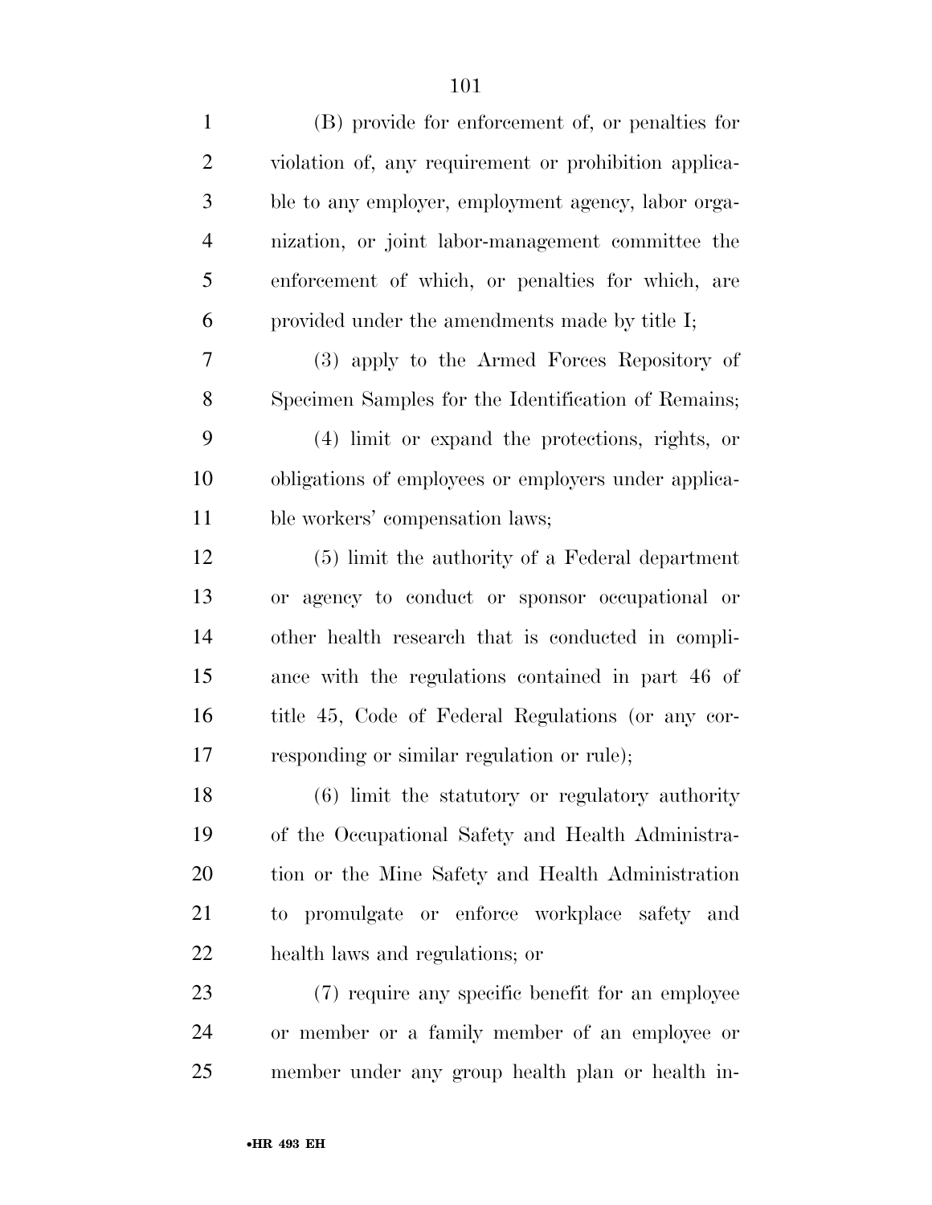(B) provide for enforcement of, or penalties for violation of, any requirement or prohibition applicable to any employer, employment agency, labor organization, or joint labor-management committee the enforcement of which, or penalties for which, are provided under the amendments made by title I;

(3) apply to the Armed Forces Repository of Specimen Samples for the Identification of Remains;

(4) limit or expand the protections, rights, or obligations of employees or employers under applicable workers' compensation laws;

(5) limit the authority of a Federal department or agency to conduct or sponsor occupational or other health research that is conducted in compliance with the regulations contained in part 46 of title 45, Code of Federal Regulations (or any corresponding or similar regulation or rule);

(6) limit the statutory or regulatory authority of the Occupational Safety and Health Administration or the Mine Safety and Health Administration to promulgate or enforce workplace safety and health laws and regulations; or

(7) require any specific benefit for an employee or member or a family member of an employee or member under any group health plan or health in-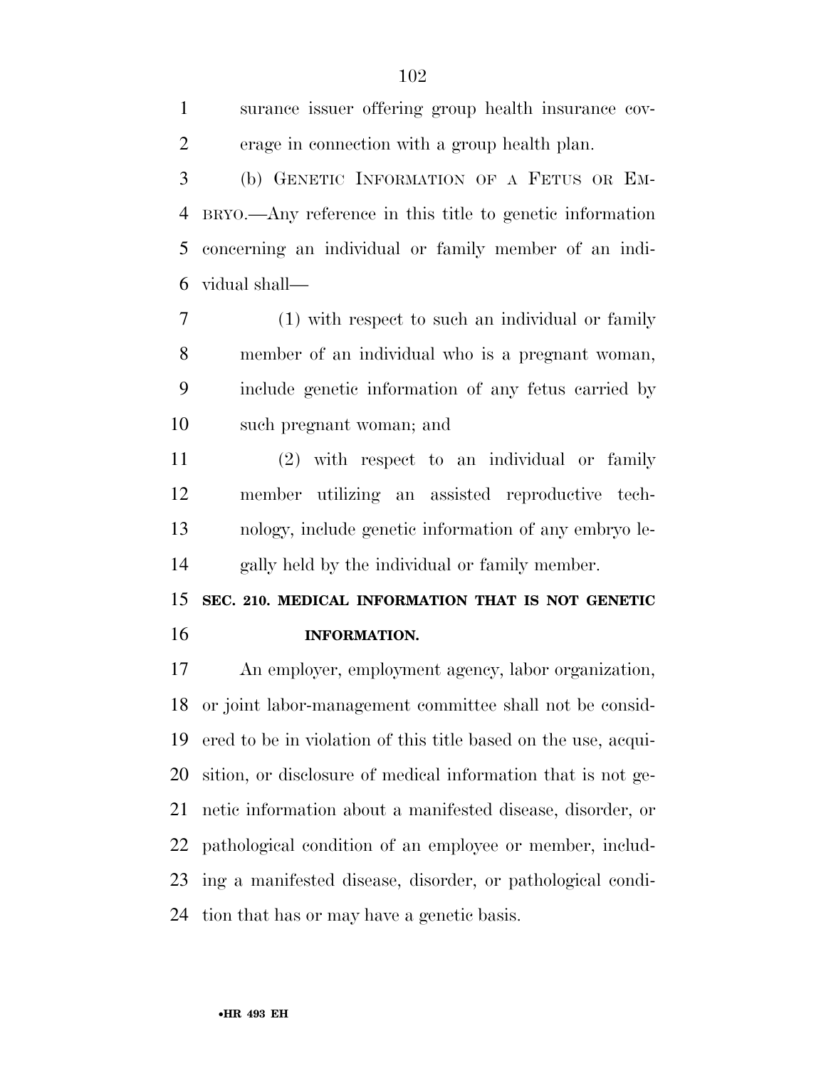surance issuer offering group health insurance coverage in connection with a group health plan.

(b) GENETIC INFORMATION OF A FETUS OR EMBRYO.—Any reference in this title to genetic information concerning an individual or family member of an individual shall—

(1) with respect to such an individual or family member of an individual who is a pregnant woman, include genetic information of any fetus carried by such pregnant woman; and

(2) with respect to an individual or family member utilizing an assisted reproductive technology, include genetic information of any embryo legally held by the individual or family member.

### SEC. 210. MEDICAL INFORMATION THAT IS NOT GENETIC INFORMATION.

An employer, employment agency, labor organization, or joint labor-management committee shall not be considered to be in violation of this title based on the use, acquisition, or disclosure of medical information that is not genetic information about a manifested disease, disorder, or pathological condition of an employee or member, including a manifested disease, disorder, or pathological condition that has or may have a genetic basis.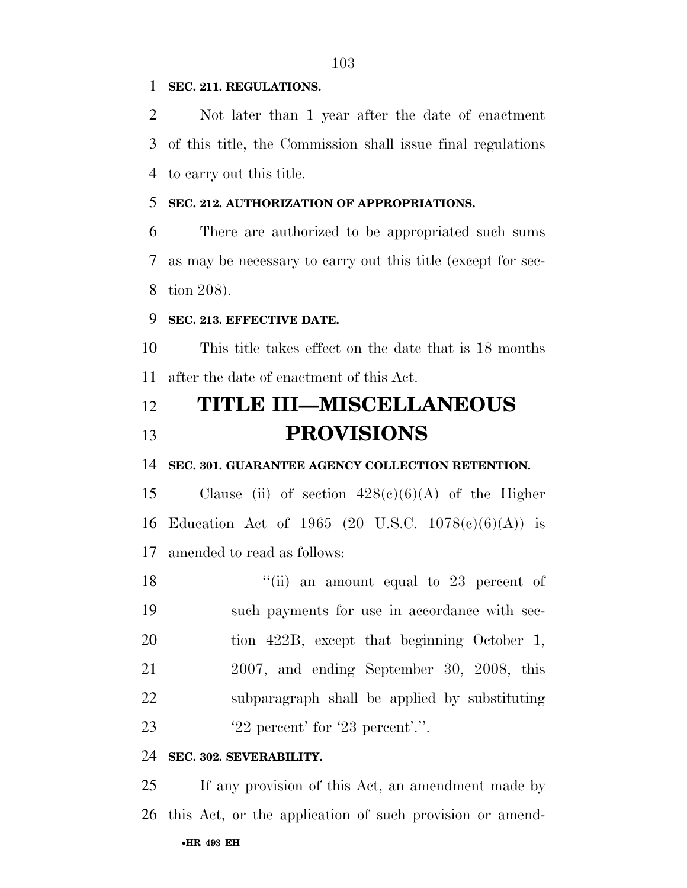**SEC. 211. REGULATIONS.**

Not later than 1 year after the date of enactment of this title, the Commission shall issue final regulations to carry out this title.

**SEC. 212. AUTHORIZATION OF APPROPRIATIONS.**

There are authorized to be appropriated such sums as may be necessary to carry out this title (except for section 208).

**SEC. 213. EFFECTIVE DATE.**

This title takes effect on the date that is 18 months after the date of enactment of this Act.

# TITLE III—MISCELLANEOUS PROVISIONS

**SEC. 301. GUARANTEE AGENCY COLLECTION RETENTION.**

Clause (ii) of section 428(c)(6)(A) of the Higher Education Act of 1965 (20 U.S.C. 1078(c)(6)(A)) is amended to read as follows:

> ''(ii) an amount equal to 23 percent of such payments for use in accordance with section 422B, except that beginning October 1, 2007, and ending September 30, 2008, this subparagraph shall be applied by substituting '22 percent' for '23 percent'.''.

**SEC. 302. SEVERABILITY.**

If any provision of this Act, an amendment made by this Act, or the application of such provision or amend-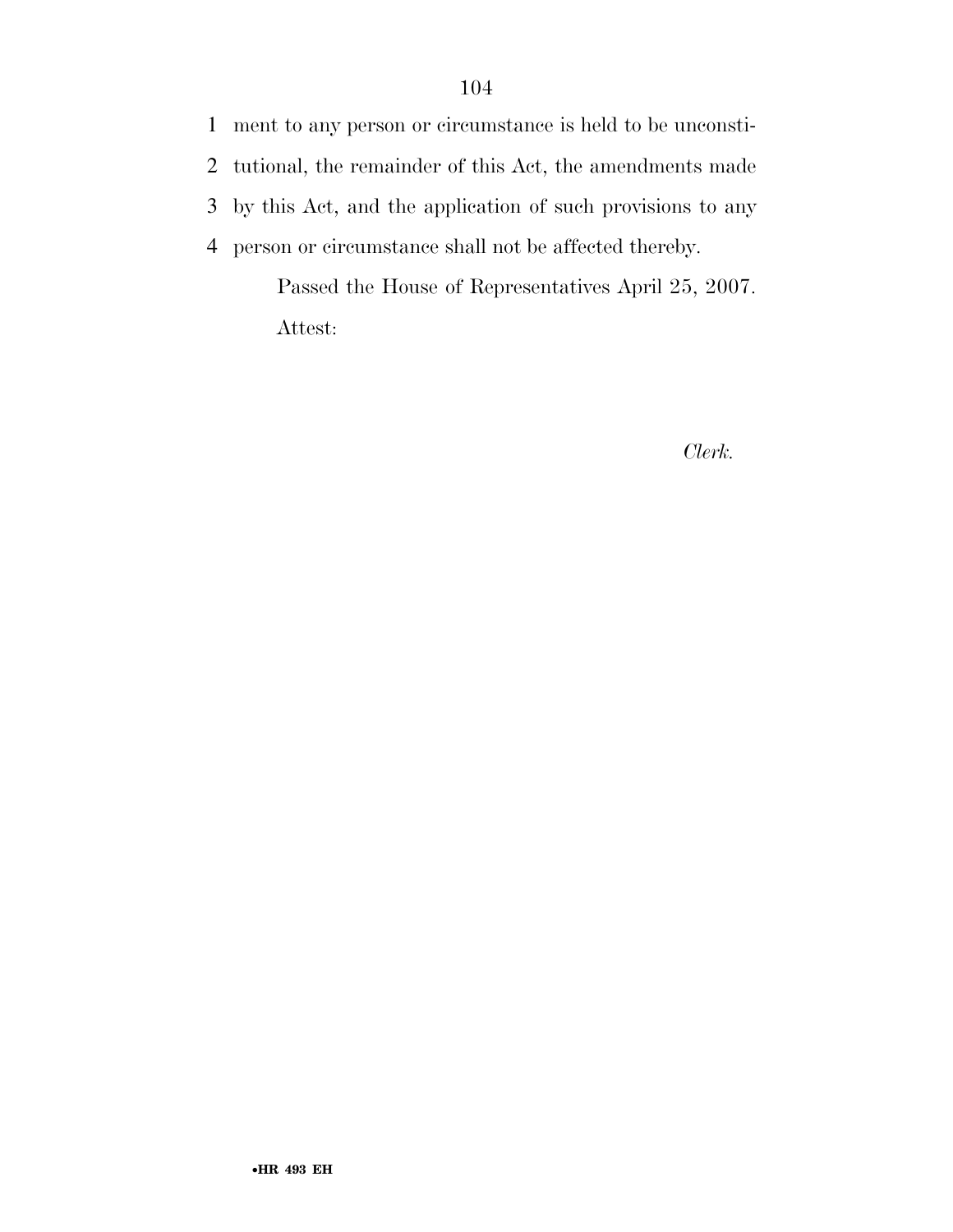ment to any person or circumstance is held to be unconstitutional, the remainder of this Act, the amendments made by this Act, and the application of such provisions to any person or circumstance shall not be affected thereby.

Passed the House of Representatives April 25, 2007.

Attest:

*Clerk.*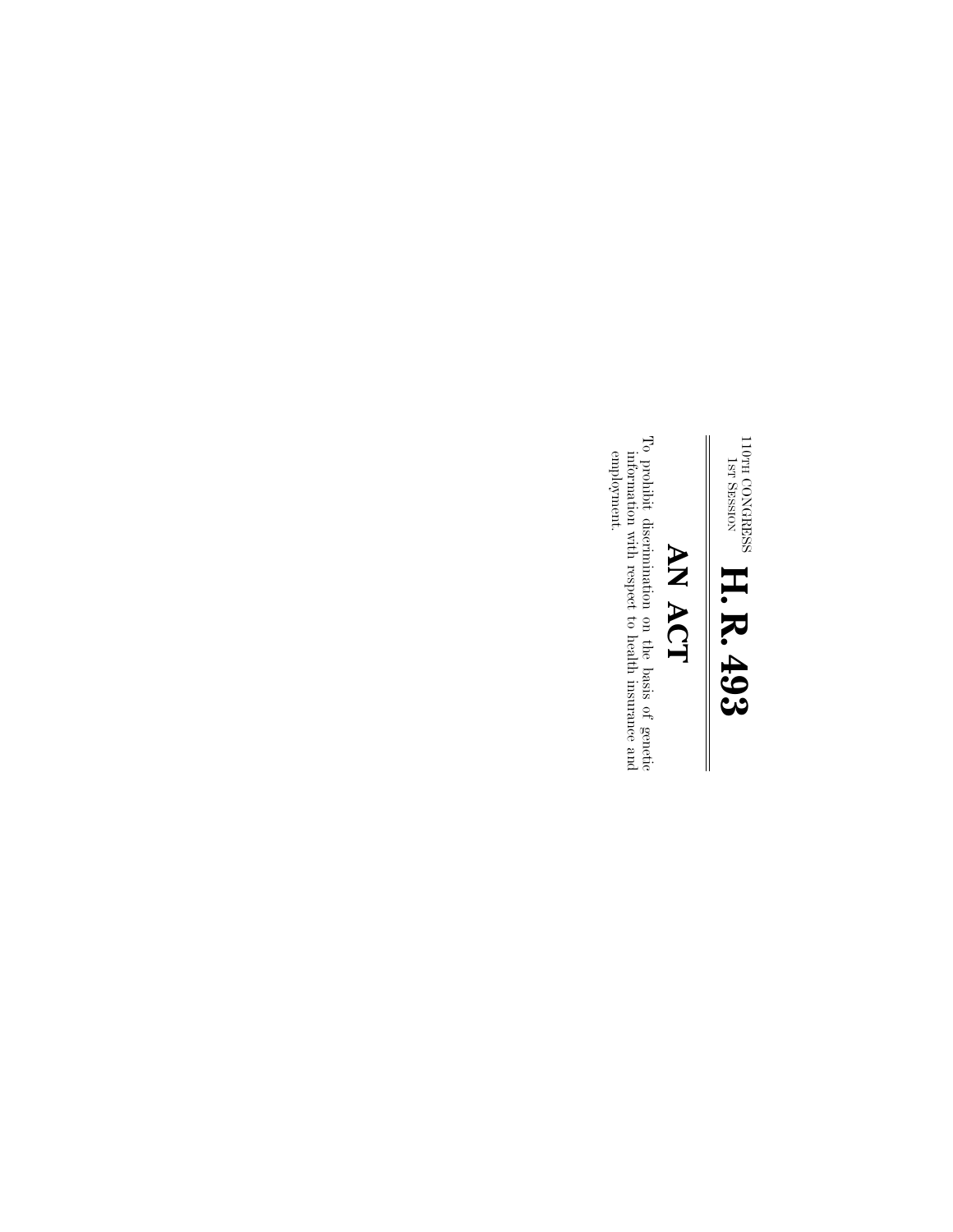110TH CONGRESS
1ST SESSION

# H. R. 493

## AN ACT

To prohibit discrimination on the basis of genetic information with respect to health insurance and employment.